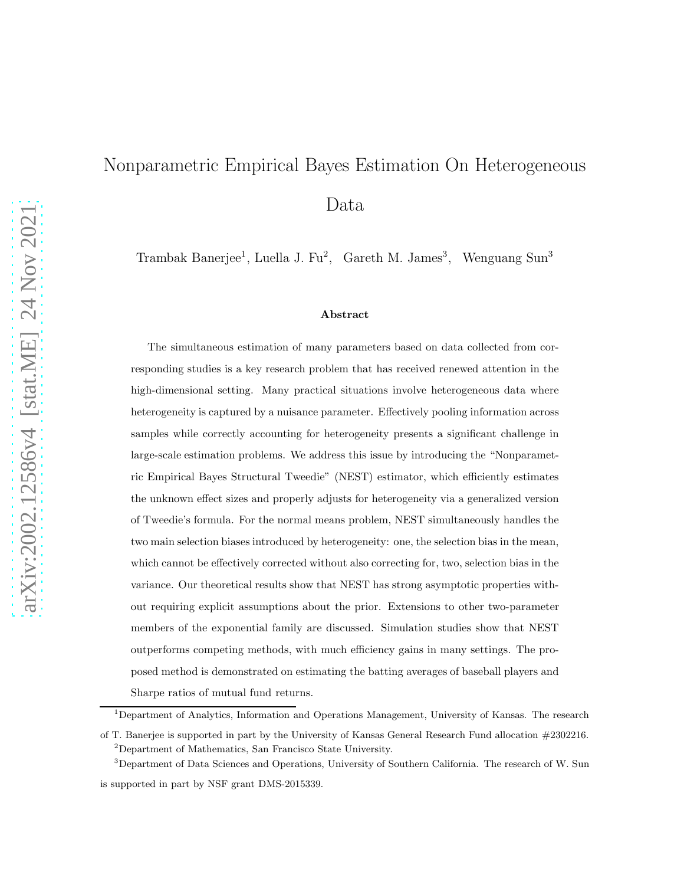# Nonparametric Empirical Bayes Estimation On Heterogeneous Data

Trambak Banerjee[1], Luella J. Fu[2], Gareth M. James[3], Wenguang Sun[3]

### Abstract

The simultaneous estimation of many parameters based on data collected from corresponding studies is a key research problem that has received renewed attention in the high-dimensional setting. Many practical situations involve heterogeneous data where heterogeneity is captured by a nuisance parameter. Effectively pooling information across samples while correctly accounting for heterogeneity presents a significant challenge in large-scale estimation problems. We address this issue by introducing the "Nonparametric Empirical Bayes Structural Tweedie" (NEST) estimator, which efficiently estimates the unknown effect sizes and properly adjusts for heterogeneity via a generalized version of Tweedie's formula. For the normal means problem, NEST simultaneously handles the two main selection biases introduced by heterogeneity: one, the selection bias in the mean, which cannot be effectively corrected without also correcting for, two, selection bias in the variance. Our theoretical results show that NEST has strong asymptotic properties without requiring explicit assumptions about the prior. Extensions to other two-parameter members of the exponential family are discussed. Simulation studies show that NEST outperforms competing methods, with much efficiency gains in many settings. The proposed method is demonstrated on estimating the batting averages of baseball players and Sharpe ratios of mutual fund returns.

---

[1] Department of Analytics, Information and Operations Management, University of Kansas. The research of T. Banerjee is supported in part by the University of Kansas General Research Fund allocation #2302216.

[2] Department of Mathematics, San Francisco State University.

[3] Department of Data Sciences and Operations, University of Southern California. The research of W. Sun is supported in part by NSF grant DMS-2015339.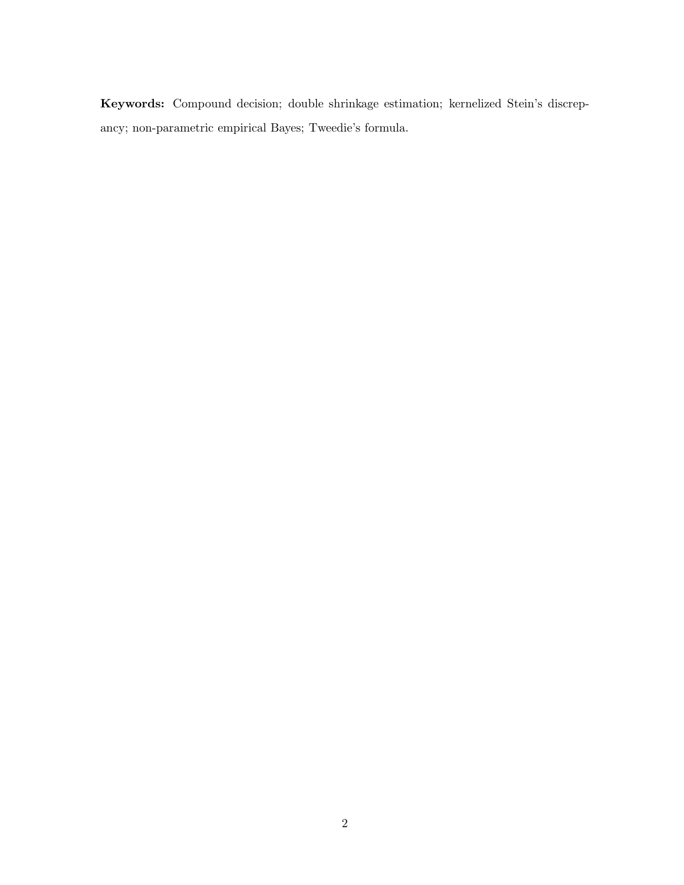**Keywords:** Compound decision; double shrinkage estimation; kernelized Stein's discrepancy; non-parametric empirical Bayes; Tweedie's formula.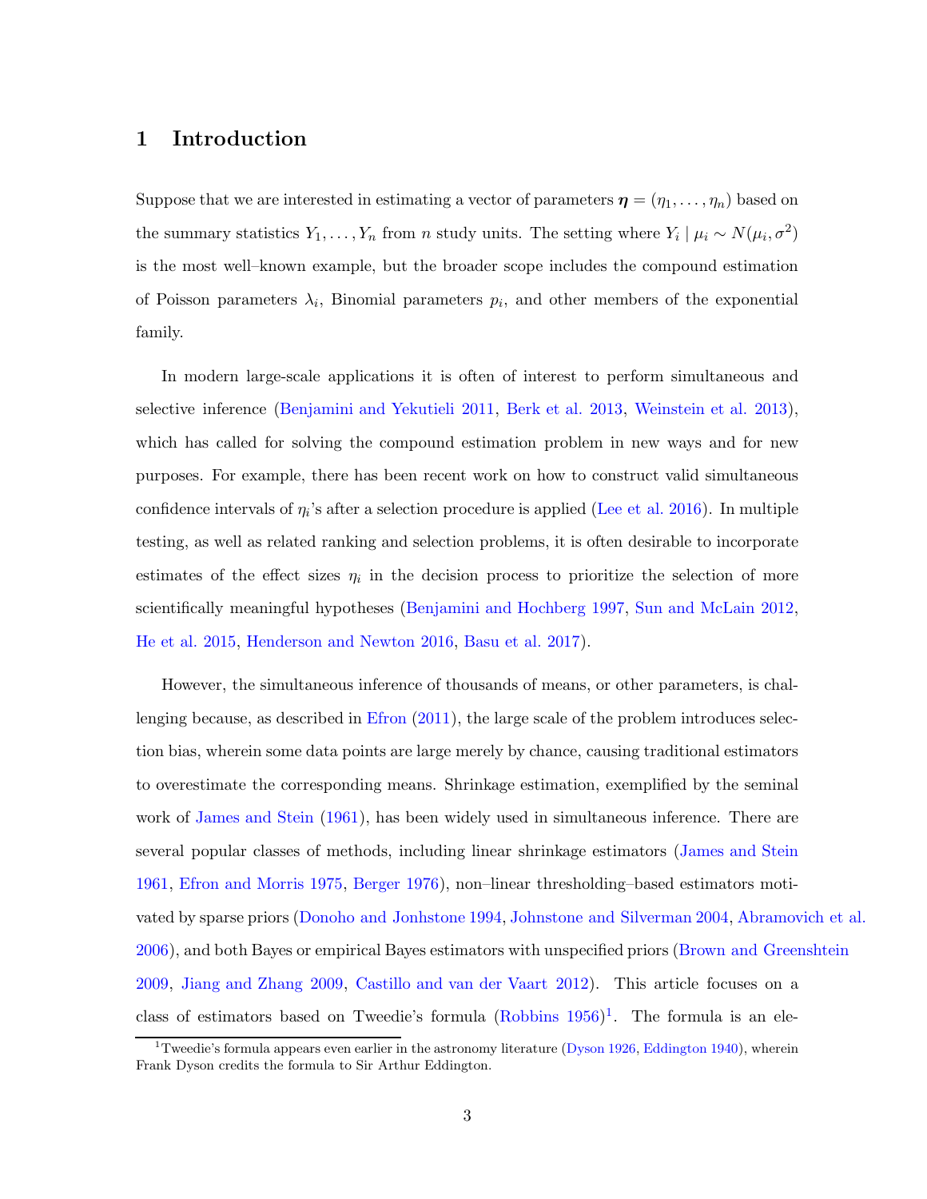## 1 Introduction

Suppose that we are interested in estimating a vector of parameters $\boldsymbol{\eta} = (\eta_1, \ldots, \eta_n)$ based on the summary statistics $Y_1, \ldots, Y_n$ from $n$ study units. The setting where $Y_i \mid \mu_i \sim N(\mu_i, \sigma^2)$ is the most well–known example, but the broader scope includes the compound estimation of Poisson parameters $\lambda_i$, Binomial parameters $p_i$, and other members of the exponential family.

In modern large-scale applications it is often of interest to perform simultaneous and selective inference (Benjamini and Yekutieli 2011, Berk et al. 2013, Weinstein et al. 2013), which has called for solving the compound estimation problem in new ways and for new purposes. For example, there has been recent work on how to construct valid simultaneous confidence intervals of $\eta_i$'s after a selection procedure is applied (Lee et al. 2016). In multiple testing, as well as related ranking and selection problems, it is often desirable to incorporate estimates of the effect sizes $\eta_i$ in the decision process to prioritize the selection of more scientifically meaningful hypotheses (Benjamini and Hochberg 1997, Sun and McLain 2012, He et al. 2015, Henderson and Newton 2016, Basu et al. 2017).

However, the simultaneous inference of thousands of means, or other parameters, is challenging because, as described in Efron (2011), the large scale of the problem introduces selection bias, wherein some data points are large merely by chance, causing traditional estimators to overestimate the corresponding means. Shrinkage estimation, exemplified by the seminal work of James and Stein (1961), has been widely used in simultaneous inference. There are several popular classes of methods, including linear shrinkage estimators (James and Stein 1961, Efron and Morris 1975, Berger 1976), non–linear thresholding–based estimators motivated by sparse priors (Donoho and Jonhstone 1994, Johnstone and Silverman 2004, Abramovich et al. 2006), and both Bayes or empirical Bayes estimators with unspecified priors (Brown and Greenshtein 2009, Jiang and Zhang 2009, Castillo and van der Vaart 2012). This article focuses on a class of estimators based on Tweedie's formula (Robbins 1956)[1]. The formula is an ele-

[1] Tweedie's formula appears even earlier in the astronomy literature (Dyson 1926, Eddington 1940), wherein Frank Dyson credits the formula to Sir Arthur Eddington.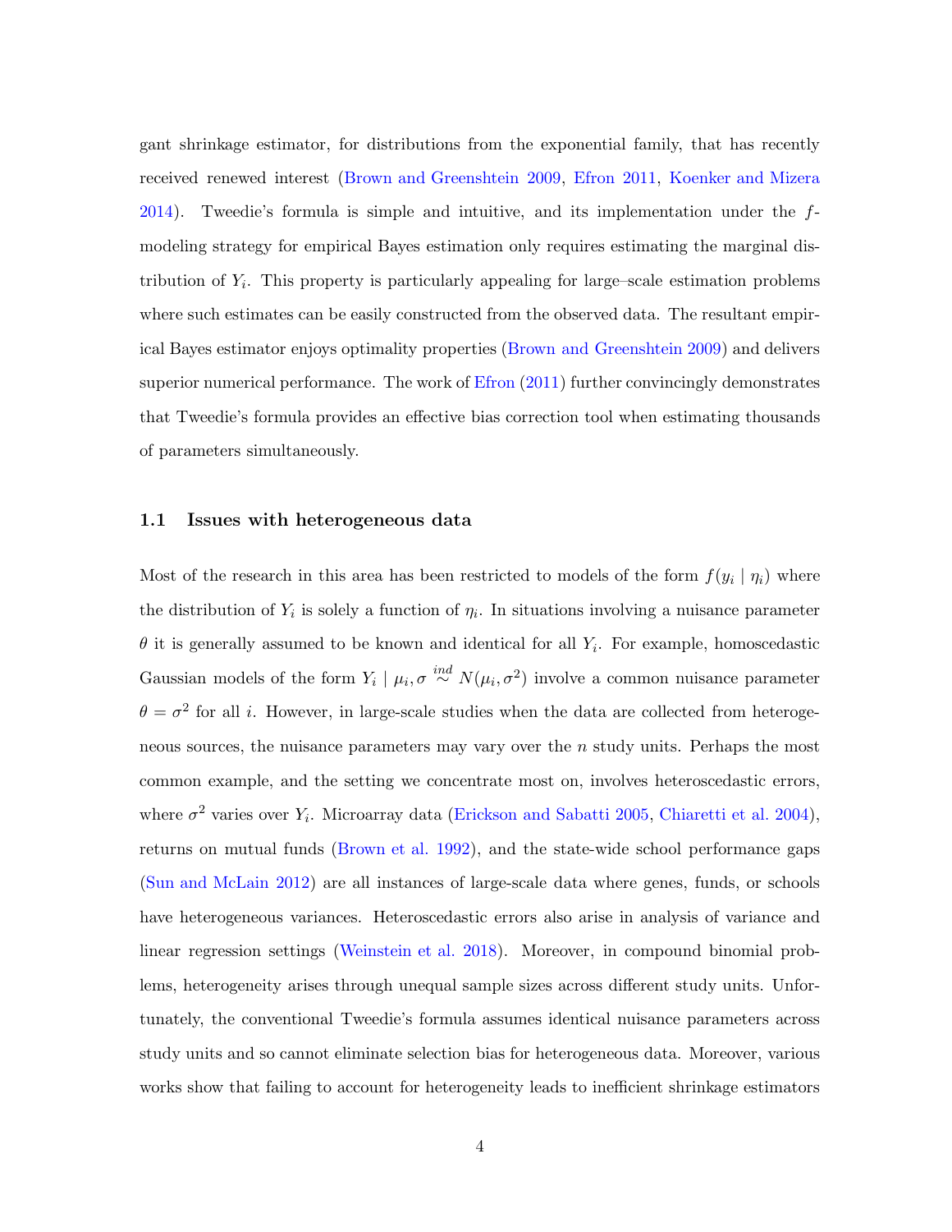gant shrinkage estimator, for distributions from the exponential family, that has recently received renewed interest (Brown and Greenshtein 2009, Efron 2011, Koenker and Mizera 2014). Tweedie's formula is simple and intuitive, and its implementation under the $f$-modeling strategy for empirical Bayes estimation only requires estimating the marginal distribution of $Y_i$. This property is particularly appealing for large–scale estimation problems where such estimates can be easily constructed from the observed data. The resultant empirical Bayes estimator enjoys optimality properties (Brown and Greenshtein 2009) and delivers superior numerical performance. The work of Efron (2011) further convincingly demonstrates that Tweedie's formula provides an effective bias correction tool when estimating thousands of parameters simultaneously.

### 1.1 Issues with heterogeneous data

Most of the research in this area has been restricted to models of the form $f(y_i \mid \eta_i)$ where the distribution of $Y_i$ is solely a function of $\eta_i$. In situations involving a nuisance parameter $\theta$ it is generally assumed to be known and identical for all $Y_i$. For example, homoscedastic Gaussian models of the form $Y_i \mid \mu_i, \sigma \overset{ind}{\sim} N(\mu_i, \sigma^2)$ involve a common nuisance parameter $\theta = \sigma^2$ for all $i$. However, in large-scale studies when the data are collected from heterogeneous sources, the nuisance parameters may vary over the $n$ study units. Perhaps the most common example, and the setting we concentrate most on, involves heteroscedastic errors, where $\sigma^2$ varies over $Y_i$. Microarray data (Erickson and Sabatti 2005, Chiaretti et al. 2004), returns on mutual funds (Brown et al. 1992), and the state-wide school performance gaps (Sun and McLain 2012) are all instances of large-scale data where genes, funds, or schools have heterogeneous variances. Heteroscedastic errors also arise in analysis of variance and linear regression settings (Weinstein et al. 2018). Moreover, in compound binomial problems, heterogeneity arises through unequal sample sizes across different study units. Unfortunately, the conventional Tweedie's formula assumes identical nuisance parameters across study units and so cannot eliminate selection bias for heterogeneous data. Moreover, various works show that failing to account for heterogeneity leads to inefficient shrinkage estimators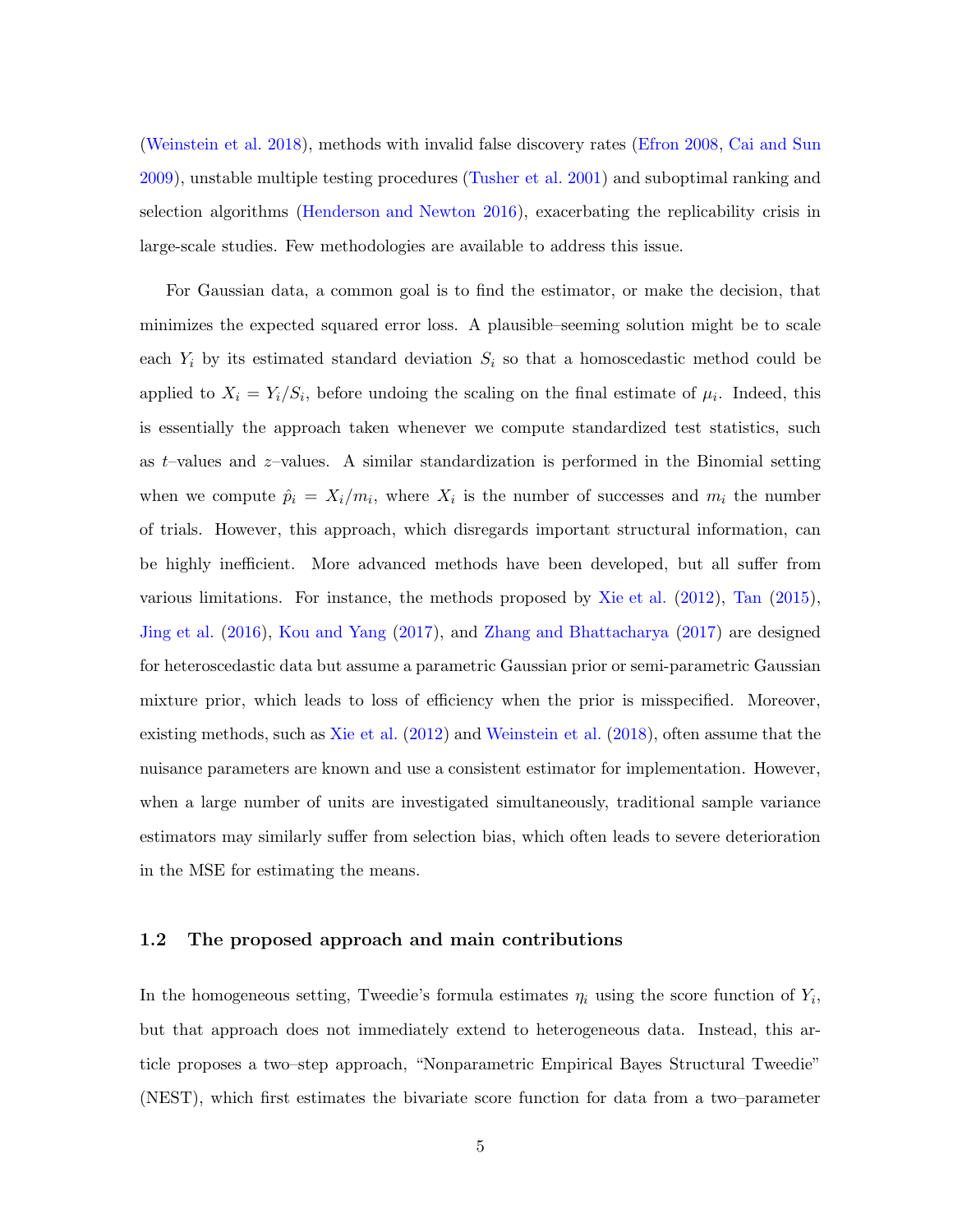(Weinstein et al. 2018), methods with invalid false discovery rates (Efron 2008, Cai and Sun 2009), unstable multiple testing procedures (Tusher et al. 2001) and suboptimal ranking and selection algorithms (Henderson and Newton 2016), exacerbating the replicability crisis in large-scale studies. Few methodologies are available to address this issue.

For Gaussian data, a common goal is to find the estimator, or make the decision, that minimizes the expected squared error loss. A plausible–seeming solution might be to scale each $Y_i$ by its estimated standard deviation $S_i$ so that a homoscedastic method could be applied to $X_i = Y_i/S_i$, before undoing the scaling on the final estimate of $\mu_i$. Indeed, this is essentially the approach taken whenever we compute standardized test statistics, such as $t$–values and $z$–values. A similar standardization is performed in the Binomial setting when we compute $\hat{p}_i = X_i/m_i$, where $X_i$ is the number of successes and $m_i$ the number of trials. However, this approach, which disregards important structural information, can be highly inefficient. More advanced methods have been developed, but all suffer from various limitations. For instance, the methods proposed by Xie et al. (2012), Tan (2015), Jing et al. (2016), Kou and Yang (2017), and Zhang and Bhattacharya (2017) are designed for heteroscedastic data but assume a parametric Gaussian prior or semi-parametric Gaussian mixture prior, which leads to loss of efficiency when the prior is misspecified. Moreover, existing methods, such as Xie et al. (2012) and Weinstein et al. (2018), often assume that the nuisance parameters are known and use a consistent estimator for implementation. However, when a large number of units are investigated simultaneously, traditional sample variance estimators may similarly suffer from selection bias, which often leads to severe deterioration in the MSE for estimating the means.

### 1.2 The proposed approach and main contributions

In the homogeneous setting, Tweedie's formula estimates $\eta_i$ using the score function of $Y_i$, but that approach does not immediately extend to heterogeneous data. Instead, this article proposes a two–step approach, "Nonparametric Empirical Bayes Structural Tweedie" (NEST), which first estimates the bivariate score function for data from a two–parameter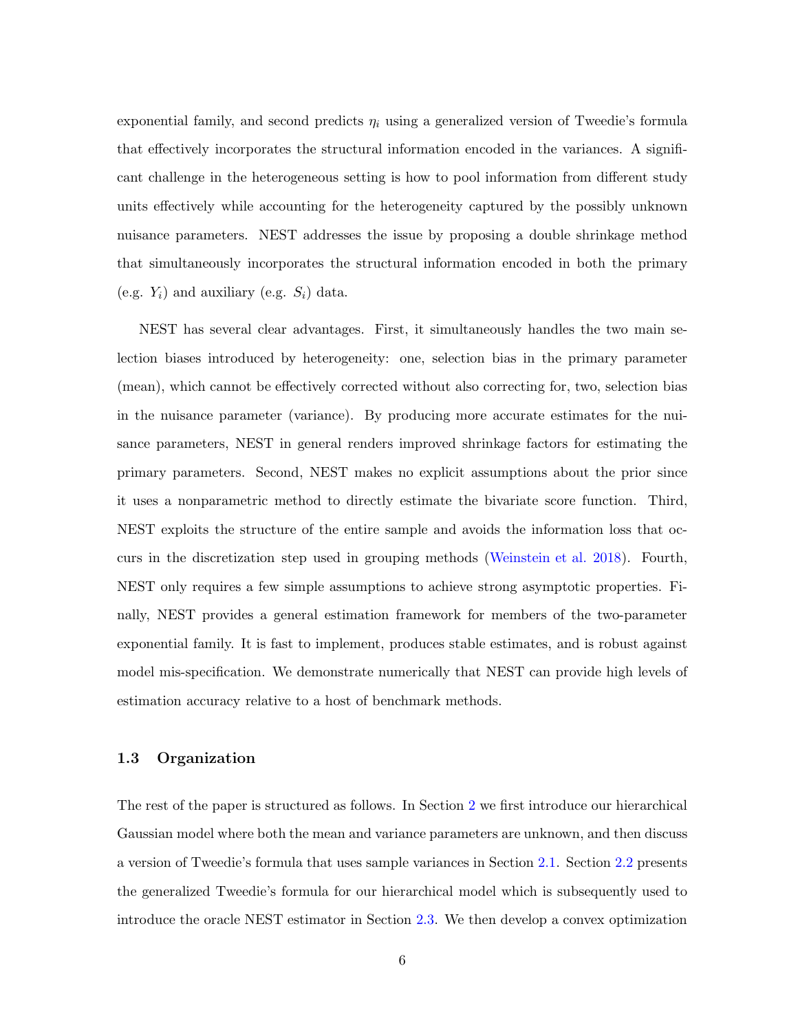exponential family, and second predicts $\eta_i$ using a generalized version of Tweedie's formula that effectively incorporates the structural information encoded in the variances. A significant challenge in the heterogeneous setting is how to pool information from different study units effectively while accounting for the heterogeneity captured by the possibly unknown nuisance parameters. NEST addresses the issue by proposing a double shrinkage method that simultaneously incorporates the structural information encoded in both the primary (e.g. $Y_i$) and auxiliary (e.g. $S_i$) data.

NEST has several clear advantages. First, it simultaneously handles the two main selection biases introduced by heterogeneity: one, selection bias in the primary parameter (mean), which cannot be effectively corrected without also correcting for, two, selection bias in the nuisance parameter (variance). By producing more accurate estimates for the nuisance parameters, NEST in general renders improved shrinkage factors for estimating the primary parameters. Second, NEST makes no explicit assumptions about the prior since it uses a nonparametric method to directly estimate the bivariate score function. Third, NEST exploits the structure of the entire sample and avoids the information loss that occurs in the discretization step used in grouping methods (Weinstein et al. 2018). Fourth, NEST only requires a few simple assumptions to achieve strong asymptotic properties. Finally, NEST provides a general estimation framework for members of the two-parameter exponential family. It is fast to implement, produces stable estimates, and is robust against model mis-specification. We demonstrate numerically that NEST can provide high levels of estimation accuracy relative to a host of benchmark methods.

### 1.3 Organization

The rest of the paper is structured as follows. In Section 2 we first introduce our hierarchical Gaussian model where both the mean and variance parameters are unknown, and then discuss a version of Tweedie's formula that uses sample variances in Section 2.1. Section 2.2 presents the generalized Tweedie's formula for our hierarchical model which is subsequently used to introduce the oracle NEST estimator in Section 2.3. We then develop a convex optimization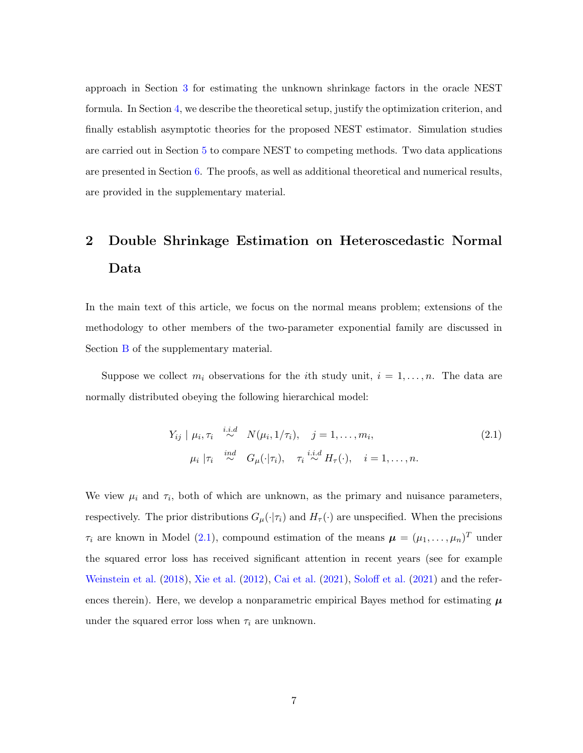approach in Section 3 for estimating the unknown shrinkage factors in the oracle NEST formula. In Section 4, we describe the theoretical setup, justify the optimization criterion, and finally establish asymptotic theories for the proposed NEST estimator. Simulation studies are carried out in Section 5 to compare NEST to competing methods. Two data applications are presented in Section 6. The proofs, as well as additional theoretical and numerical results, are provided in the supplementary material.

# 2 Double Shrinkage Estimation on Heteroscedastic Normal Data

In the main text of this article, we focus on the normal means problem; extensions of the methodology to other members of the two-parameter exponential family are discussed in Section B of the supplementary material.

Suppose we collect $m_i$ observations for the $i$th study unit, $i = 1, \ldots, n$. The data are normally distributed obeying the following hierarchical model:

$$
\begin{aligned}
Y_{ij} \mid \mu_i, \tau_i &\overset{i.i.d}{\sim} N(\mu_i, 1/\tau_i), \quad j = 1, \ldots, m_i, \\
\mu_i \mid \tau_i &\overset{ind}{\sim} G_\mu(\cdot|\tau_i), \quad \tau_i \overset{i.i.d}{\sim} H_\tau(\cdot), \quad i = 1, \ldots, n.
\end{aligned}
\tag{2.1}
$$

We view $\mu_i$ and $\tau_i$, both of which are unknown, as the primary and nuisance parameters, respectively. The prior distributions $G_\mu(\cdot|\tau_i)$ and $H_\tau(\cdot)$ are unspecified. When the precisions $\tau_i$ are known in Model (2.1), compound estimation of the means $\boldsymbol{\mu} = (\mu_1, \ldots, \mu_n)^T$ under the squared error loss has received significant attention in recent years (see for example Weinstein et al. (2018), Xie et al. (2012), Cai et al. (2021), Soloff et al. (2021) and the references therein). Here, we develop a nonparametric empirical Bayes method for estimating $\boldsymbol{\mu}$ under the squared error loss when $\tau_i$ are unknown.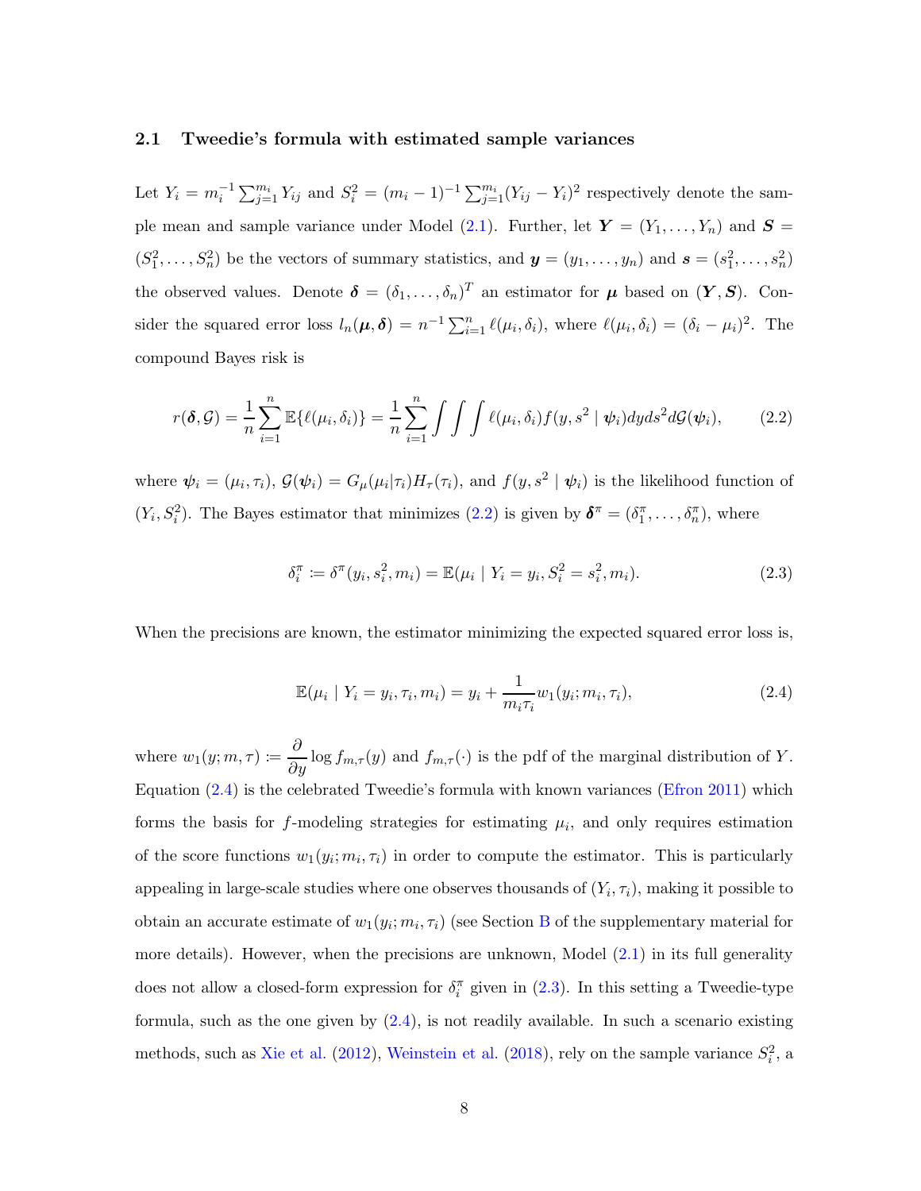### 2.1 Tweedie's formula with estimated sample variances

Let $Y_i = m_i^{-1}\sum_{j=1}^{m_i} Y_{ij}$ and $S_i^2 = (m_i-1)^{-1}\sum_{j=1}^{m_i}(Y_{ij}-Y_i)^2$ respectively denote the sample mean and sample variance under Model (2.1). Further, let $\boldsymbol{Y} = (Y_1,\ldots,Y_n)$ and $\boldsymbol{S} = (S_1^2,\ldots,S_n^2)$ be the vectors of summary statistics, and $\boldsymbol{y} = (y_1,\ldots,y_n)$ and $\boldsymbol{s} = (s_1^2,\ldots,s_n^2)$ the observed values. Denote $\boldsymbol{\delta} = (\delta_1,\ldots,\delta_n)^T$ an estimator for $\boldsymbol{\mu}$ based on $(\boldsymbol{Y},\boldsymbol{S})$. Consider the squared error loss $l_n(\boldsymbol{\mu},\boldsymbol{\delta}) = n^{-1}\sum_{i=1}^n \ell(\mu_i,\delta_i)$, where $\ell(\mu_i,\delta_i) = (\delta_i-\mu_i)^2$. The compound Bayes risk is

$$r(\boldsymbol{\delta},\mathcal{G}) = \frac{1}{n}\sum_{i=1}^n \mathbb{E}\{\ell(\mu_i,\delta_i)\} = \frac{1}{n}\sum_{i=1}^n \int\int\int \ell(\mu_i,\delta_i) f(y,s^2 \mid \boldsymbol{\psi}_i)dyds^2 d\mathcal{G}(\boldsymbol{\psi}_i), \tag{2.2}$$

where $\boldsymbol{\psi}_i = (\mu_i,\tau_i)$, $\mathcal{G}(\boldsymbol{\psi}_i) = G_\mu(\mu_i|\tau_i)H_\tau(\tau_i)$, and $f(y,s^2 \mid \boldsymbol{\psi}_i)$ is the likelihood function of $(Y_i,S_i^2)$. The Bayes estimator that minimizes (2.2) is given by $\boldsymbol{\delta}^\pi = (\delta_1^\pi,\ldots,\delta_n^\pi)$, where

$$\delta_i^\pi \coloneqq \delta^\pi(y_i,s_i^2,m_i) = \mathbb{E}(\mu_i \mid Y_i = y_i, S_i^2 = s_i^2, m_i). \tag{2.3}$$

When the precisions are known, the estimator minimizing the expected squared error loss is,

$$\mathbb{E}(\mu_i \mid Y_i = y_i, \tau_i, m_i) = y_i + \frac{1}{m_i\tau_i} w_1(y_i;m_i,\tau_i), \tag{2.4}$$

where $w_1(y;m,\tau) \coloneqq \dfrac{\partial}{\partial y}\log f_{m,\tau}(y)$ and $f_{m,\tau}(\cdot)$ is the pdf of the marginal distribution of $Y$. Equation (2.4) is the celebrated Tweedie's formula with known variances (Efron 2011) which forms the basis for $f$-modeling strategies for estimating $\mu_i$, and only requires estimation of the score functions $w_1(y_i;m_i,\tau_i)$ in order to compute the estimator. This is particularly appealing in large-scale studies where one observes thousands of $(Y_i,\tau_i)$, making it possible to obtain an accurate estimate of $w_1(y_i;m_i,\tau_i)$ (see Section B of the supplementary material for more details). However, when the precisions are unknown, Model (2.1) in its full generality does not allow a closed-form expression for $\delta_i^\pi$ given in (2.3). In this setting a Tweedie-type formula, such as the one given by (2.4), is not readily available. In such a scenario existing methods, such as Xie et al. (2012), Weinstein et al. (2018), rely on the sample variance $S_i^2$, a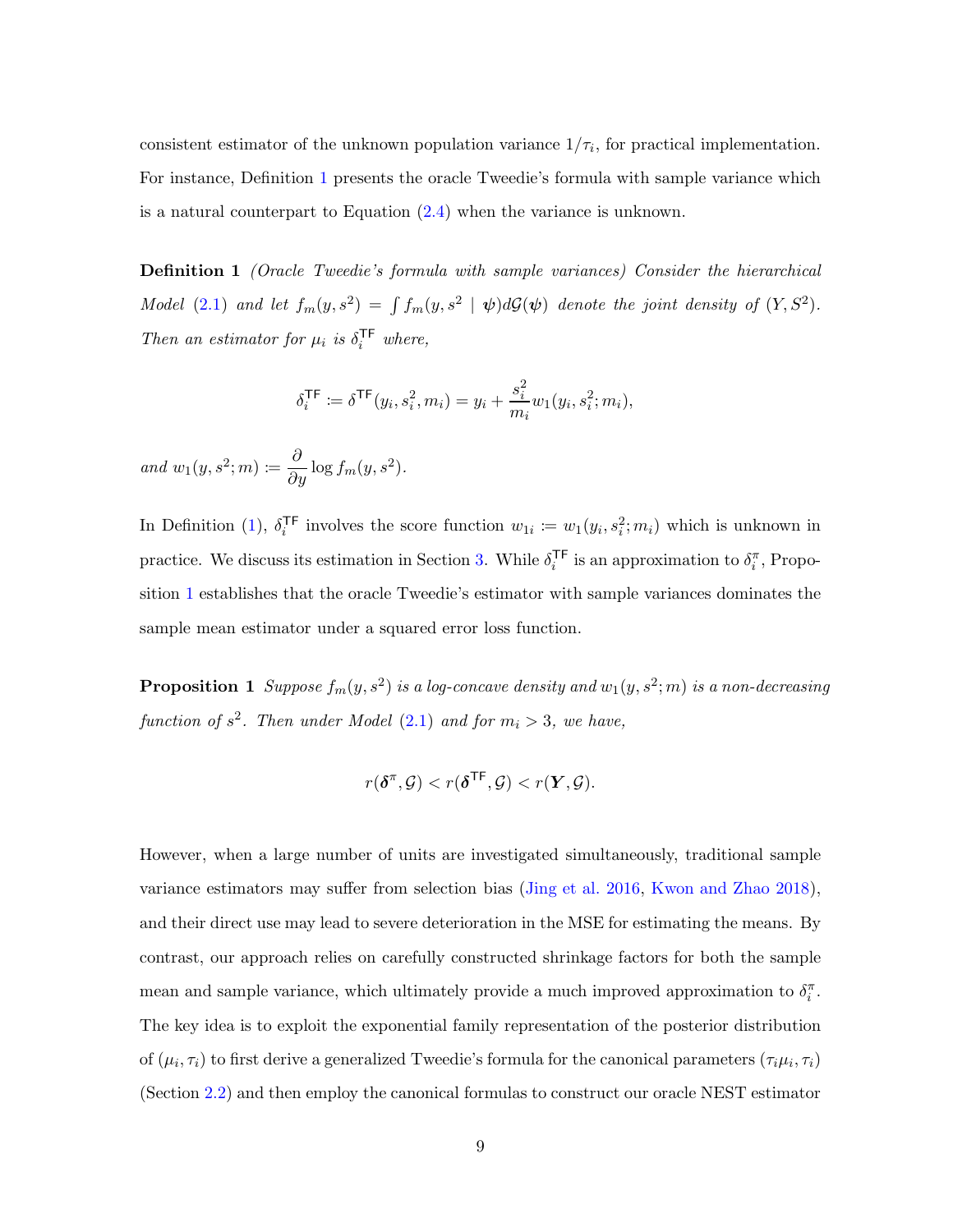consistent estimator of the unknown population variance $1/\tau_i$, for practical implementation. For instance, Definition 1 presents the oracle Tweedie's formula with sample variance which is a natural counterpart to Equation (2.4) when the variance is unknown.

**Definition 1** *(Oracle Tweedie's formula with sample variances) Consider the hierarchical Model (2.1) and let $f_m(y, s^2) = \int f_m(y, s^2 \mid \boldsymbol{\psi}) d\mathcal{G}(\boldsymbol{\psi})$ denote the joint density of $(Y, S^2)$. Then an estimator for $\mu_i$ is $\delta_i^{\mathsf{TF}}$ where,*

$$\delta_i^{\mathsf{TF}} := \delta^{\mathsf{TF}}(y_i, s_i^2, m_i) = y_i + \frac{s_i^2}{m_i} w_1(y_i, s_i^2; m_i),$$

*and $w_1(y, s^2; m) := \dfrac{\partial}{\partial y} \log f_m(y, s^2)$.*

In Definition (1), $\delta_i^{\mathsf{TF}}$ involves the score function $w_{1i} := w_1(y_i, s_i^2; m_i)$ which is unknown in practice. We discuss its estimation in Section 3. While $\delta_i^{\mathsf{TF}}$ is an approximation to $\delta_i^{\pi}$, Proposition 1 establishes that the oracle Tweedie's estimator with sample variances dominates the sample mean estimator under a squared error loss function.

**Proposition 1** *Suppose $f_m(y, s^2)$ is a log-concave density and $w_1(y, s^2; m)$ is a non-decreasing function of $s^2$. Then under Model (2.1) and for $m_i > 3$, we have,*

$$r(\boldsymbol{\delta}^{\pi}, \mathcal{G}) < r(\boldsymbol{\delta}^{\mathsf{TF}}, \mathcal{G}) < r(\boldsymbol{Y}, \mathcal{G}).$$

However, when a large number of units are investigated simultaneously, traditional sample variance estimators may suffer from selection bias (Jing et al. 2016, Kwon and Zhao 2018), and their direct use may lead to severe deterioration in the MSE for estimating the means. By contrast, our approach relies on carefully constructed shrinkage factors for both the sample mean and sample variance, which ultimately provide a much improved approximation to $\delta_i^{\pi}$. The key idea is to exploit the exponential family representation of the posterior distribution of $(\mu_i, \tau_i)$ to first derive a generalized Tweedie's formula for the canonical parameters $(\tau_i \mu_i, \tau_i)$ (Section 2.2) and then employ the canonical formulas to construct our oracle NEST estimator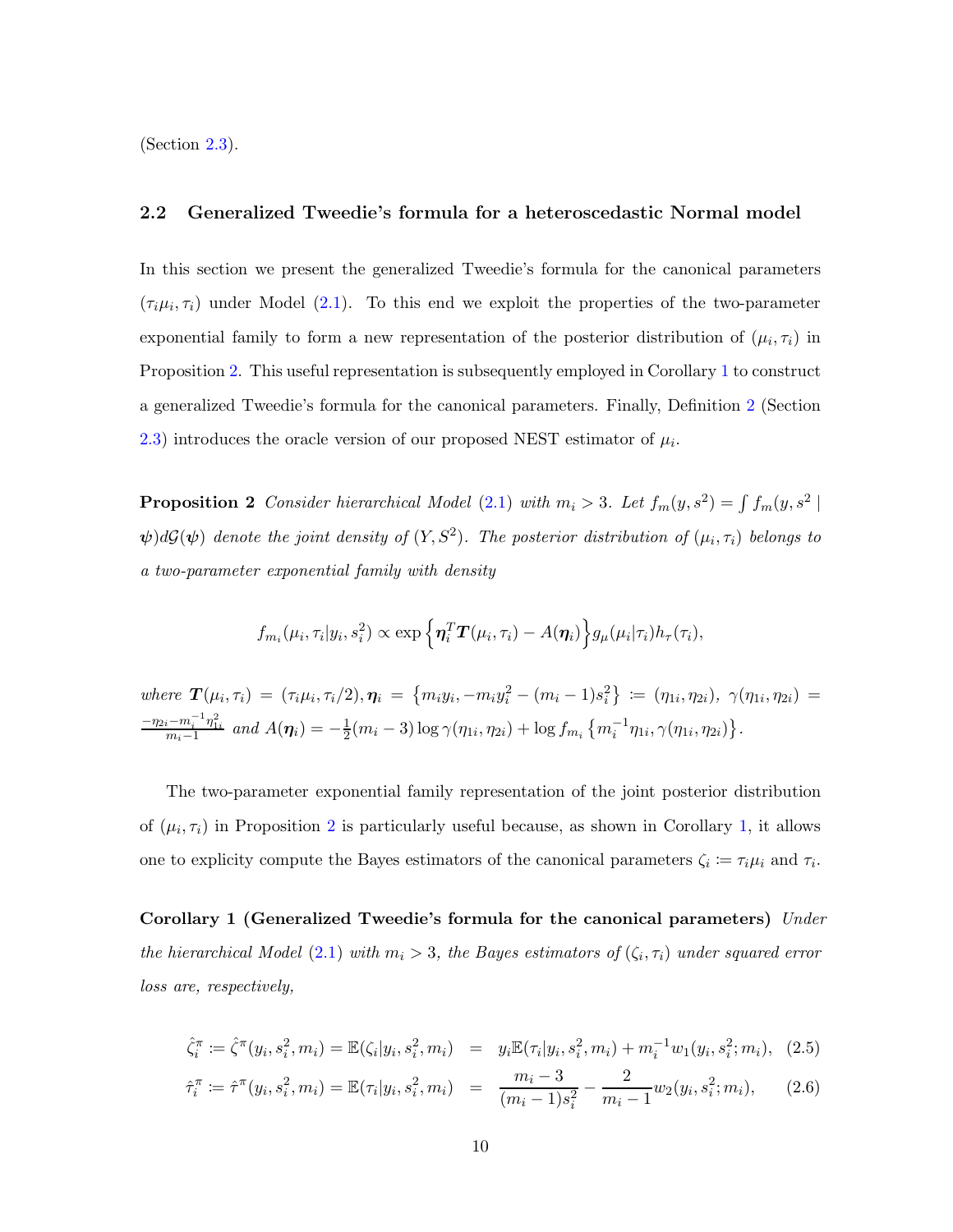(Section 2.3).

## 2.2 Generalized Tweedie's formula for a heteroscedastic Normal model

In this section we present the generalized Tweedie's formula for the canonical parameters $(\tau_i\mu_i, \tau_i)$ under Model (2.1). To this end we exploit the properties of the two-parameter exponential family to form a new representation of the posterior distribution of $(\mu_i, \tau_i)$ in Proposition 2. This useful representation is subsequently employed in Corollary 1 to construct a generalized Tweedie's formula for the canonical parameters. Finally, Definition 2 (Section 2.3) introduces the oracle version of our proposed NEST estimator of $\mu_i$.

**Proposition 2** *Consider hierarchical Model (2.1) with $m_i > 3$. Let $f_m(y, s^2) = \int f_m(y, s^2 \mid \boldsymbol{\psi}) d\mathcal{G}(\boldsymbol{\psi})$ denote the joint density of $(Y, S^2)$. The posterior distribution of $(\mu_i, \tau_i)$ belongs to a two-parameter exponential family with density*

$$f_{m_i}(\mu_i, \tau_i | y_i, s_i^2) \propto \exp\Big\{\boldsymbol{\eta}_i^T \boldsymbol{T}(\mu_i, \tau_i) - A(\boldsymbol{\eta}_i)\Big\} g_\mu(\mu_i|\tau_i) h_\tau(\tau_i),$$

*where $\boldsymbol{T}(\mu_i, \tau_i) = (\tau_i\mu_i, \tau_i/2), \boldsymbol{\eta}_i = \left\{m_i y_i, -m_i y_i^2 - (m_i - 1)s_i^2\right\} := (\eta_{1i}, \eta_{2i}),\ \gamma(\eta_{1i}, \eta_{2i}) = \frac{-\eta_{2i} - m_i^{-1}\eta_{1i}^2}{m_i - 1}$ and $A(\boldsymbol{\eta}_i) = -\frac{1}{2}(m_i - 3)\log\gamma(\eta_{1i}, \eta_{2i}) + \log f_{m_i}\left\{m_i^{-1}\eta_{1i}, \gamma(\eta_{1i}, \eta_{2i})\right\}$.*

The two-parameter exponential family representation of the joint posterior distribution of $(\mu_i, \tau_i)$ in Proposition 2 is particularly useful because, as shown in Corollary 1, it allows one to explicity compute the Bayes estimators of the canonical parameters $\zeta_i := \tau_i\mu_i$ and $\tau_i$.

**Corollary 1 (Generalized Tweedie's formula for the canonical parameters)** *Under the hierarchical Model (2.1) with $m_i > 3$, the Bayes estimators of $(\zeta_i, \tau_i)$ under squared error loss are, respectively,*

$$\hat{\zeta}_i^\pi := \hat{\zeta}^\pi(y_i, s_i^2, m_i) = \mathbb{E}(\zeta_i | y_i, s_i^2, m_i) = y_i\mathbb{E}(\tau_i | y_i, s_i^2, m_i) + m_i^{-1} w_1(y_i, s_i^2; m_i), \quad (2.5)$$

$$\hat{\tau}_i^\pi := \hat{\tau}^\pi(y_i, s_i^2, m_i) = \mathbb{E}(\tau_i | y_i, s_i^2, m_i) = \frac{m_i - 3}{(m_i - 1)s_i^2} - \frac{2}{m_i - 1} w_2(y_i, s_i^2; m_i), \quad (2.6)$$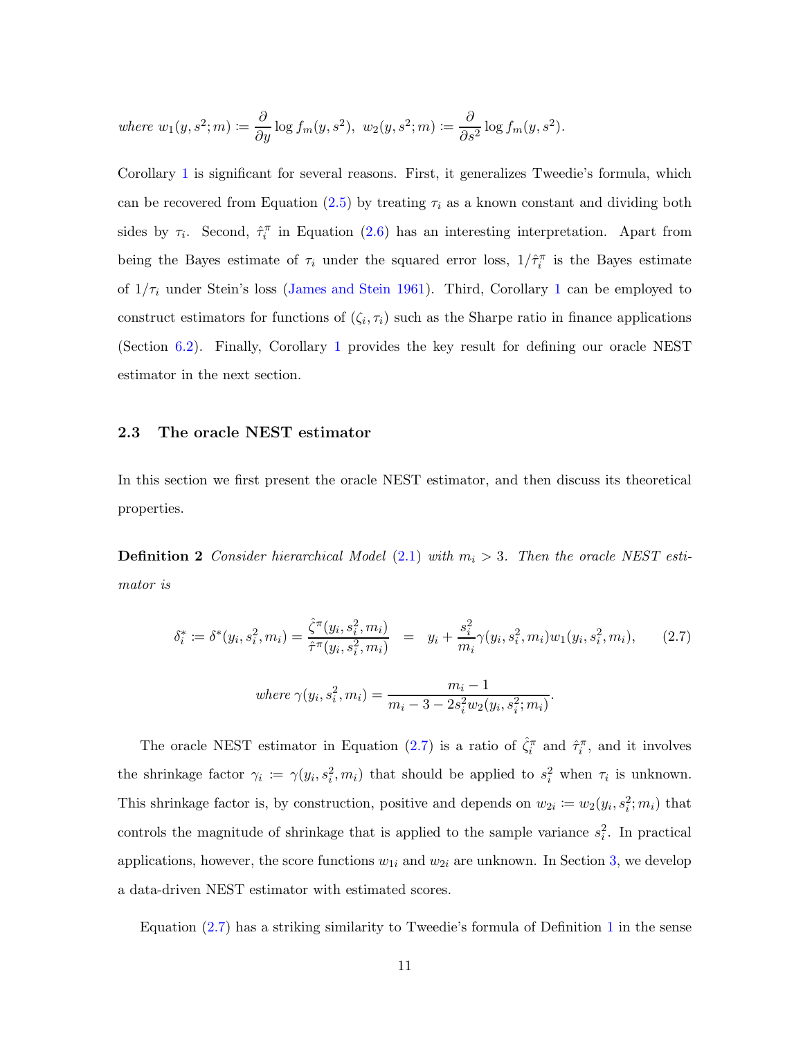*where* $w_1(y, s^2; m) := \frac{\partial}{\partial y} \log f_m(y, s^2)$, $w_2(y, s^2; m) := \frac{\partial}{\partial s^2} \log f_m(y, s^2)$.

Corollary 1 is significant for several reasons. First, it generalizes Tweedie's formula, which can be recovered from Equation (2.5) by treating $\tau_i$ as a known constant and dividing both sides by $\tau_i$. Second, $\hat{\tau}_i^\pi$ in Equation (2.6) has an interesting interpretation. Apart from being the Bayes estimate of $\tau_i$ under the squared error loss, $1/\hat{\tau}_i^\pi$ is the Bayes estimate of $1/\tau_i$ under Stein's loss (James and Stein 1961). Third, Corollary 1 can be employed to construct estimators for functions of $(\zeta_i, \tau_i)$ such as the Sharpe ratio in finance applications (Section 6.2). Finally, Corollary 1 provides the key result for defining our oracle NEST estimator in the next section.

### 2.3 The oracle NEST estimator

In this section we first present the oracle NEST estimator, and then discuss its theoretical properties.

**Definition 2** *Consider hierarchical Model (2.1) with $m_i > 3$. Then the oracle NEST estimator is*

$$\delta_i^* := \delta^*(y_i, s_i^2, m_i) = \frac{\hat{\zeta}^\pi(y_i, s_i^2, m_i)}{\hat{\tau}^\pi(y_i, s_i^2, m_i)} = y_i + \frac{s_i^2}{m_i}\gamma(y_i, s_i^2, m_i) w_1(y_i, s_i^2, m_i), \tag{2.7}$$

$$\text{where } \gamma(y_i, s_i^2, m_i) = \frac{m_i - 1}{m_i - 3 - 2s_i^2 w_2(y_i, s_i^2; m_i)}.$$

The oracle NEST estimator in Equation (2.7) is a ratio of $\hat{\zeta}_i^\pi$ and $\hat{\tau}_i^\pi$, and it involves the shrinkage factor $\gamma_i := \gamma(y_i, s_i^2, m_i)$ that should be applied to $s_i^2$ when $\tau_i$ is unknown. This shrinkage factor is, by construction, positive and depends on $w_{2i} := w_2(y_i, s_i^2; m_i)$ that controls the magnitude of shrinkage that is applied to the sample variance $s_i^2$. In practical applications, however, the score functions $w_{1i}$ and $w_{2i}$ are unknown. In Section 3, we develop a data-driven NEST estimator with estimated scores.

Equation (2.7) has a striking similarity to Tweedie's formula of Definition 1 in the sense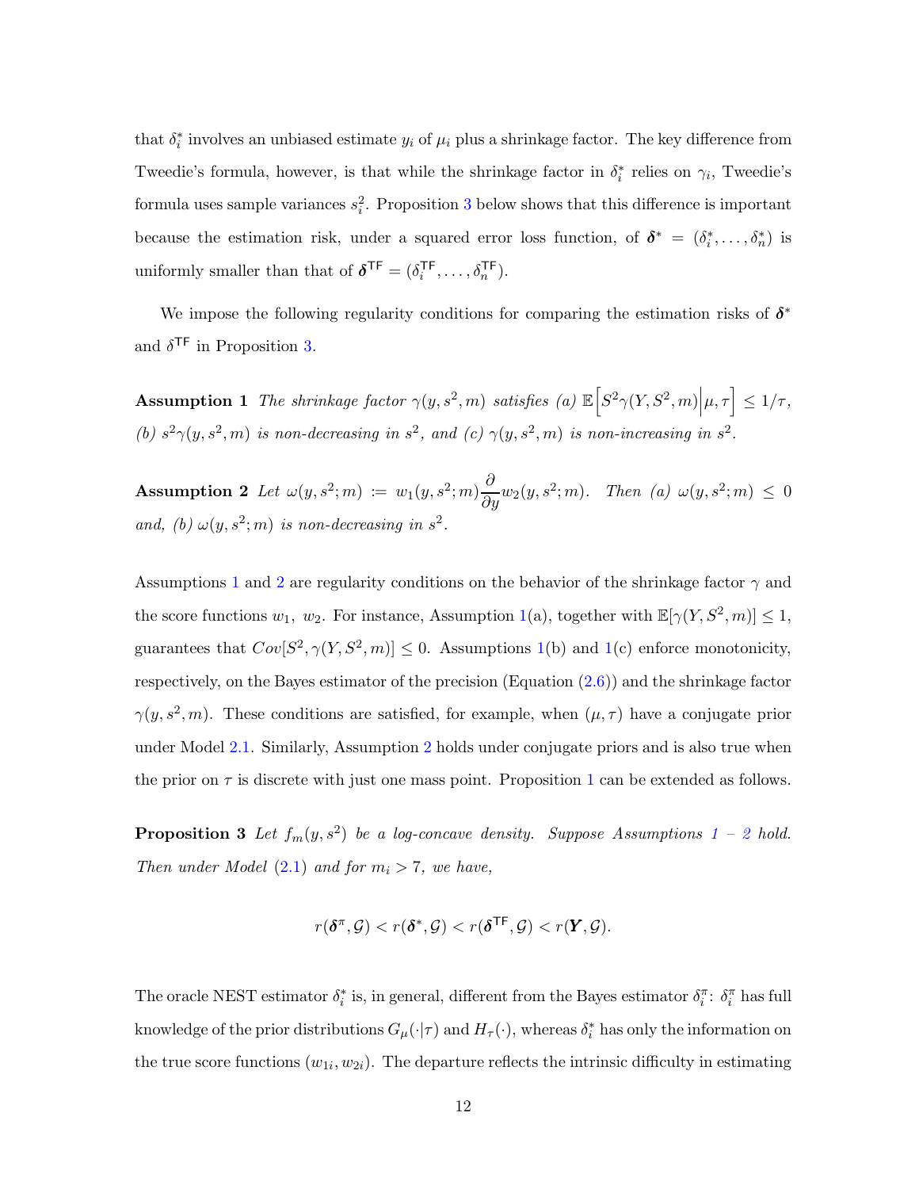that $\delta_i^*$ involves an unbiased estimate $y_i$ of $\mu_i$ plus a shrinkage factor. The key difference from Tweedie's formula, however, is that while the shrinkage factor in $\delta_i^*$ relies on $\gamma_i$, Tweedie's formula uses sample variances $s_i^2$. Proposition 3 below shows that this difference is important because the estimation risk, under a squared error loss function, of $\boldsymbol{\delta}^* = (\delta_i^*, \ldots, \delta_n^*)$ is uniformly smaller than that of $\boldsymbol{\delta}^{\mathsf{TF}} = (\delta_i^{\mathsf{TF}}, \ldots, \delta_n^{\mathsf{TF}})$.

We impose the following regularity conditions for comparing the estimation risks of $\boldsymbol{\delta}^*$ and $\delta^{\mathsf{TF}}$ in Proposition 3.

**Assumption 1** *The shrinkage factor $\gamma(y, s^2, m)$ satisfies (a) $\mathbb{E}\Big[S^2\gamma(Y, S^2, m)\Big|\mu, \tau\Big] \leq 1/\tau$, (b) $s^2\gamma(y, s^2, m)$ is non-decreasing in $s^2$, and (c) $\gamma(y, s^2, m)$ is non-increasing in $s^2$.*

**Assumption 2** *Let $\omega(y, s^2; m) := w_1(y, s^2; m)\dfrac{\partial}{\partial y}w_2(y, s^2; m)$. Then (a) $\omega(y, s^2; m) \leq 0$ and, (b) $\omega(y, s^2; m)$ is non-decreasing in $s^2$.*

Assumptions 1 and 2 are regularity conditions on the behavior of the shrinkage factor $\gamma$ and the score functions $w_1$, $w_2$. For instance, Assumption 1(a), together with $\mathbb{E}[\gamma(Y, S^2, m)] \leq 1$, guarantees that $Cov[S^2, \gamma(Y, S^2, m)] \leq 0$. Assumptions 1(b) and 1(c) enforce monotonicity, respectively, on the Bayes estimator of the precision (Equation (2.6)) and the shrinkage factor $\gamma(y, s^2, m)$. These conditions are satisfied, for example, when $(\mu, \tau)$ have a conjugate prior under Model 2.1. Similarly, Assumption 2 holds under conjugate priors and is also true when the prior on $\tau$ is discrete with just one mass point. Proposition 1 can be extended as follows.

**Proposition 3** *Let $f_m(y, s^2)$ be a log-concave density. Suppose Assumptions 1 – 2 hold. Then under Model (2.1) and for $m_i > 7$, we have,*

$$r(\boldsymbol{\delta}^\pi, \mathcal{G}) < r(\boldsymbol{\delta}^*, \mathcal{G}) < r(\boldsymbol{\delta}^{\mathsf{TF}}, \mathcal{G}) < r(\boldsymbol{Y}, \mathcal{G}).$$

The oracle NEST estimator $\delta_i^*$ is, in general, different from the Bayes estimator $\delta_i^\pi$: $\delta_i^\pi$ has full knowledge of the prior distributions $G_\mu(\cdot|\tau)$ and $H_\tau(\cdot)$, whereas $\delta_i^*$ has only the information on the true score functions $(w_{1i}, w_{2i})$. The departure reflects the intrinsic difficulty in estimating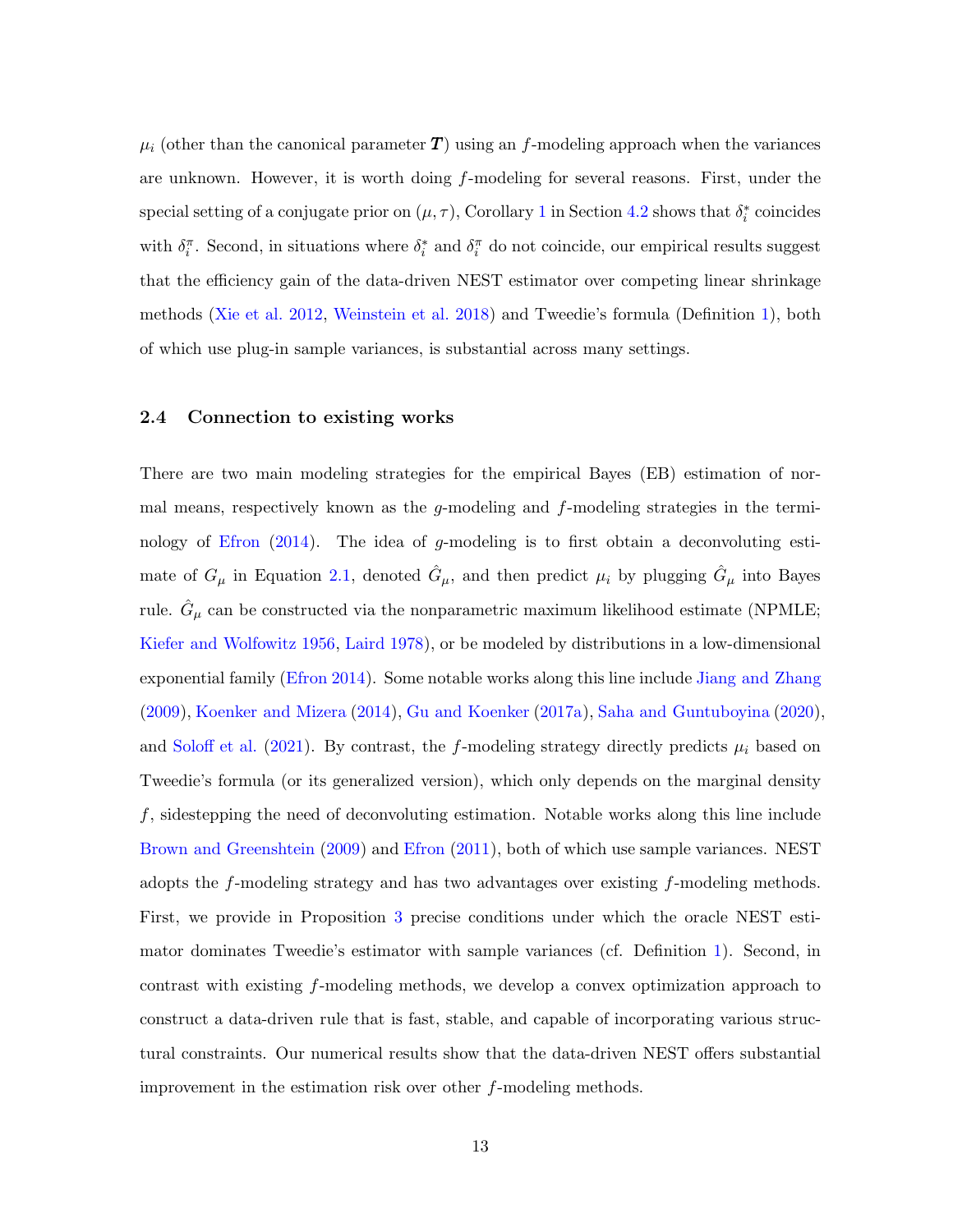$\mu_i$ (other than the canonical parameter $\boldsymbol{T}$) using an $f$-modeling approach when the variances are unknown. However, it is worth doing $f$-modeling for several reasons. First, under the special setting of a conjugate prior on $(\mu, \tau)$, Corollary 1 in Section 4.2 shows that $\delta_i^*$ coincides with $\delta_i^\pi$. Second, in situations where $\delta_i^*$ and $\delta_i^\pi$ do not coincide, our empirical results suggest that the efficiency gain of the data-driven NEST estimator over competing linear shrinkage methods (Xie et al. 2012, Weinstein et al. 2018) and Tweedie's formula (Definition 1), both of which use plug-in sample variances, is substantial across many settings.

### 2.4 Connection to existing works

There are two main modeling strategies for the empirical Bayes (EB) estimation of normal means, respectively known as the $g$-modeling and $f$-modeling strategies in the terminology of Efron (2014). The idea of $g$-modeling is to first obtain a deconvoluting estimate of $G_\mu$ in Equation 2.1, denoted $\hat{G}_\mu$, and then predict $\mu_i$ by plugging $\hat{G}_\mu$ into Bayes rule. $\hat{G}_\mu$ can be constructed via the nonparametric maximum likelihood estimate (NPMLE; Kiefer and Wolfowitz 1956, Laird 1978), or be modeled by distributions in a low-dimensional exponential family (Efron 2014). Some notable works along this line include Jiang and Zhang (2009), Koenker and Mizera (2014), Gu and Koenker (2017a), Saha and Guntuboyina (2020), and Soloff et al. (2021). By contrast, the $f$-modeling strategy directly predicts $\mu_i$ based on Tweedie's formula (or its generalized version), which only depends on the marginal density $f$, sidestepping the need of deconvoluting estimation. Notable works along this line include Brown and Greenshtein (2009) and Efron (2011), both of which use sample variances. NEST adopts the $f$-modeling strategy and has two advantages over existing $f$-modeling methods. First, we provide in Proposition 3 precise conditions under which the oracle NEST estimator dominates Tweedie's estimator with sample variances (cf. Definition 1). Second, in contrast with existing $f$-modeling methods, we develop a convex optimization approach to construct a data-driven rule that is fast, stable, and capable of incorporating various structural constraints. Our numerical results show that the data-driven NEST offers substantial improvement in the estimation risk over other $f$-modeling methods.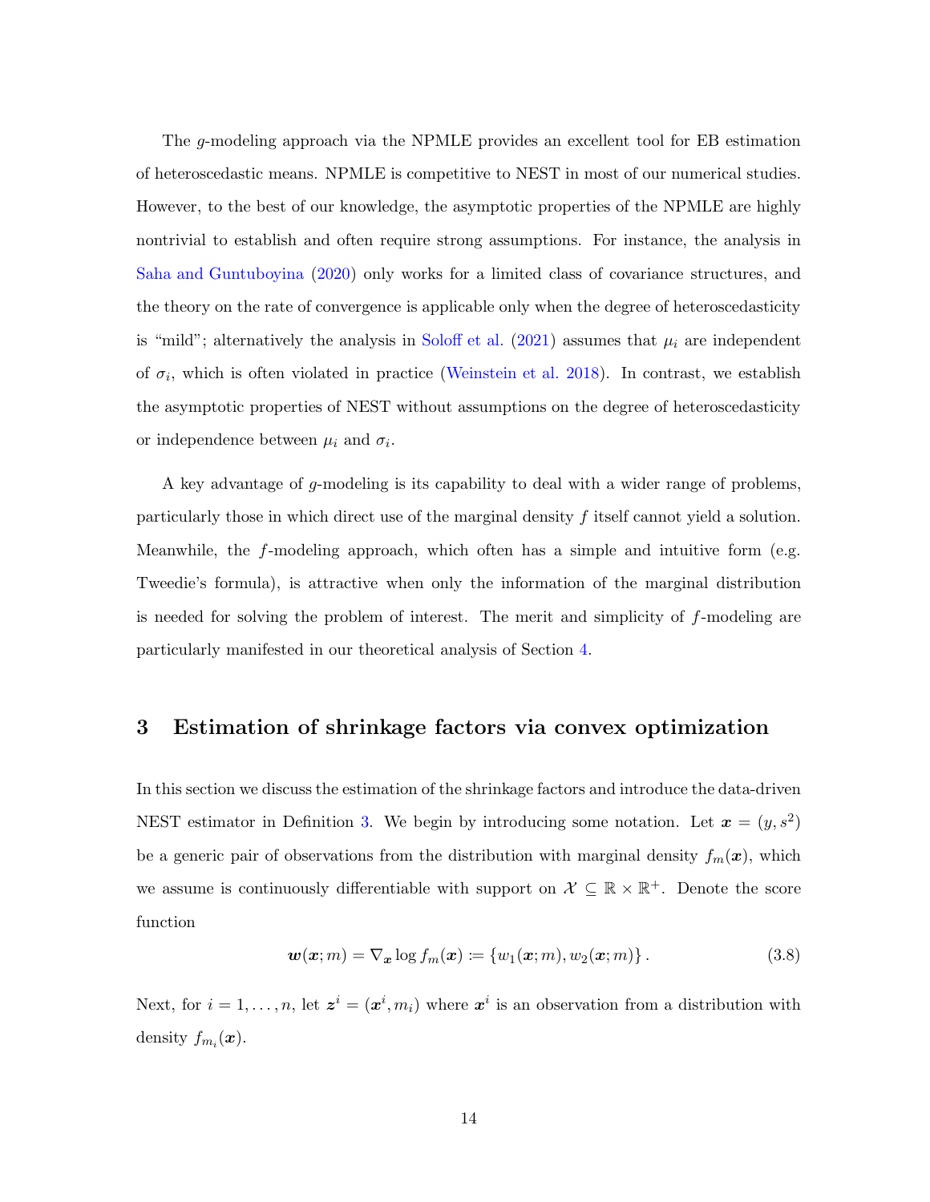The $g$-modeling approach via the NPMLE provides an excellent tool for EB estimation of heteroscedastic means. NPMLE is competitive to NEST in most of our numerical studies. However, to the best of our knowledge, the asymptotic properties of the NPMLE are highly nontrivial to establish and often require strong assumptions. For instance, the analysis in Saha and Guntuboyina (2020) only works for a limited class of covariance structures, and the theory on the rate of convergence is applicable only when the degree of heteroscedasticity is "mild"; alternatively the analysis in Soloff et al. (2021) assumes that $\mu_i$ are independent of $\sigma_i$, which is often violated in practice (Weinstein et al. 2018). In contrast, we establish the asymptotic properties of NEST without assumptions on the degree of heteroscedasticity or independence between $\mu_i$ and $\sigma_i$.

A key advantage of $g$-modeling is its capability to deal with a wider range of problems, particularly those in which direct use of the marginal density $f$ itself cannot yield a solution. Meanwhile, the $f$-modeling approach, which often has a simple and intuitive form (e.g. Tweedie's formula), is attractive when only the information of the marginal distribution is needed for solving the problem of interest. The merit and simplicity of $f$-modeling are particularly manifested in our theoretical analysis of Section 4.

# 3 Estimation of shrinkage factors via convex optimization

In this section we discuss the estimation of the shrinkage factors and introduce the data-driven NEST estimator in Definition 3. We begin by introducing some notation. Let $\boldsymbol{x} = (y, s^2)$ be a generic pair of observations from the distribution with marginal density $f_m(\boldsymbol{x})$, which we assume is continuously differentiable with support on $\mathcal{X} \subseteq \mathbb{R} \times \mathbb{R}^+$. Denote the score function

$$\boldsymbol{w}(\boldsymbol{x}; m) = \nabla_{\boldsymbol{x}} \log f_m(\boldsymbol{x}) := \{w_1(\boldsymbol{x}; m), w_2(\boldsymbol{x}; m)\}\,. \tag{3.8}$$

Next, for $i = 1, \ldots, n$, let $\boldsymbol{z}^i = (\boldsymbol{x}^i, m_i)$ where $\boldsymbol{x}^i$ is an observation from a distribution with density $f_{m_i}(\boldsymbol{x})$.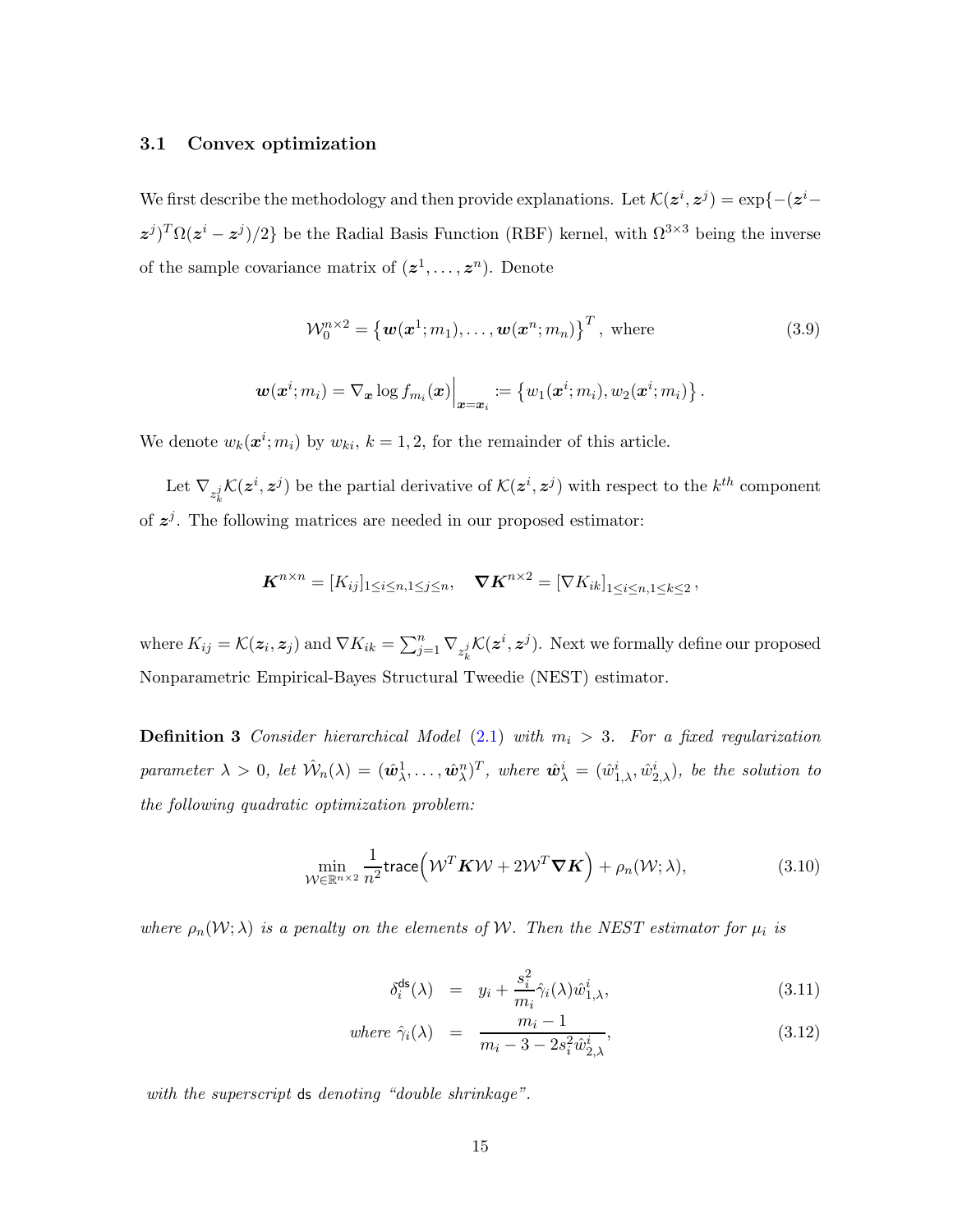### 3.1 Convex optimization

We first describe the methodology and then provide explanations. Let $\mathcal{K}(\boldsymbol{z}^i, \boldsymbol{z}^j) = \exp\{-(\boldsymbol{z}^i - \boldsymbol{z}^j)^T \Omega (\boldsymbol{z}^i - \boldsymbol{z}^j)/2\}$ be the Radial Basis Function (RBF) kernel, with $\Omega^{3\times 3}$ being the inverse of the sample covariance matrix of $(\boldsymbol{z}^1, \ldots, \boldsymbol{z}^n)$. Denote

$$
\mathcal{W}_0^{n\times 2} = \left\{\boldsymbol{w}(\boldsymbol{x}^1; m_1), \ldots, \boldsymbol{w}(\boldsymbol{x}^n; m_n)\right\}^T, \text{ where} \tag{3.9}
$$

$$
\boldsymbol{w}(\boldsymbol{x}^i; m_i) = \nabla_{\boldsymbol{x}} \log f_{m_i}(\boldsymbol{x})\Big|_{\boldsymbol{x}=\boldsymbol{x}_i} := \left\{w_1(\boldsymbol{x}^i; m_i), w_2(\boldsymbol{x}^i; m_i)\right\}.
$$

We denote $w_k(\boldsymbol{x}^i; m_i)$ by $w_{ki}$, $k = 1, 2$, for the remainder of this article.

Let $\nabla_{z_k^j} \mathcal{K}(\boldsymbol{z}^i, \boldsymbol{z}^j)$ be the partial derivative of $\mathcal{K}(\boldsymbol{z}^i, \boldsymbol{z}^j)$ with respect to the $k^{th}$ component of $\boldsymbol{z}^j$. The following matrices are needed in our proposed estimator:

$$
\boldsymbol{K}^{n\times n} = [K_{ij}]_{1\le i\le n, 1\le j\le n}, \quad \boldsymbol{\nabla K}^{n\times 2} = [\nabla K_{ik}]_{1\le i\le n, 1\le k\le 2},
$$

where $K_{ij} = \mathcal{K}(\boldsymbol{z}_i, \boldsymbol{z}_j)$ and $\nabla K_{ik} = \sum_{j=1}^n \nabla_{z_k^j} \mathcal{K}(\boldsymbol{z}^i, \boldsymbol{z}^j)$. Next we formally define our proposed Nonparametric Empirical-Bayes Structural Tweedie (NEST) estimator.

**Definition 3** *Consider hierarchical Model (2.1) with $m_i > 3$. For a fixed regularization parameter $\lambda > 0$, let $\hat{\mathcal{W}}_n(\lambda) = (\hat{\boldsymbol{w}}_\lambda^1, \ldots, \hat{\boldsymbol{w}}_\lambda^n)^T$, where $\hat{\boldsymbol{w}}_\lambda^i = (\hat{w}_{1,\lambda}^i, \hat{w}_{2,\lambda}^i)$, be the solution to the following quadratic optimization problem:*

$$
\min_{\mathcal{W}\in\mathbb{R}^{n\times 2}} \frac{1}{n^2} \mathsf{trace}\Big(\mathcal{W}^T \boldsymbol{K} \mathcal{W} + 2\mathcal{W}^T \boldsymbol{\nabla K}\Big) + \rho_n(\mathcal{W}; \lambda), \tag{3.10}
$$

*where $\rho_n(\mathcal{W}; \lambda)$ is a penalty on the elements of $\mathcal{W}$. Then the NEST estimator for $\mu_i$ is*

$$
\delta_i^{\mathsf{ds}}(\lambda) = y_i + \frac{s_i^2}{m_i} \hat{\gamma}_i(\lambda) \hat{w}_{1,\lambda}^i, \tag{3.11}
$$

$$
\text{where } \hat{\gamma}_i(\lambda) = \frac{m_i - 1}{m_i - 3 - 2s_i^2 \hat{w}_{2,\lambda}^i}, \tag{3.12}
$$

*with the superscript* ds *denoting "double shrinkage".*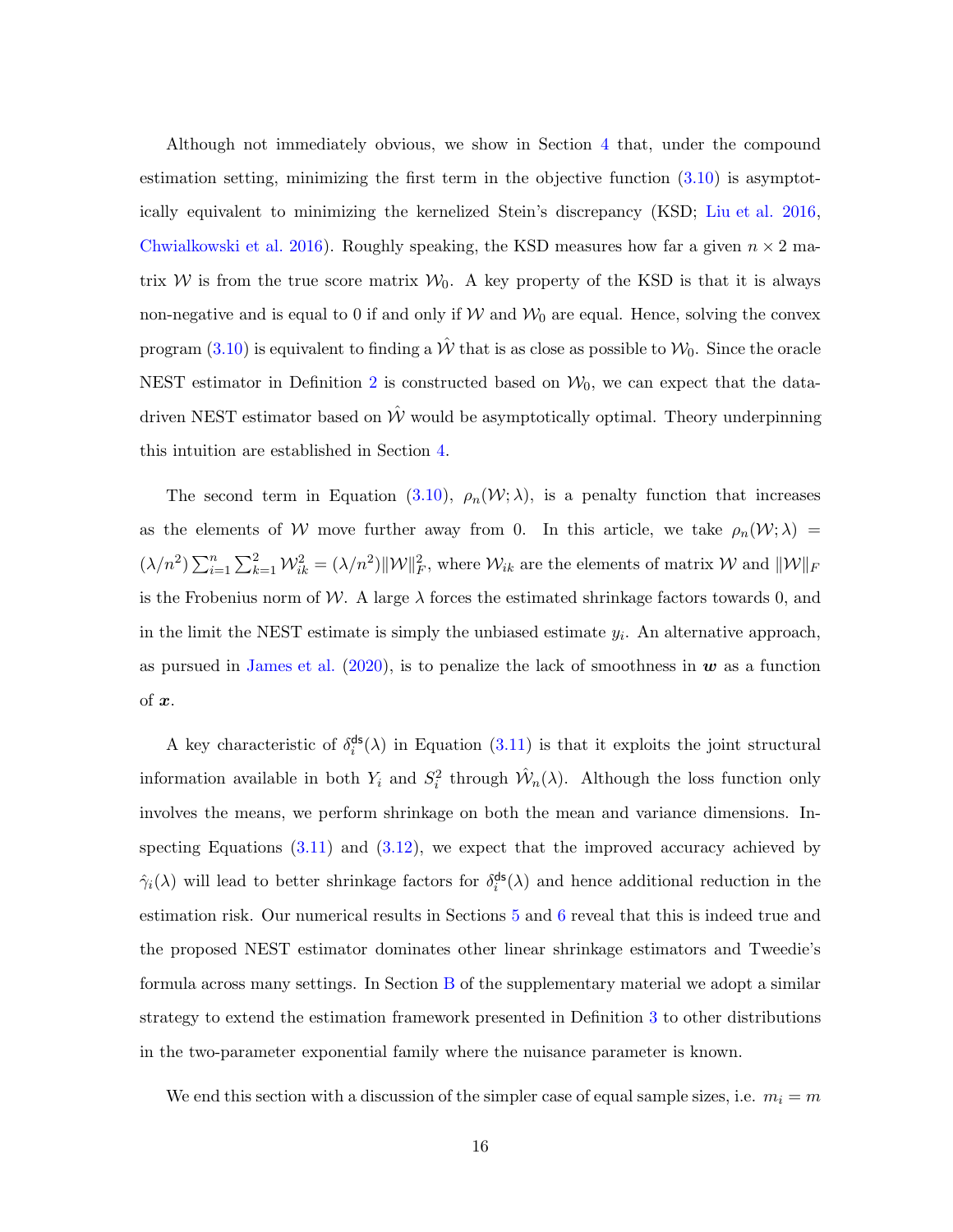Although not immediately obvious, we show in Section 4 that, under the compound estimation setting, minimizing the first term in the objective function (3.10) is asymptotically equivalent to minimizing the kernelized Stein's discrepancy (KSD; Liu et al. 2016, Chwialkowski et al. 2016). Roughly speaking, the KSD measures how far a given $n \times 2$ matrix $\mathcal{W}$ is from the true score matrix $\mathcal{W}_0$. A key property of the KSD is that it is always non-negative and is equal to 0 if and only if $\mathcal{W}$ and $\mathcal{W}_0$ are equal. Hence, solving the convex program (3.10) is equivalent to finding a $\hat{\mathcal{W}}$ that is as close as possible to $\mathcal{W}_0$. Since the oracle NEST estimator in Definition 2 is constructed based on $\mathcal{W}_0$, we can expect that the data-driven NEST estimator based on $\hat{\mathcal{W}}$ would be asymptotically optimal. Theory underpinning this intuition are established in Section 4.

The second term in Equation (3.10), $\rho_n(\mathcal{W}; \lambda)$, is a penalty function that increases as the elements of $\mathcal{W}$ move further away from 0. In this article, we take $\rho_n(\mathcal{W}; \lambda) = (\lambda/n^2) \sum_{i=1}^{n} \sum_{k=1}^{2} \mathcal{W}_{ik}^2 = (\lambda/n^2)\|\mathcal{W}\|_F^2$, where $\mathcal{W}_{ik}$ are the elements of matrix $\mathcal{W}$ and $\|\mathcal{W}\|_F$ is the Frobenius norm of $\mathcal{W}$. A large $\lambda$ forces the estimated shrinkage factors towards 0, and in the limit the NEST estimate is simply the unbiased estimate $y_i$. An alternative approach, as pursued in James et al. (2020), is to penalize the lack of smoothness in $\boldsymbol{w}$ as a function of $\boldsymbol{x}$.

A key characteristic of $\delta_i^{\mathsf{ds}}(\lambda)$ in Equation (3.11) is that it exploits the joint structural information available in both $Y_i$ and $S_i^2$ through $\hat{\mathcal{W}}_n(\lambda)$. Although the loss function only involves the means, we perform shrinkage on both the mean and variance dimensions. Inspecting Equations (3.11) and (3.12), we expect that the improved accuracy achieved by $\hat{\gamma}_i(\lambda)$ will lead to better shrinkage factors for $\delta_i^{\mathsf{ds}}(\lambda)$ and hence additional reduction in the estimation risk. Our numerical results in Sections 5 and 6 reveal that this is indeed true and the proposed NEST estimator dominates other linear shrinkage estimators and Tweedie's formula across many settings. In Section B of the supplementary material we adopt a similar strategy to extend the estimation framework presented in Definition 3 to other distributions in the two-parameter exponential family where the nuisance parameter is known.

We end this section with a discussion of the simpler case of equal sample sizes, i.e. $m_i = m$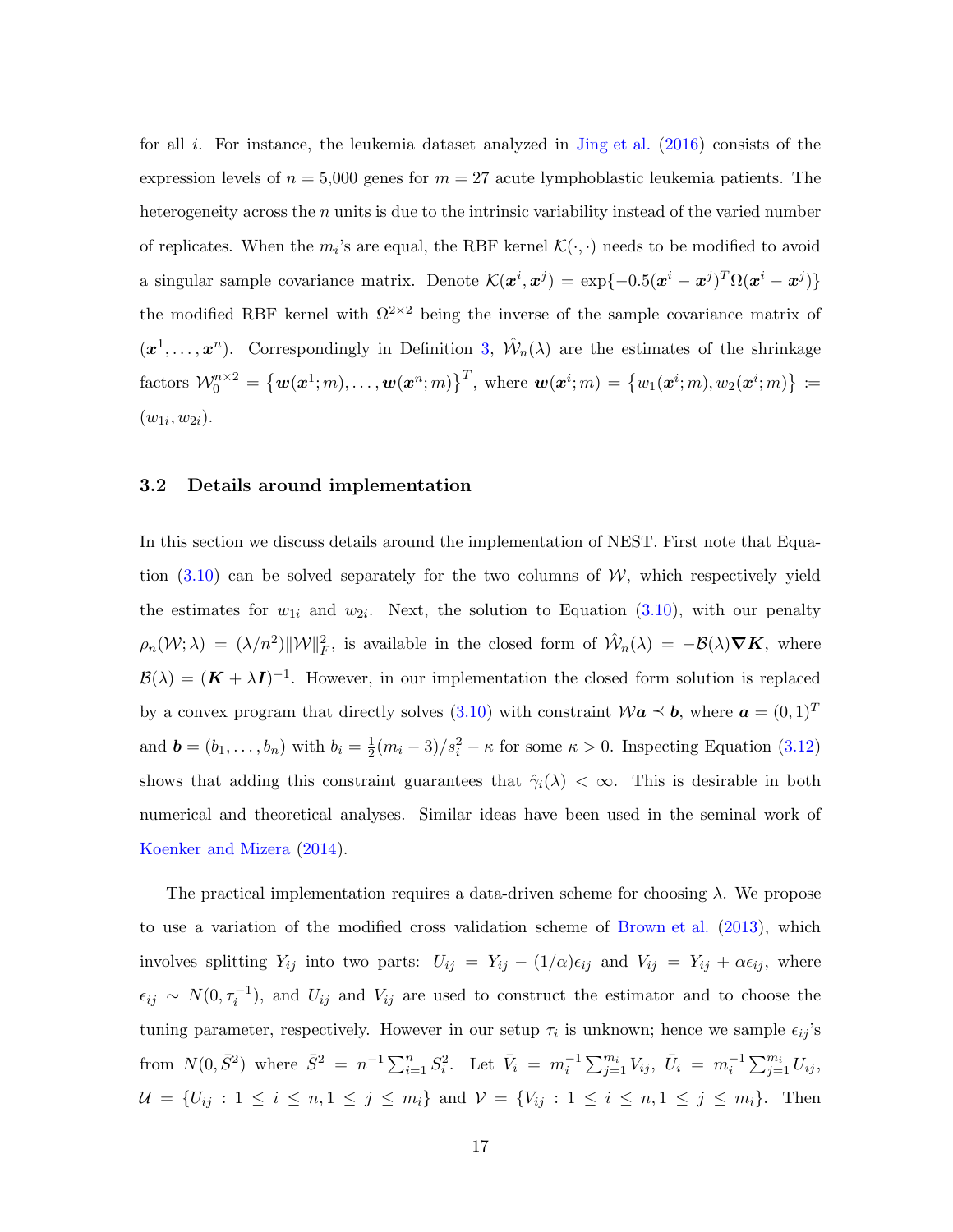for all $i$. For instance, the leukemia dataset analyzed in Jing et al. (2016) consists of the expression levels of $n = 5{,}000$ genes for $m = 27$ acute lymphoblastic leukemia patients. The heterogeneity across the $n$ units is due to the intrinsic variability instead of the varied number of replicates. When the $m_i$'s are equal, the RBF kernel $\mathcal{K}(\cdot,\cdot)$ needs to be modified to avoid a singular sample covariance matrix. Denote $\mathcal{K}(\boldsymbol{x}^i, \boldsymbol{x}^j) = \exp\{-0.5(\boldsymbol{x}^i - \boldsymbol{x}^j)^T\Omega(\boldsymbol{x}^i - \boldsymbol{x}^j)\}$ the modified RBF kernel with $\Omega^{2\times 2}$ being the inverse of the sample covariance matrix of $(\boldsymbol{x}^1, \ldots, \boldsymbol{x}^n)$. Correspondingly in Definition 3, $\hat{\mathcal{W}}_n(\lambda)$ are the estimates of the shrinkage factors $\mathcal{W}_0^{n\times 2} = \{\boldsymbol{w}(\boldsymbol{x}^1; m), \ldots, \boldsymbol{w}(\boldsymbol{x}^n; m)\}^T$, where $\boldsymbol{w}(\boldsymbol{x}^i; m) = \{w_1(\boldsymbol{x}^i; m), w_2(\boldsymbol{x}^i; m)\} := (w_{1i}, w_{2i})$.

### 3.2 Details around implementation

In this section we discuss details around the implementation of NEST. First note that Equation (3.10) can be solved separately for the two columns of $\mathcal{W}$, which respectively yield the estimates for $w_{1i}$ and $w_{2i}$. Next, the solution to Equation (3.10), with our penalty $\rho_n(\mathcal{W}; \lambda) = (\lambda/n^2)\|\mathcal{W}\|_F^2$, is available in the closed form of $\hat{\mathcal{W}}_n(\lambda) = -\mathcal{B}(\lambda)\boldsymbol{\nabla K}$, where $\mathcal{B}(\lambda) = (\boldsymbol{K} + \lambda \boldsymbol{I})^{-1}$. However, in our implementation the closed form solution is replaced by a convex program that directly solves (3.10) with constraint $\mathcal{W}\boldsymbol{a} \preceq \boldsymbol{b}$, where $\boldsymbol{a} = (0, 1)^T$ and $\boldsymbol{b} = (b_1, \ldots, b_n)$ with $b_i = \frac{1}{2}(m_i - 3)/s_i^2 - \kappa$ for some $\kappa > 0$. Inspecting Equation (3.12) shows that adding this constraint guarantees that $\hat{\gamma}_i(\lambda) < \infty$. This is desirable in both numerical and theoretical analyses. Similar ideas have been used in the seminal work of Koenker and Mizera (2014).

The practical implementation requires a data-driven scheme for choosing $\lambda$. We propose to use a variation of the modified cross validation scheme of Brown et al. (2013), which involves splitting $Y_{ij}$ into two parts: $U_{ij} = Y_{ij} - (1/\alpha)\epsilon_{ij}$ and $V_{ij} = Y_{ij} + \alpha\epsilon_{ij}$, where $\epsilon_{ij} \sim N(0, \tau_i^{-1})$, and $U_{ij}$ and $V_{ij}$ are used to construct the estimator and to choose the tuning parameter, respectively. However in our setup $\tau_i$ is unknown; hence we sample $\epsilon_{ij}$'s from $N(0, \bar{S}^2)$ where $\bar{S}^2 = n^{-1}\sum_{i=1}^n S_i^2$. Let $\bar{V}_i = m_i^{-1}\sum_{j=1}^{m_i} V_{ij}$, $\bar{U}_i = m_i^{-1}\sum_{j=1}^{m_i} U_{ij}$, $\mathcal{U} = \{U_{ij} : 1 \le i \le n, 1 \le j \le m_i\}$ and $\mathcal{V} = \{V_{ij} : 1 \le i \le n, 1 \le j \le m_i\}$. Then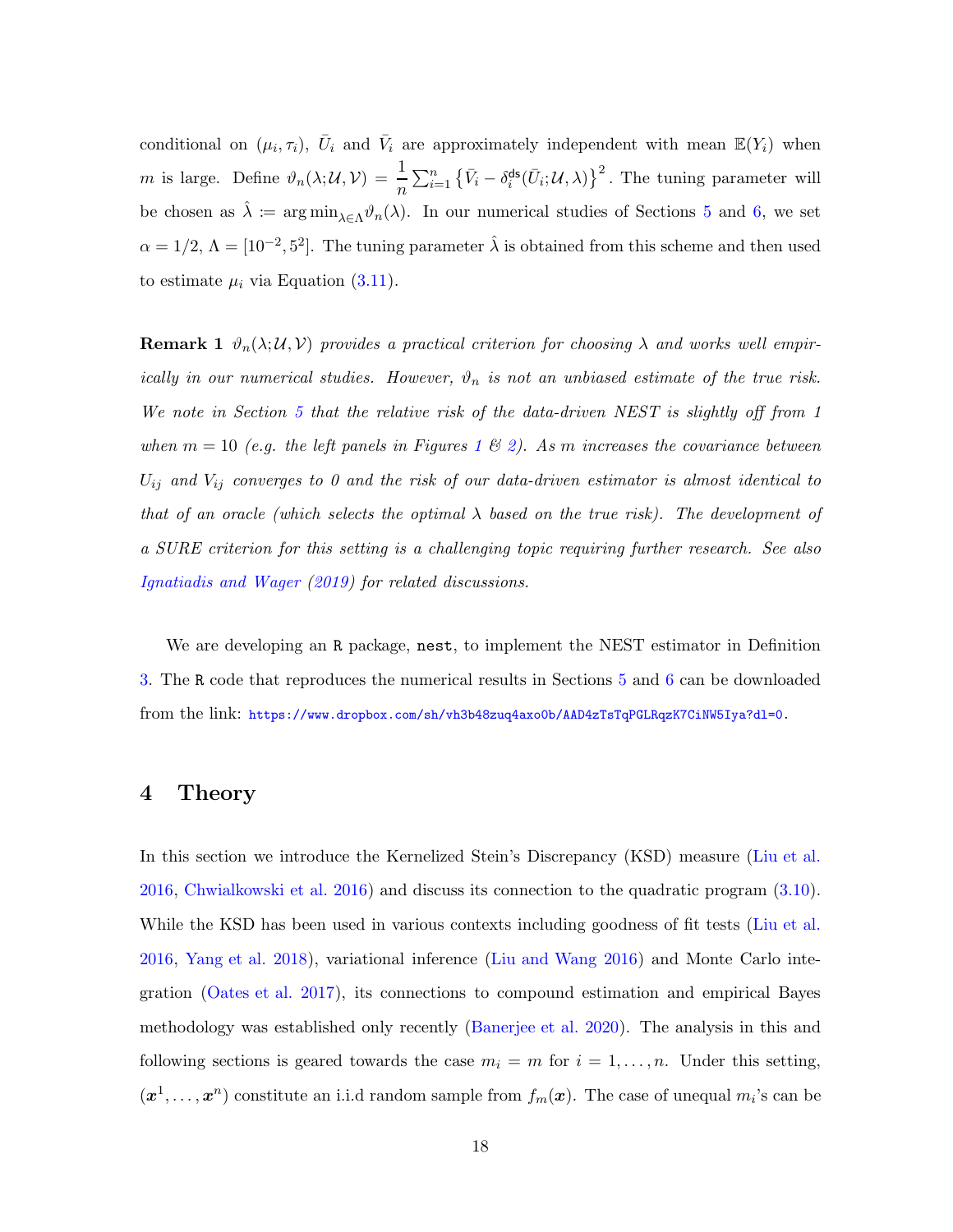conditional on $(\mu_i, \tau_i)$, $\bar{U}_i$ and $\bar{V}_i$ are approximately independent with mean $\mathbb{E}(Y_i)$ when $m$ is large. Define $\vartheta_n(\lambda; \mathcal{U}, \mathcal{V}) = \dfrac{1}{n}\sum_{i=1}^n \left\{\bar{V}_i - \delta_i^{\mathsf{ds}}(\bar{U}_i; \mathcal{U}, \lambda)\right\}^2$. The tuning parameter will be chosen as $\hat{\lambda} := \arg\min_{\lambda\in\Lambda} \vartheta_n(\lambda)$. In our numerical studies of Sections 5 and 6, we set $\alpha = 1/2$, $\Lambda = [10^{-2}, 5^2]$. The tuning parameter $\hat{\lambda}$ is obtained from this scheme and then used to estimate $\mu_i$ via Equation (3.11).

**Remark 1** *$\vartheta_n(\lambda; \mathcal{U}, \mathcal{V})$ provides a practical criterion for choosing $\lambda$ and works well empirically in our numerical studies. However, $\vartheta_n$ is not an unbiased estimate of the true risk. We note in Section 5 that the relative risk of the data-driven NEST is slightly off from 1 when $m = 10$ (e.g. the left panels in Figures 1 & 2). As $m$ increases the covariance between $U_{ij}$ and $V_{ij}$ converges to 0 and the risk of our data-driven estimator is almost identical to that of an oracle (which selects the optimal $\lambda$ based on the true risk). The development of a SURE criterion for this setting is a challenging topic requiring further research. See also Ignatiadis and Wager (2019) for related discussions.*

We are developing an `R` package, `nest`, to implement the NEST estimator in Definition 3. The `R` code that reproduces the numerical results in Sections 5 and 6 can be downloaded from the link: https://www.dropbox.com/sh/vh3b48zuq4axo0b/AAD4zTsTqPGLRqzK7CiNW5Iya?dl=0.

# 4 Theory

In this section we introduce the Kernelized Stein's Discrepancy (KSD) measure (Liu et al. 2016, Chwialkowski et al. 2016) and discuss its connection to the quadratic program (3.10). While the KSD has been used in various contexts including goodness of fit tests (Liu et al. 2016, Yang et al. 2018), variational inference (Liu and Wang 2016) and Monte Carlo integration (Oates et al. 2017), its connections to compound estimation and empirical Bayes methodology was established only recently (Banerjee et al. 2020). The analysis in this and following sections is geared towards the case $m_i = m$ for $i = 1, \ldots, n$. Under this setting, $(\boldsymbol{x}^1, \ldots, \boldsymbol{x}^n)$ constitute an i.i.d random sample from $f_m(\boldsymbol{x})$. The case of unequal $m_i$'s can be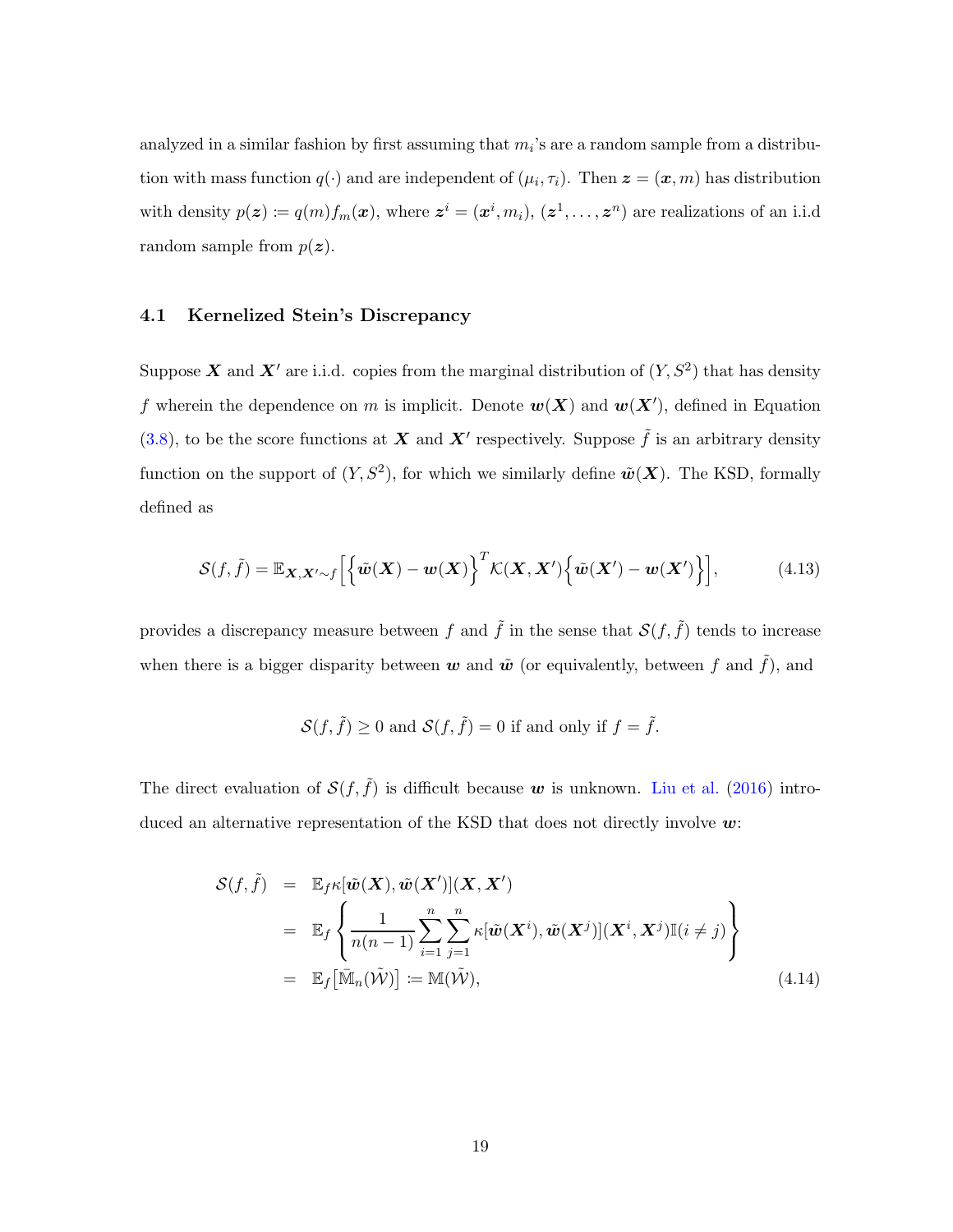analyzed in a similar fashion by first assuming that $m_i$'s are a random sample from a distribution with mass function $q(\cdot)$ and are independent of $(\mu_i, \tau_i)$. Then $\boldsymbol{z} = (\boldsymbol{x}, m)$ has distribution with density $p(\boldsymbol{z}) \coloneqq q(m) f_m(\boldsymbol{x})$, where $\boldsymbol{z}^i = (\boldsymbol{x}^i, m_i)$, $(\boldsymbol{z}^1, \ldots, \boldsymbol{z}^n)$ are realizations of an i.i.d random sample from $p(\boldsymbol{z})$.

### 4.1 Kernelized Stein's Discrepancy

Suppose $\boldsymbol{X}$ and $\boldsymbol{X}'$ are i.i.d. copies from the marginal distribution of $(Y, S^2)$ that has density $f$ wherein the dependence on $m$ is implicit. Denote $\boldsymbol{w}(\boldsymbol{X})$ and $\boldsymbol{w}(\boldsymbol{X}')$, defined in Equation (3.8), to be the score functions at $\boldsymbol{X}$ and $\boldsymbol{X}'$ respectively. Suppose $\tilde{f}$ is an arbitrary density function on the support of $(Y, S^2)$, for which we similarly define $\tilde{\boldsymbol{w}}(\boldsymbol{X})$. The KSD, formally defined as

$$\mathcal{S}(f, \tilde{f}) = \mathbb{E}_{\boldsymbol{X}, \boldsymbol{X}' \sim f}\Big[\Big\{\tilde{\boldsymbol{w}}(\boldsymbol{X}) - \boldsymbol{w}(\boldsymbol{X})\Big\}^T \mathcal{K}(\boldsymbol{X}, \boldsymbol{X}')\Big\{\tilde{\boldsymbol{w}}(\boldsymbol{X}') - \boldsymbol{w}(\boldsymbol{X}')\Big\}\Big], \tag{4.13}$$

provides a discrepancy measure between $f$ and $\tilde{f}$ in the sense that $\mathcal{S}(f, \tilde{f})$ tends to increase when there is a bigger disparity between $\boldsymbol{w}$ and $\tilde{\boldsymbol{w}}$ (or equivalently, between $f$ and $\tilde{f}$), and

$$\mathcal{S}(f, \tilde{f}) \geq 0 \text{ and } \mathcal{S}(f, \tilde{f}) = 0 \text{ if and only if } f = \tilde{f}.$$

The direct evaluation of $\mathcal{S}(f, \tilde{f})$ is difficult because $\boldsymbol{w}$ is unknown. Liu et al. (2016) introduced an alternative representation of the KSD that does not directly involve $\boldsymbol{w}$:

$$\begin{aligned}
\mathcal{S}(f, \tilde{f}) &= \mathbb{E}_f \kappa[\tilde{\boldsymbol{w}}(\boldsymbol{X}), \tilde{\boldsymbol{w}}(\boldsymbol{X}')](\boldsymbol{X}, \boldsymbol{X}') \\
&= \mathbb{E}_f \left\{ \frac{1}{n(n-1)} \sum_{i=1}^{n} \sum_{j=1}^{n} \kappa[\tilde{\boldsymbol{w}}(\boldsymbol{X}^i), \tilde{\boldsymbol{w}}(\boldsymbol{X}^j)](\boldsymbol{X}^i, \boldsymbol{X}^j) \mathbb{I}(i \neq j) \right\} \\
&= \mathbb{E}_f\big[\bar{\mathbb{M}}_n(\tilde{\mathcal{W}})\big] \coloneqq \mathbb{M}(\tilde{\mathcal{W}}),
\end{aligned} \tag{4.14}$$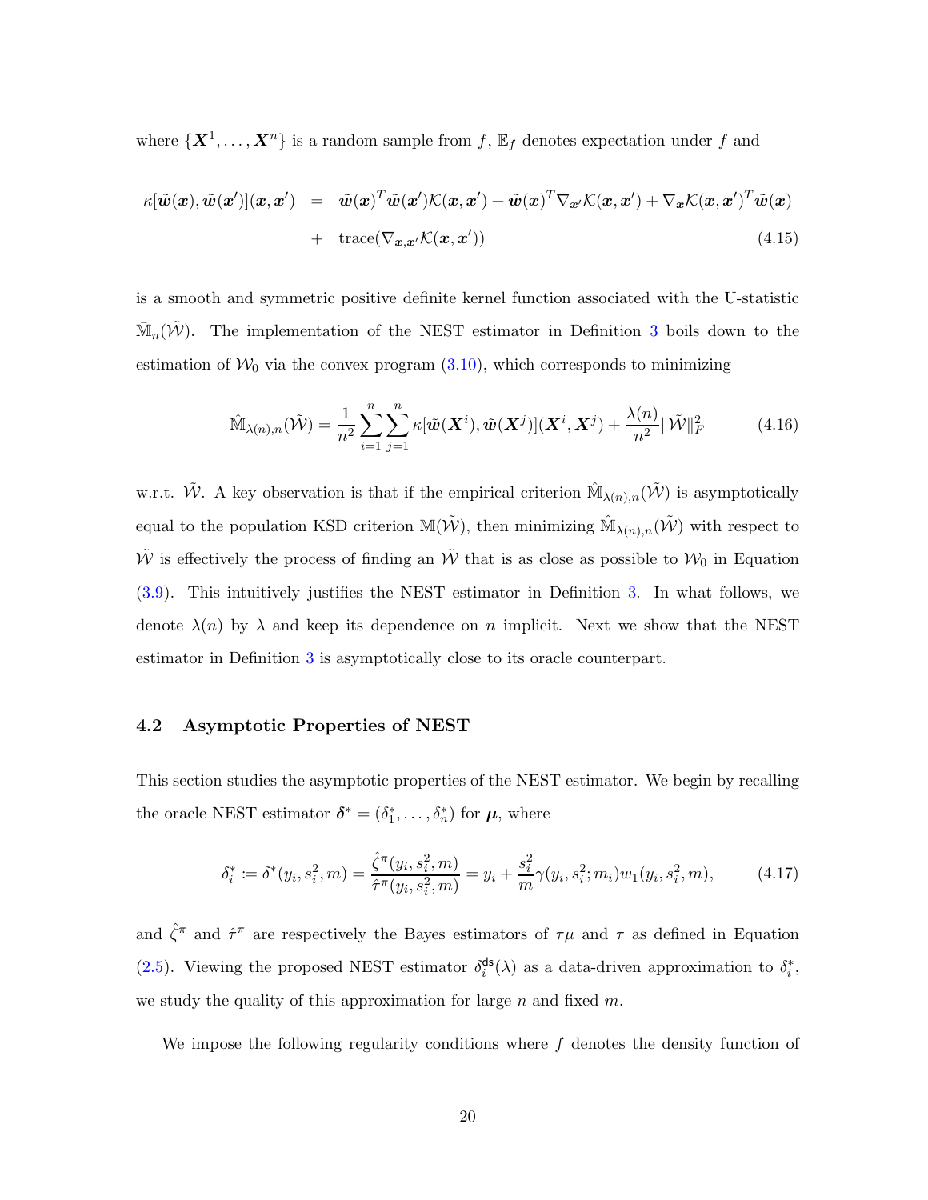where $\{\boldsymbol{X}^1, \ldots, \boldsymbol{X}^n\}$ is a random sample from $f$, $\mathbb{E}_f$ denotes expectation under $f$ and

$$
\begin{aligned}
\kappa[\tilde{\boldsymbol{w}}(\boldsymbol{x}), \tilde{\boldsymbol{w}}(\boldsymbol{x}')](\boldsymbol{x}, \boldsymbol{x}') &= \tilde{\boldsymbol{w}}(\boldsymbol{x})^T \tilde{\boldsymbol{w}}(\boldsymbol{x}') \mathcal{K}(\boldsymbol{x}, \boldsymbol{x}') + \tilde{\boldsymbol{w}}(\boldsymbol{x})^T \nabla_{\boldsymbol{x}'} \mathcal{K}(\boldsymbol{x}, \boldsymbol{x}') + \nabla_{\boldsymbol{x}} \mathcal{K}(\boldsymbol{x}, \boldsymbol{x}')^T \tilde{\boldsymbol{w}}(\boldsymbol{x}) \\
&+ \operatorname{trace}(\nabla_{\boldsymbol{x}, \boldsymbol{x}'} \mathcal{K}(\boldsymbol{x}, \boldsymbol{x}'))
\end{aligned} \tag{4.15}
$$

is a smooth and symmetric positive definite kernel function associated with the U-statistic $\bar{\mathbb{M}}_n(\tilde{\mathcal{W}})$. The implementation of the NEST estimator in Definition 3 boils down to the estimation of $\mathcal{W}_0$ via the convex program (3.10), which corresponds to minimizing

$$
\hat{\mathbb{M}}_{\lambda(n),n}(\tilde{\mathcal{W}}) = \frac{1}{n^2} \sum_{i=1}^{n} \sum_{j=1}^{n} \kappa[\tilde{\boldsymbol{w}}(\boldsymbol{X}^i), \tilde{\boldsymbol{w}}(\boldsymbol{X}^j)](\boldsymbol{X}^i, \boldsymbol{X}^j) + \frac{\lambda(n)}{n^2} \|\tilde{\mathcal{W}}\|_F^2 \tag{4.16}
$$

w.r.t. $\tilde{\mathcal{W}}$. A key observation is that if the empirical criterion $\hat{\mathbb{M}}_{\lambda(n),n}(\tilde{\mathcal{W}})$ is asymptotically equal to the population KSD criterion $\mathbb{M}(\tilde{\mathcal{W}})$, then minimizing $\hat{\mathbb{M}}_{\lambda(n),n}(\tilde{\mathcal{W}})$ with respect to $\tilde{\mathcal{W}}$ is effectively the process of finding an $\tilde{\mathcal{W}}$ that is as close as possible to $\mathcal{W}_0$ in Equation (3.9). This intuitively justifies the NEST estimator in Definition 3. In what follows, we denote $\lambda(n)$ by $\lambda$ and keep its dependence on $n$ implicit. Next we show that the NEST estimator in Definition 3 is asymptotically close to its oracle counterpart.

### 4.2 Asymptotic Properties of NEST

This section studies the asymptotic properties of the NEST estimator. We begin by recalling the oracle NEST estimator $\boldsymbol{\delta}^* = (\delta_1^*, \ldots, \delta_n^*)$ for $\boldsymbol{\mu}$, where

$$
\delta_i^* := \delta^*(y_i, s_i^2, m) = \frac{\hat{\zeta}^\pi(y_i, s_i^2, m)}{\hat{\tau}^\pi(y_i, s_i^2, m)} = y_i + \frac{s_i^2}{m} \gamma(y_i, s_i^2; m_i) w_1(y_i, s_i^2, m), \tag{4.17}
$$

and $\hat{\zeta}^\pi$ and $\hat{\tau}^\pi$ are respectively the Bayes estimators of $\tau\mu$ and $\tau$ as defined in Equation (2.5). Viewing the proposed NEST estimator $\delta_i^{\mathsf{ds}}(\lambda)$ as a data-driven approximation to $\delta_i^*$, we study the quality of this approximation for large $n$ and fixed $m$.

We impose the following regularity conditions where $f$ denotes the density function of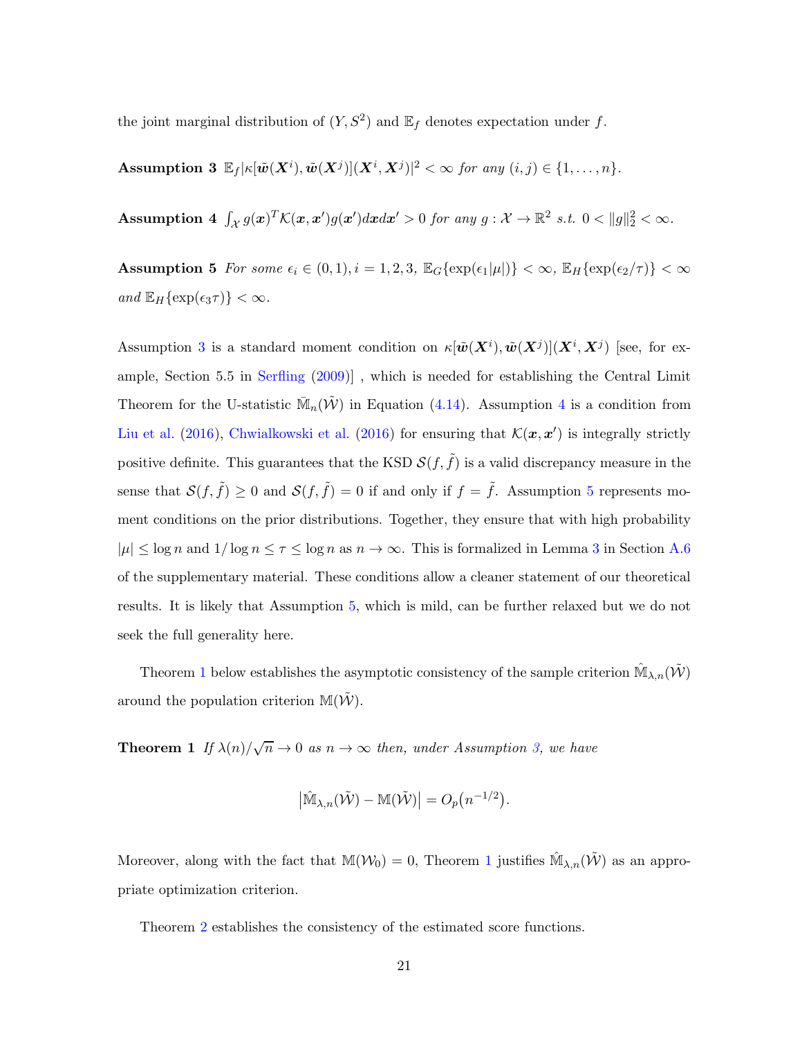the joint marginal distribution of $(Y, S^2)$ and $\mathbb{E}_f$ denotes expectation under $f$.

**Assumption 3** *$\mathbb{E}_f|\kappa[\tilde{\boldsymbol{w}}(\boldsymbol{X}^i), \tilde{\boldsymbol{w}}(\boldsymbol{X}^j)](\boldsymbol{X}^i, \boldsymbol{X}^j)|^2 < \infty$ for any $(i, j) \in \{1, \ldots, n\}$.*

**Assumption 4** *$\int_{\mathcal{X}} g(\boldsymbol{x})^T \mathcal{K}(\boldsymbol{x}, \boldsymbol{x}') g(\boldsymbol{x}') d\boldsymbol{x} d\boldsymbol{x}' > 0$ for any $g : \mathcal{X} \to \mathbb{R}^2$ s.t. $0 < \|g\|_2^2 < \infty$.*

**Assumption 5** *For some $\epsilon_i \in (0, 1), i = 1, 2, 3$, $\mathbb{E}_G\{\exp(\epsilon_1|\mu|)\} < \infty$, $\mathbb{E}_H\{\exp(\epsilon_2/\tau)\} < \infty$ and $\mathbb{E}_H\{\exp(\epsilon_3\tau)\} < \infty$.*

Assumption 3 is a standard moment condition on $\kappa[\tilde{\boldsymbol{w}}(\boldsymbol{X}^i), \tilde{\boldsymbol{w}}(\boldsymbol{X}^j)](\boldsymbol{X}^i, \boldsymbol{X}^j)$ [see, for example, Section 5.5 in Serfling (2009)] , which is needed for establishing the Central Limit Theorem for the U-statistic $\bar{\mathbb{M}}_n(\tilde{\mathcal{W}})$ in Equation (4.14). Assumption 4 is a condition from Liu et al. (2016), Chwialkowski et al. (2016) for ensuring that $\mathcal{K}(\boldsymbol{x}, \boldsymbol{x}')$ is integrally strictly positive definite. This guarantees that the KSD $\mathcal{S}(f, \tilde{f})$ is a valid discrepancy measure in the sense that $\mathcal{S}(f, \tilde{f}) \geq 0$ and $\mathcal{S}(f, \tilde{f}) = 0$ if and only if $f = \tilde{f}$. Assumption 5 represents moment conditions on the prior distributions. Together, they ensure that with high probability $|\mu| \leq \log n$ and $1/\log n \leq \tau \leq \log n$ as $n \to \infty$. This is formalized in Lemma 3 in Section A.6 of the supplementary material. These conditions allow a cleaner statement of our theoretical results. It is likely that Assumption 5, which is mild, can be further relaxed but we do not seek the full generality here.

Theorem 1 below establishes the asymptotic consistency of the sample criterion $\hat{\mathbb{M}}_{\lambda,n}(\tilde{\mathcal{W}})$ around the population criterion $\mathbb{M}(\tilde{\mathcal{W}})$.

**Theorem 1** *If $\lambda(n)/\sqrt{n} \to 0$ as $n \to \infty$ then, under Assumption 3, we have*

$$\left|\hat{\mathbb{M}}_{\lambda,n}(\tilde{\mathcal{W}}) - \mathbb{M}(\tilde{\mathcal{W}})\right| = O_p\big(n^{-1/2}\big).$$

Moreover, along with the fact that $\mathbb{M}(\mathcal{W}_0) = 0$, Theorem 1 justifies $\hat{\mathbb{M}}_{\lambda,n}(\tilde{\mathcal{W}})$ as an appropriate optimization criterion.

Theorem 2 establishes the consistency of the estimated score functions.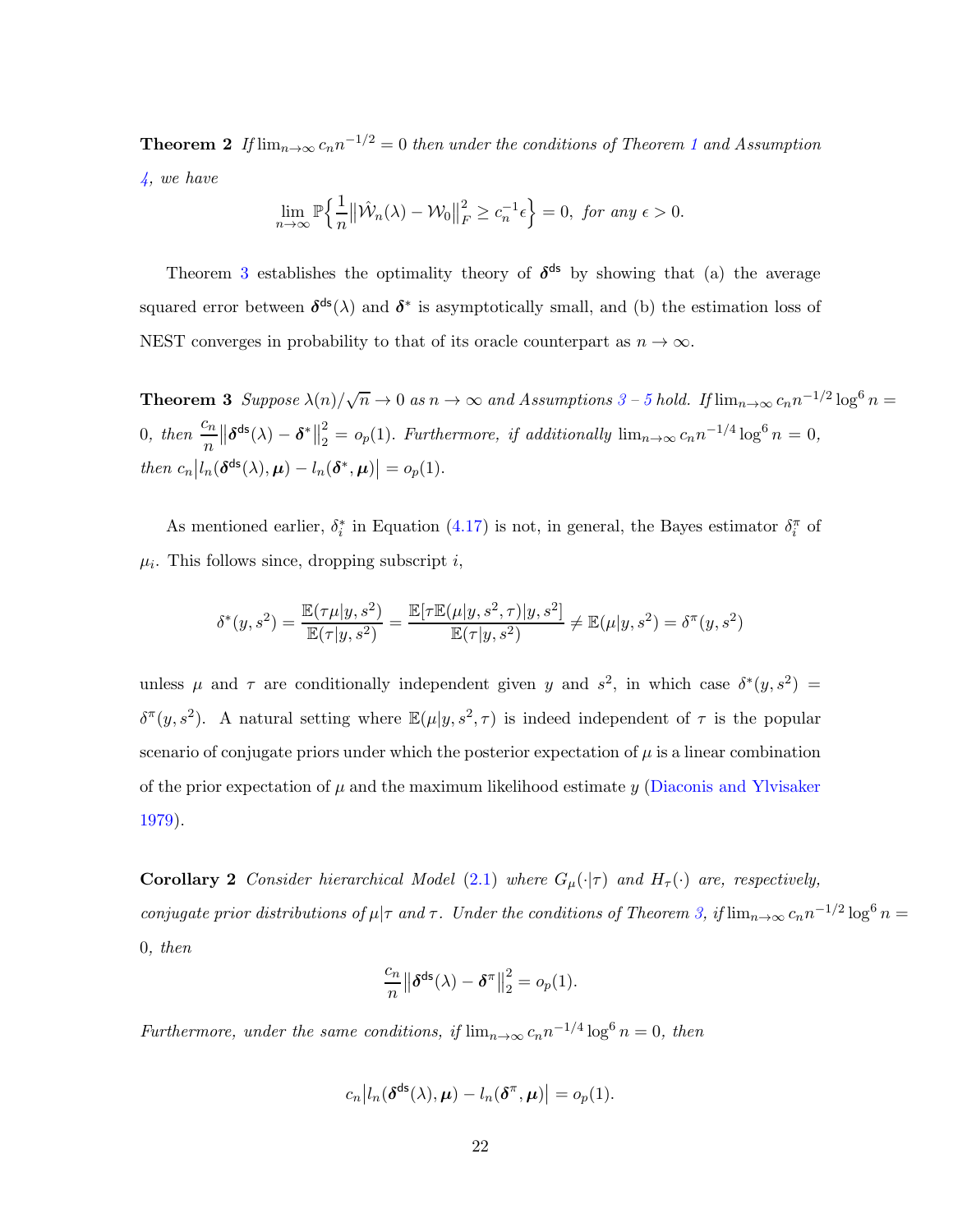**Theorem 2** *If* $\lim_{n\to\infty} c_n n^{-1/2} = 0$ *then under the conditions of Theorem 1 and Assumption 4, we have*

$$\lim_{n\to\infty} \mathbb{P}\Big\{ \frac{1}{n} \big\| \hat{\mathcal{W}}_n(\lambda) - \mathcal{W}_0 \big\|_F^2 \geq c_n^{-1}\epsilon \Big\} = 0, \text{ for any } \epsilon > 0.$$

Theorem 3 establishes the optimality theory of $\boldsymbol{\delta}^{\mathsf{ds}}$ by showing that (a) the average squared error between $\boldsymbol{\delta}^{\mathsf{ds}}(\lambda)$ and $\boldsymbol{\delta}^*$ is asymptotically small, and (b) the estimation loss of NEST converges in probability to that of its oracle counterpart as $n \to \infty$.

**Theorem 3** *Suppose* $\lambda(n)/\sqrt{n} \to 0$ *as* $n \to \infty$ *and Assumptions 3 – 5 hold. If* $\lim_{n\to\infty} c_n n^{-1/2} \log^6 n = 0$, *then* $\dfrac{c_n}{n} \big\| \boldsymbol{\delta}^{\mathsf{ds}}(\lambda) - \boldsymbol{\delta}^* \big\|_2^2 = o_p(1)$. *Furthermore, if additionally* $\lim_{n\to\infty} c_n n^{-1/4} \log^6 n = 0$, *then* $c_n \big| l_n(\boldsymbol{\delta}^{\mathsf{ds}}(\lambda), \boldsymbol{\mu}) - l_n(\boldsymbol{\delta}^*, \boldsymbol{\mu}) \big| = o_p(1)$.

As mentioned earlier, $\delta_i^*$ in Equation (4.17) is not, in general, the Bayes estimator $\delta_i^\pi$ of $\mu_i$. This follows since, dropping subscript $i$,

$$\delta^*(y, s^2) = \frac{\mathbb{E}(\tau\mu | y, s^2)}{\mathbb{E}(\tau | y, s^2)} = \frac{\mathbb{E}[\tau \mathbb{E}(\mu | y, s^2, \tau) | y, s^2]}{\mathbb{E}(\tau | y, s^2)} \neq \mathbb{E}(\mu | y, s^2) = \delta^\pi(y, s^2)$$

unless $\mu$ and $\tau$ are conditionally independent given $y$ and $s^2$, in which case $\delta^*(y, s^2) = \delta^\pi(y, s^2)$. A natural setting where $\mathbb{E}(\mu | y, s^2, \tau)$ is indeed independent of $\tau$ is the popular scenario of conjugate priors under which the posterior expectation of $\mu$ is a linear combination of the prior expectation of $\mu$ and the maximum likelihood estimate $y$ (Diaconis and Ylvisaker 1979).

**Corollary 2** *Consider hierarchical Model (2.1) where* $G_\mu(\cdot|\tau)$ *and* $H_\tau(\cdot)$ *are, respectively, conjugate prior distributions of* $\mu|\tau$ *and* $\tau$. *Under the conditions of Theorem 3, if* $\lim_{n\to\infty} c_n n^{-1/2} \log^6 n = 0$, *then*

$$\frac{c_n}{n} \big\| \boldsymbol{\delta}^{\mathsf{ds}}(\lambda) - \boldsymbol{\delta}^\pi \big\|_2^2 = o_p(1).$$

*Furthermore, under the same conditions, if* $\lim_{n\to\infty} c_n n^{-1/4} \log^6 n = 0$, *then*

$$c_n \big| l_n(\boldsymbol{\delta}^{\mathsf{ds}}(\lambda), \boldsymbol{\mu}) - l_n(\boldsymbol{\delta}^\pi, \boldsymbol{\mu}) \big| = o_p(1).$$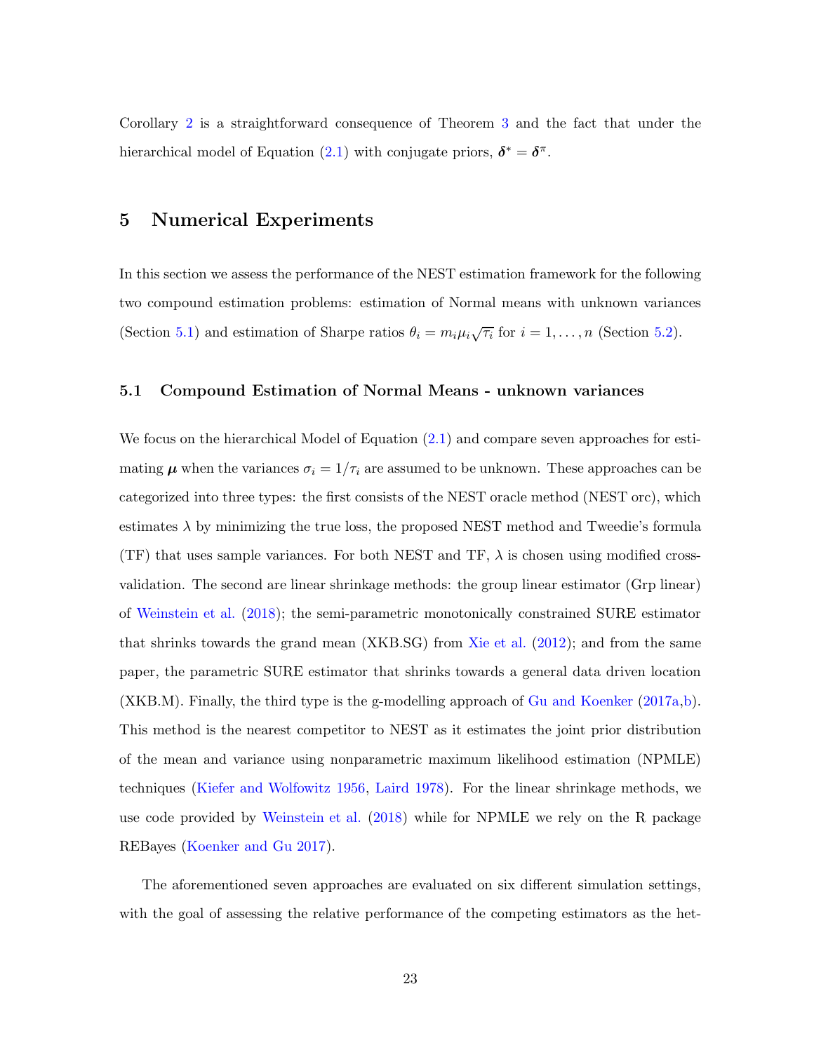Corollary 2 is a straightforward consequence of Theorem 3 and the fact that under the hierarchical model of Equation (2.1) with conjugate priors, $\boldsymbol{\delta}^* = \boldsymbol{\delta}^\pi$.

# 5 Numerical Experiments

In this section we assess the performance of the NEST estimation framework for the following two compound estimation problems: estimation of Normal means with unknown variances (Section 5.1) and estimation of Sharpe ratios $\theta_i = m_i \mu_i \sqrt{\tau_i}$ for $i = 1, \ldots, n$ (Section 5.2).

## 5.1 Compound Estimation of Normal Means - unknown variances

We focus on the hierarchical Model of Equation (2.1) and compare seven approaches for estimating $\boldsymbol{\mu}$ when the variances $\sigma_i = 1/\tau_i$ are assumed to be unknown. These approaches can be categorized into three types: the first consists of the NEST oracle method (NEST orc), which estimates $\lambda$ by minimizing the true loss, the proposed NEST method and Tweedie's formula (TF) that uses sample variances. For both NEST and TF, $\lambda$ is chosen using modified cross-validation. The second are linear shrinkage methods: the group linear estimator (Grp linear) of Weinstein et al. (2018); the semi-parametric monotonically constrained SURE estimator that shrinks towards the grand mean (XKB.SG) from Xie et al. (2012); and from the same paper, the parametric SURE estimator that shrinks towards a general data driven location (XKB.M). Finally, the third type is the g-modelling approach of Gu and Koenker (2017a,b). This method is the nearest competitor to NEST as it estimates the joint prior distribution of the mean and variance using nonparametric maximum likelihood estimation (NPMLE) techniques (Kiefer and Wolfowitz 1956, Laird 1978). For the linear shrinkage methods, we use code provided by Weinstein et al. (2018) while for NPMLE we rely on the R package REBayes (Koenker and Gu 2017).

The aforementioned seven approaches are evaluated on six different simulation settings, with the goal of assessing the relative performance of the competing estimators as the het-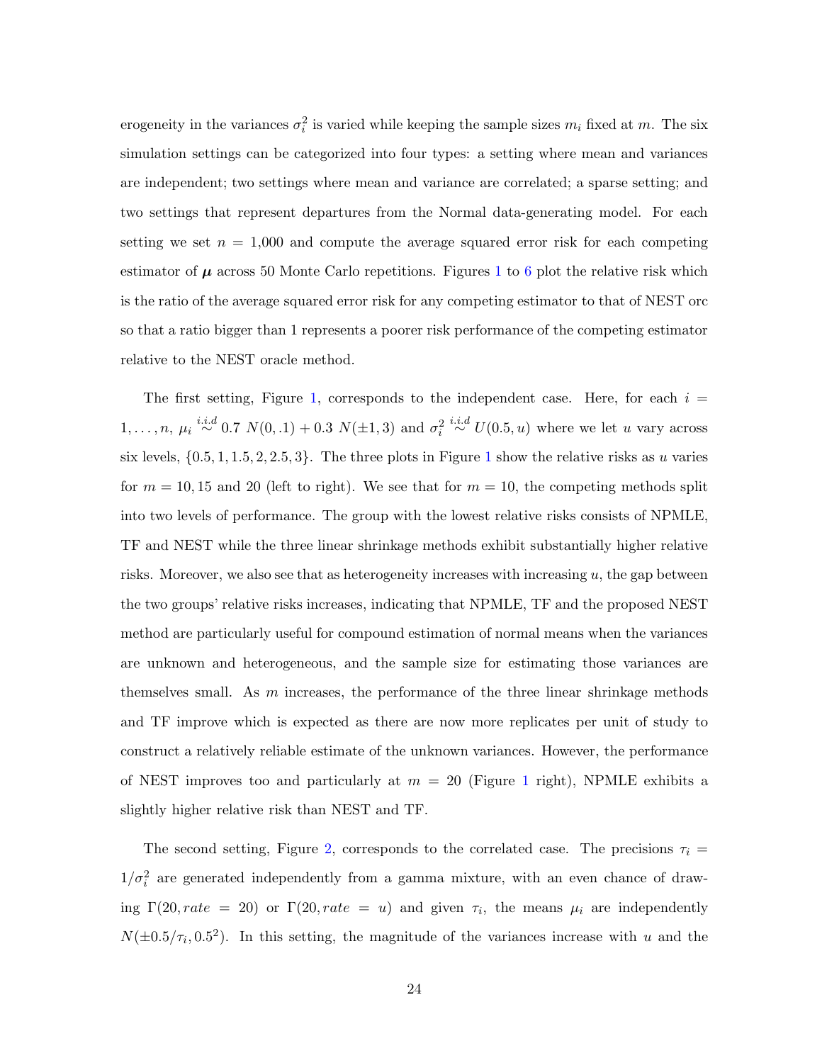erogeneity in the variances $\sigma_i^2$ is varied while keeping the sample sizes $m_i$ fixed at $m$. The six simulation settings can be categorized into four types: a setting where mean and variances are independent; two settings where mean and variance are correlated; a sparse setting; and two settings that represent departures from the Normal data-generating model. For each setting we set $n = 1{,}000$ and compute the average squared error risk for each competing estimator of $\boldsymbol{\mu}$ across 50 Monte Carlo repetitions. Figures 1 to 6 plot the relative risk which is the ratio of the average squared error risk for any competing estimator to that of NEST orc so that a ratio bigger than 1 represents a poorer risk performance of the competing estimator relative to the NEST oracle method.

The first setting, Figure 1, corresponds to the independent case. Here, for each $i = 1, \ldots, n$, $\mu_i \overset{i.i.d}{\sim} 0.7\ N(0, .1) + 0.3\ N(\pm 1, 3)$ and $\sigma_i^2 \overset{i.i.d}{\sim} U(0.5, u)$ where we let $u$ vary across six levels, $\{0.5, 1, 1.5, 2, 2.5, 3\}$. The three plots in Figure 1 show the relative risks as $u$ varies for $m = 10, 15$ and $20$ (left to right). We see that for $m = 10$, the competing methods split into two levels of performance. The group with the lowest relative risks consists of NPMLE, TF and NEST while the three linear shrinkage methods exhibit substantially higher relative risks. Moreover, we also see that as heterogeneity increases with increasing $u$, the gap between the two groups' relative risks increases, indicating that NPMLE, TF and the proposed NEST method are particularly useful for compound estimation of normal means when the variances are unknown and heterogeneous, and the sample size for estimating those variances are themselves small. As $m$ increases, the performance of the three linear shrinkage methods and TF improve which is expected as there are now more replicates per unit of study to construct a relatively reliable estimate of the unknown variances. However, the performance of NEST improves too and particularly at $m = 20$ (Figure 1 right), NPMLE exhibits a slightly higher relative risk than NEST and TF.

The second setting, Figure 2, corresponds to the correlated case. The precisions $\tau_i = 1/\sigma_i^2$ are generated independently from a gamma mixture, with an even chance of drawing $\Gamma(20, rate = 20)$ or $\Gamma(20, rate = u)$ and given $\tau_i$, the means $\mu_i$ are independently $N(\pm 0.5/\tau_i, 0.5^2)$. In this setting, the magnitude of the variances increase with $u$ and the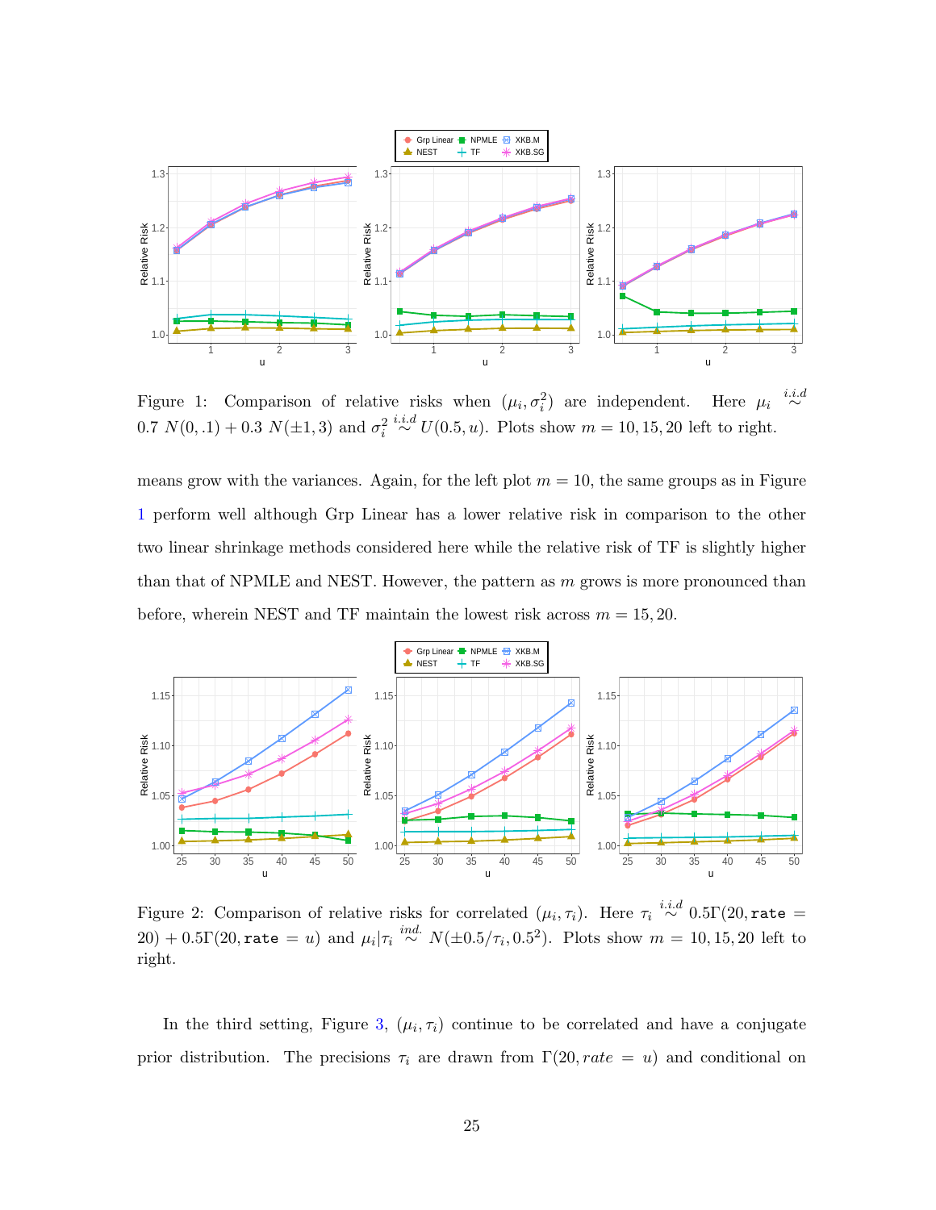Figure 1: Comparison of relative risks when $(\mu_i, \sigma_i^2)$ are independent. Here $\mu_i \overset{i.i.d}{\sim} 0.7\ N(0, .1) + 0.3\ N(\pm 1, 3)$ and $\sigma_i^2 \overset{i.i.d}{\sim} U(0.5, u)$. Plots show $m = 10, 15, 20$ left to right.

means grow with the variances. Again, for the left plot $m = 10$, the same groups as in Figure 1 perform well although Grp Linear has a lower relative risk in comparison to the other two linear shrinkage methods considered here while the relative risk of TF is slightly higher than that of NPMLE and NEST. However, the pattern as $m$ grows is more pronounced than before, wherein NEST and TF maintain the lowest risk across $m = 15, 20$.

Figure 2: Comparison of relative risks for correlated $(\mu_i, \tau_i)$. Here $\tau_i \overset{i.i.d}{\sim} 0.5\Gamma(20, \texttt{rate} = 20) + 0.5\Gamma(20, \texttt{rate} = u)$ and $\mu_i|\tau_i \overset{ind.}{\sim} N(\pm 0.5/\tau_i, 0.5^2)$. Plots show $m = 10, 15, 20$ left to right.

In the third setting, Figure 3, $(\mu_i, \tau_i)$ continue to be correlated and have a conjugate prior distribution. The precisions $\tau_i$ are drawn from $\Gamma(20, rate = u)$ and conditional on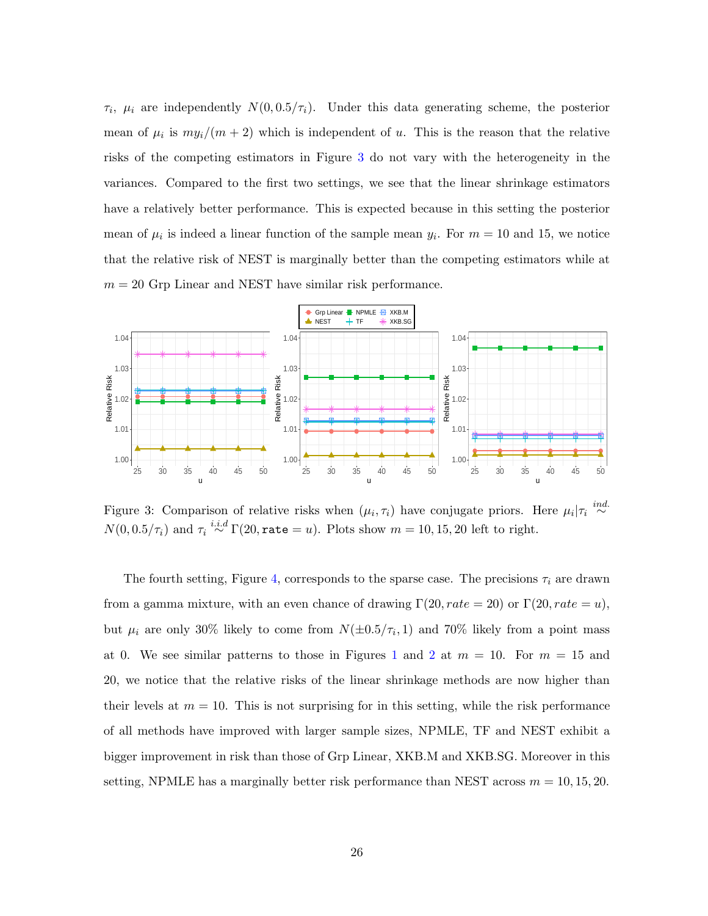$\tau_i$, $\mu_i$ are independently $N(0, 0.5/\tau_i)$. Under this data generating scheme, the posterior mean of $\mu_i$ is $my_i/(m+2)$ which is independent of $u$. This is the reason that the relative risks of the competing estimators in Figure 3 do not vary with the heterogeneity in the variances. Compared to the first two settings, we see that the linear shrinkage estimators have a relatively better performance. This is expected because in this setting the posterior mean of $\mu_i$ is indeed a linear function of the sample mean $y_i$. For $m = 10$ and 15, we notice that the relative risk of NEST is marginally better than the competing estimators while at $m = 20$ Grp Linear and NEST have similar risk performance.

Figure 3: Comparison of relative risks when $(\mu_i, \tau_i)$ have conjugate priors. Here $\mu_i|\tau_i \overset{ind.}{\sim} N(0, 0.5/\tau_i)$ and $\tau_i \overset{i.i.d}{\sim} \Gamma(20, \texttt{rate} = u)$. Plots show $m = 10, 15, 20$ left to right.

The fourth setting, Figure 4, corresponds to the sparse case. The precisions $\tau_i$ are drawn from a gamma mixture, with an even chance of drawing $\Gamma(20, rate = 20)$ or $\Gamma(20, rate = u)$, but $\mu_i$ are only 30% likely to come from $N(\pm 0.5/\tau_i, 1)$ and 70% likely from a point mass at 0. We see similar patterns to those in Figures 1 and 2 at $m = 10$. For $m = 15$ and 20, we notice that the relative risks of the linear shrinkage methods are now higher than their levels at $m = 10$. This is not surprising for in this setting, while the risk performance of all methods have improved with larger sample sizes, NPMLE, TF and NEST exhibit a bigger improvement in risk than those of Grp Linear, XKB.M and XKB.SG. Moreover in this setting, NPMLE has a marginally better risk performance than NEST across $m = 10, 15, 20$.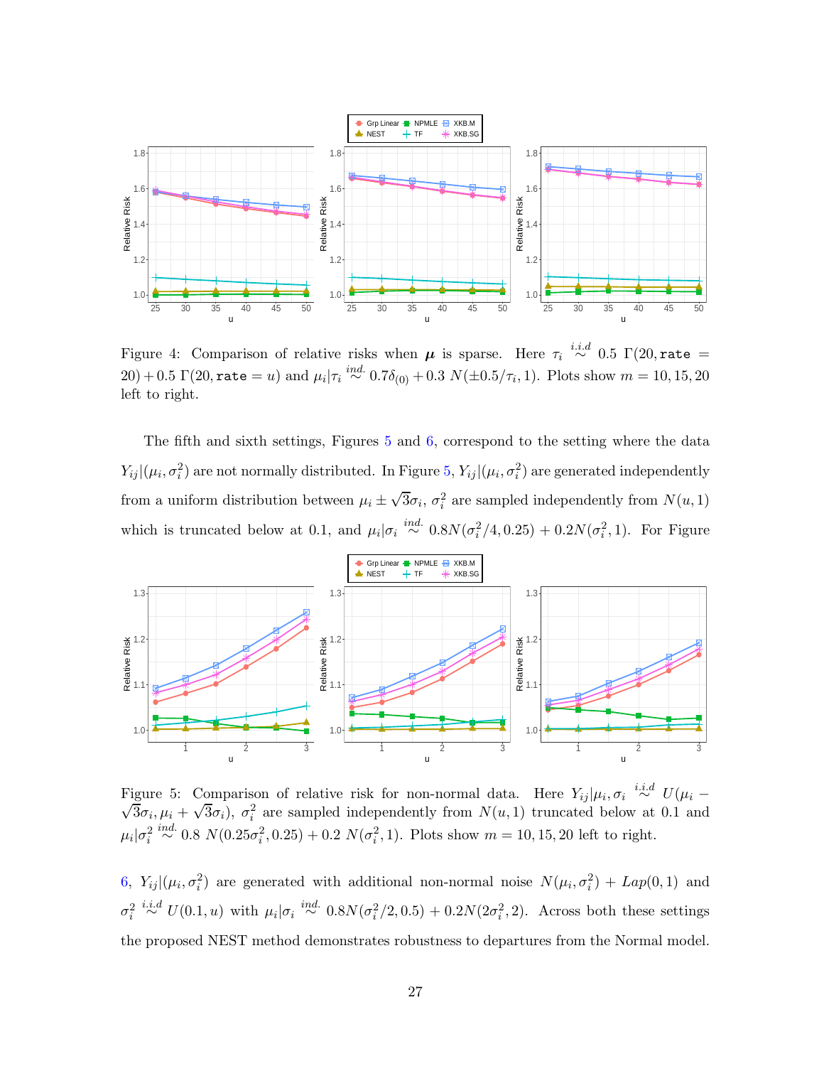Figure 4: Comparison of relative risks when $\boldsymbol{\mu}$ is sparse. Here $\tau_i \overset{i.i.d}{\sim} 0.5\ \Gamma(20, \texttt{rate} = 20) + 0.5\ \Gamma(20, \texttt{rate} = u)$ and $\mu_i|\tau_i \overset{ind.}{\sim} 0.7\delta_{(0)} + 0.3\ N(\pm 0.5/\tau_i, 1)$. Plots show $m = 10, 15, 20$ left to right.

The fifth and sixth settings, Figures 5 and 6, correspond to the setting where the data $Y_{ij}|(\mu_i, \sigma_i^2)$ are not normally distributed. In Figure 5, $Y_{ij}|(\mu_i, \sigma_i^2)$ are generated independently from a uniform distribution between $\mu_i \pm \sqrt{3}\sigma_i$, $\sigma_i^2$ are sampled independently from $N(u, 1)$ which is truncated below at 0.1, and $\mu_i|\sigma_i \overset{ind.}{\sim} 0.8N(\sigma_i^2/4, 0.25) + 0.2N(\sigma_i^2, 1)$. For Figure

Figure 5: Comparison of relative risk for non-normal data. Here $Y_{ij}|\mu_i, \sigma_i \overset{i.i.d}{\sim} U(\mu_i - \sqrt{3}\sigma_i, \mu_i + \sqrt{3}\sigma_i)$, $\sigma_i^2$ are sampled independently from $N(u, 1)$ truncated below at 0.1 and $\mu_i|\sigma_i^2 \overset{ind.}{\sim} 0.8\ N(0.25\sigma_i^2, 0.25) + 0.2\ N(\sigma_i^2, 1)$. Plots show $m = 10, 15, 20$ left to right.

6, $Y_{ij}|(\mu_i, \sigma_i^2)$ are generated with additional non-normal noise $N(\mu_i, \sigma_i^2) + Lap(0, 1)$ and $\sigma_i^2 \overset{i.i.d}{\sim} U(0.1, u)$ with $\mu_i|\sigma_i \overset{ind.}{\sim} 0.8N(\sigma_i^2/2, 0.5) + 0.2N(2\sigma_i^2, 2)$. Across both these settings the proposed NEST method demonstrates robustness to departures from the Normal model.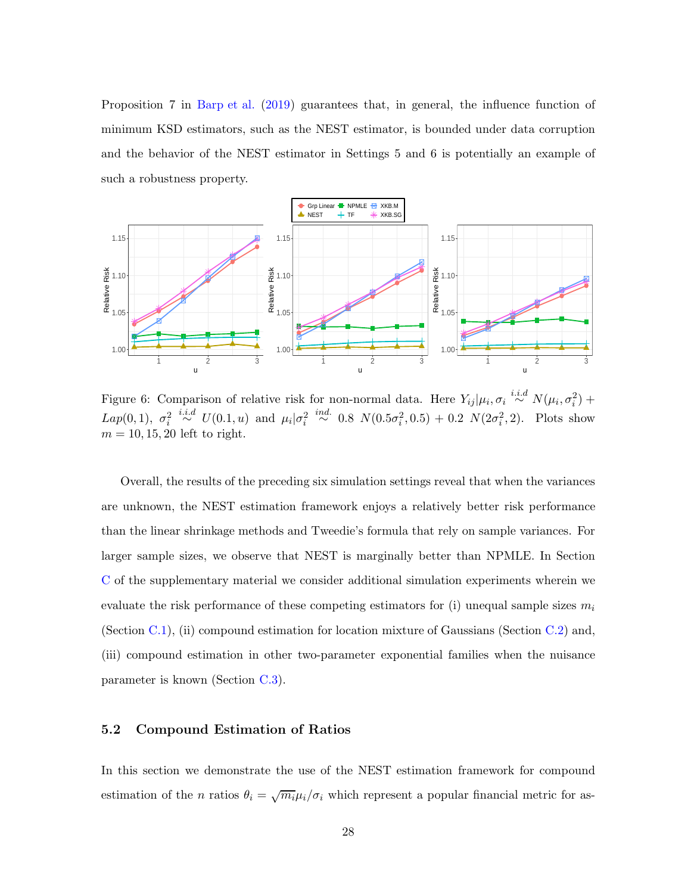Proposition 7 in Barp et al. (2019) guarantees that, in general, the influence function of minimum KSD estimators, such as the NEST estimator, is bounded under data corruption and the behavior of the NEST estimator in Settings 5 and 6 is potentially an example of such a robustness property.

Figure 6: Comparison of relative risk for non-normal data. Here $Y_{ij}|\mu_i, \sigma_i \overset{i.i.d}{\sim} N(\mu_i, \sigma_i^2) + Lap(0,1)$, $\sigma_i^2 \overset{i.i.d}{\sim} U(0.1, u)$ and $\mu_i|\sigma_i^2 \overset{ind.}{\sim} 0.8\ N(0.5\sigma_i^2, 0.5) + 0.2\ N(2\sigma_i^2, 2)$. Plots show $m = 10, 15, 20$ left to right.

Overall, the results of the preceding six simulation settings reveal that when the variances are unknown, the NEST estimation framework enjoys a relatively better risk performance than the linear shrinkage methods and Tweedie's formula that rely on sample variances. For larger sample sizes, we observe that NEST is marginally better than NPMLE. In Section C of the supplementary material we consider additional simulation experiments wherein we evaluate the risk performance of these competing estimators for (i) unequal sample sizes $m_i$ (Section C.1), (ii) compound estimation for location mixture of Gaussians (Section C.2) and, (iii) compound estimation in other two-parameter exponential families when the nuisance parameter is known (Section C.3).

## 5.2 Compound Estimation of Ratios

In this section we demonstrate the use of the NEST estimation framework for compound estimation of the $n$ ratios $\theta_i = \sqrt{m_i}\mu_i/\sigma_i$ which represent a popular financial metric for as-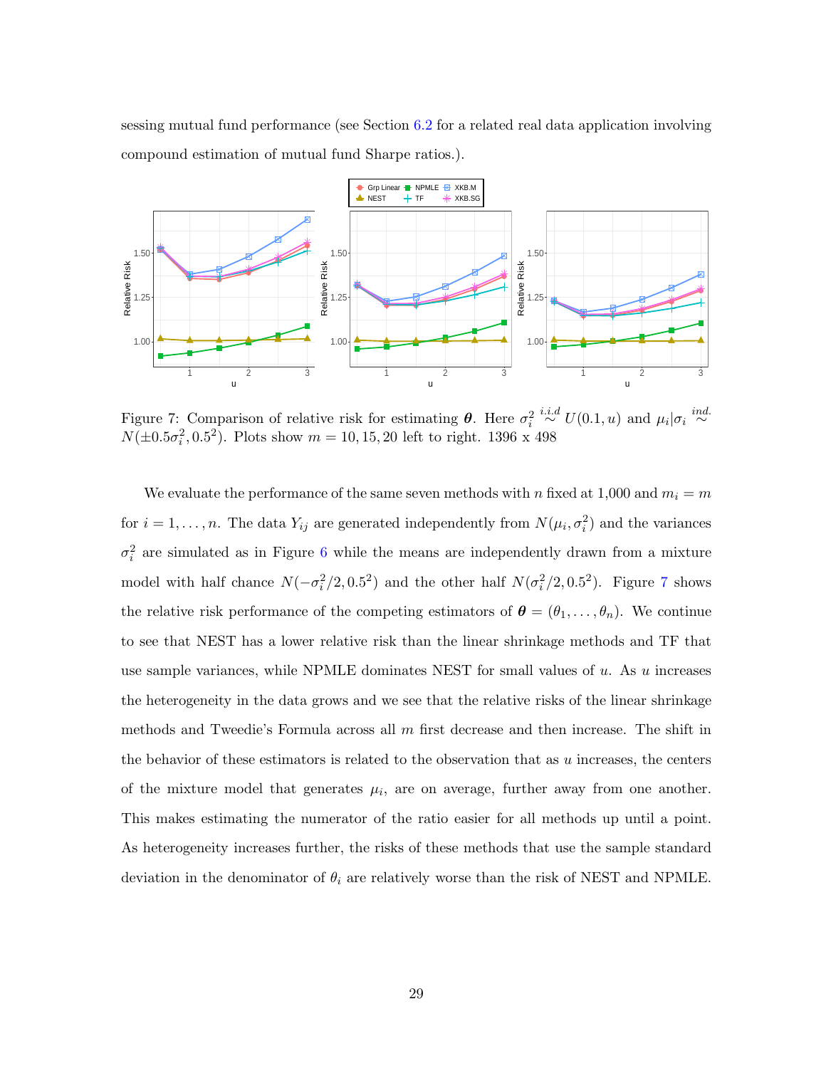sessing mutual fund performance (see Section 6.2 for a related real data application involving compound estimation of mutual fund Sharpe ratios.).

Figure 7: Comparison of relative risk for estimating $\boldsymbol{\theta}$. Here $\sigma_i^2 \overset{i.i.d}{\sim} U(0.1, u)$ and $\mu_i|\sigma_i \overset{ind.}{\sim} N(\pm 0.5\sigma_i^2, 0.5^2)$. Plots show $m = 10, 15, 20$ left to right. 1396 x 498

We evaluate the performance of the same seven methods with $n$ fixed at 1,000 and $m_i = m$ for $i = 1, \ldots, n$. The data $Y_{ij}$ are generated independently from $N(\mu_i, \sigma_i^2)$ and the variances $\sigma_i^2$ are simulated as in Figure 6 while the means are independently drawn from a mixture model with half chance $N(-\sigma_i^2/2, 0.5^2)$ and the other half $N(\sigma_i^2/2, 0.5^2)$. Figure 7 shows the relative risk performance of the competing estimators of $\boldsymbol{\theta} = (\theta_1, \ldots, \theta_n)$. We continue to see that NEST has a lower relative risk than the linear shrinkage methods and TF that use sample variances, while NPMLE dominates NEST for small values of $u$. As $u$ increases the heterogeneity in the data grows and we see that the relative risks of the linear shrinkage methods and Tweedie's Formula across all $m$ first decrease and then increase. The shift in the behavior of these estimators is related to the observation that as $u$ increases, the centers of the mixture model that generates $\mu_i$, are on average, further away from one another. This makes estimating the numerator of the ratio easier for all methods up until a point. As heterogeneity increases further, the risks of these methods that use the sample standard deviation in the denominator of $\theta_i$ are relatively worse than the risk of NEST and NPMLE.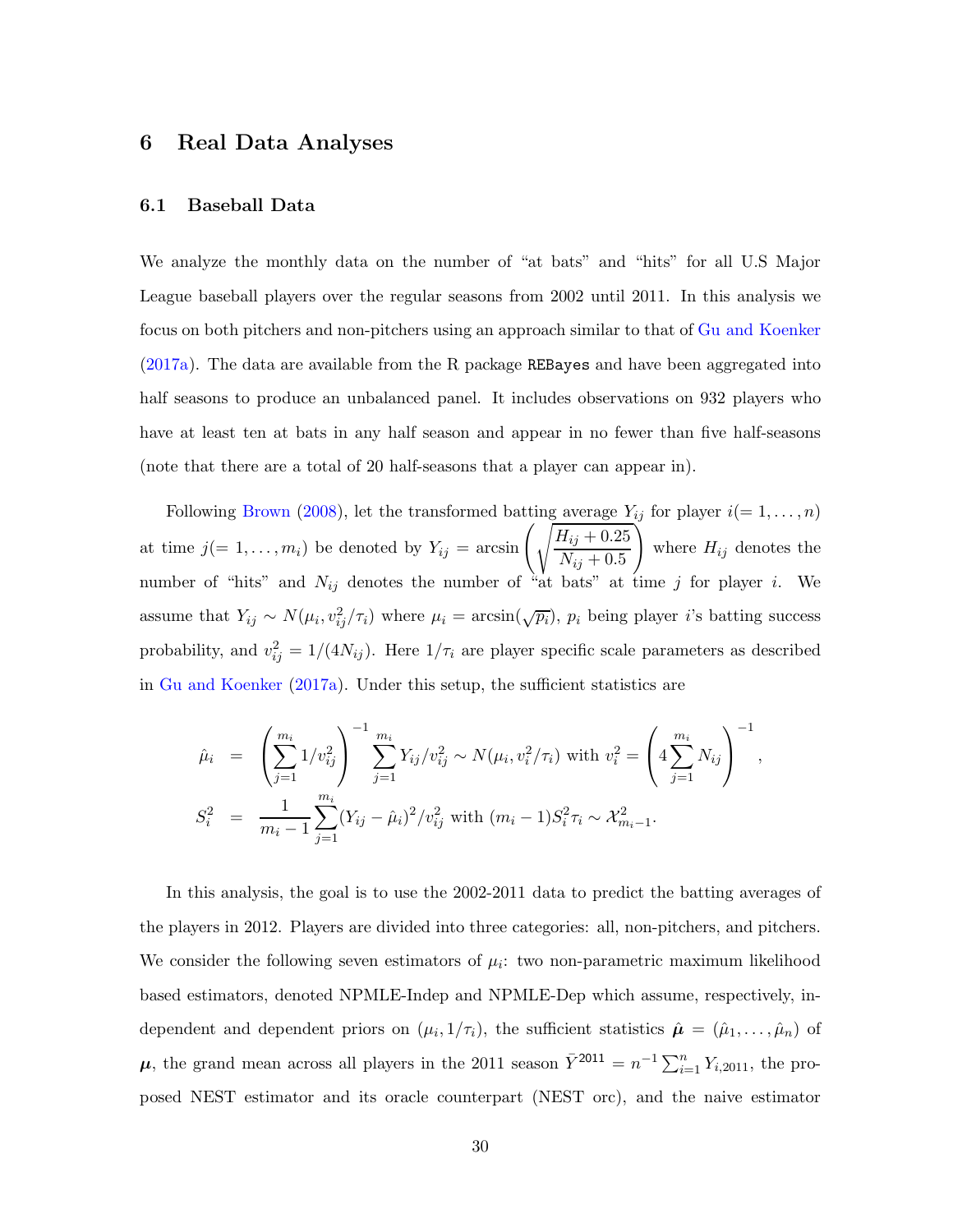# 6 Real Data Analyses

## 6.1 Baseball Data

We analyze the monthly data on the number of "at bats" and "hits" for all U.S Major League baseball players over the regular seasons from 2002 until 2011. In this analysis we focus on both pitchers and non-pitchers using an approach similar to that of Gu and Koenker (2017a). The data are available from the R package `REBayes` and have been aggregated into half seasons to produce an unbalanced panel. It includes observations on 932 players who have at least ten at bats in any half season and appear in no fewer than five half-seasons (note that there are a total of 20 half-seasons that a player can appear in).

Following Brown (2008), let the transformed batting average $Y_{ij}$ for player $i(= 1, \ldots, n)$ at time $j(= 1, \ldots, m_i)$ be denoted by $Y_{ij} = \arcsin\left(\sqrt{\dfrac{H_{ij} + 0.25}{N_{ij} + 0.5}}\right)$ where $H_{ij}$ denotes the number of "hits" and $N_{ij}$ denotes the number of "at bats" at time $j$ for player $i$. We assume that $Y_{ij} \sim N(\mu_i, v_{ij}^2/\tau_i)$ where $\mu_i = \arcsin(\sqrt{p_i})$, $p_i$ being player $i$'s batting success probability, and $v_{ij}^2 = 1/(4N_{ij})$. Here $1/\tau_i$ are player specific scale parameters as described in Gu and Koenker (2017a). Under this setup, the sufficient statistics are

$$
\begin{aligned}
\hat{\mu}_i &= \left(\sum_{j=1}^{m_i} 1/v_{ij}^2\right)^{-1} \sum_{j=1}^{m_i} Y_{ij}/v_{ij}^2 \sim N(\mu_i, v_i^2/\tau_i) \text{ with } v_i^2 = \left(4\sum_{j=1}^{m_i} N_{ij}\right)^{-1}, \\
S_i^2 &= \frac{1}{m_i - 1}\sum_{j=1}^{m_i}(Y_{ij} - \hat{\mu}_i)^2/v_{ij}^2 \text{ with } (m_i - 1)S_i^2\tau_i \sim \mathcal{X}_{m_i-1}^2.
\end{aligned}
$$

In this analysis, the goal is to use the 2002-2011 data to predict the batting averages of the players in 2012. Players are divided into three categories: all, non-pitchers, and pitchers. We consider the following seven estimators of $\mu_i$: two non-parametric maximum likelihood based estimators, denoted NPMLE-Indep and NPMLE-Dep which assume, respectively, independent and dependent priors on $(\mu_i, 1/\tau_i)$, the sufficient statistics $\hat{\boldsymbol{\mu}} = (\hat{\mu}_1, \ldots, \hat{\mu}_n)$ of $\boldsymbol{\mu}$, the grand mean across all players in the 2011 season $\bar{Y}^{2011} = n^{-1}\sum_{i=1}^{n} Y_{i,2011}$, the proposed NEST estimator and its oracle counterpart (NEST orc), and the naive estimator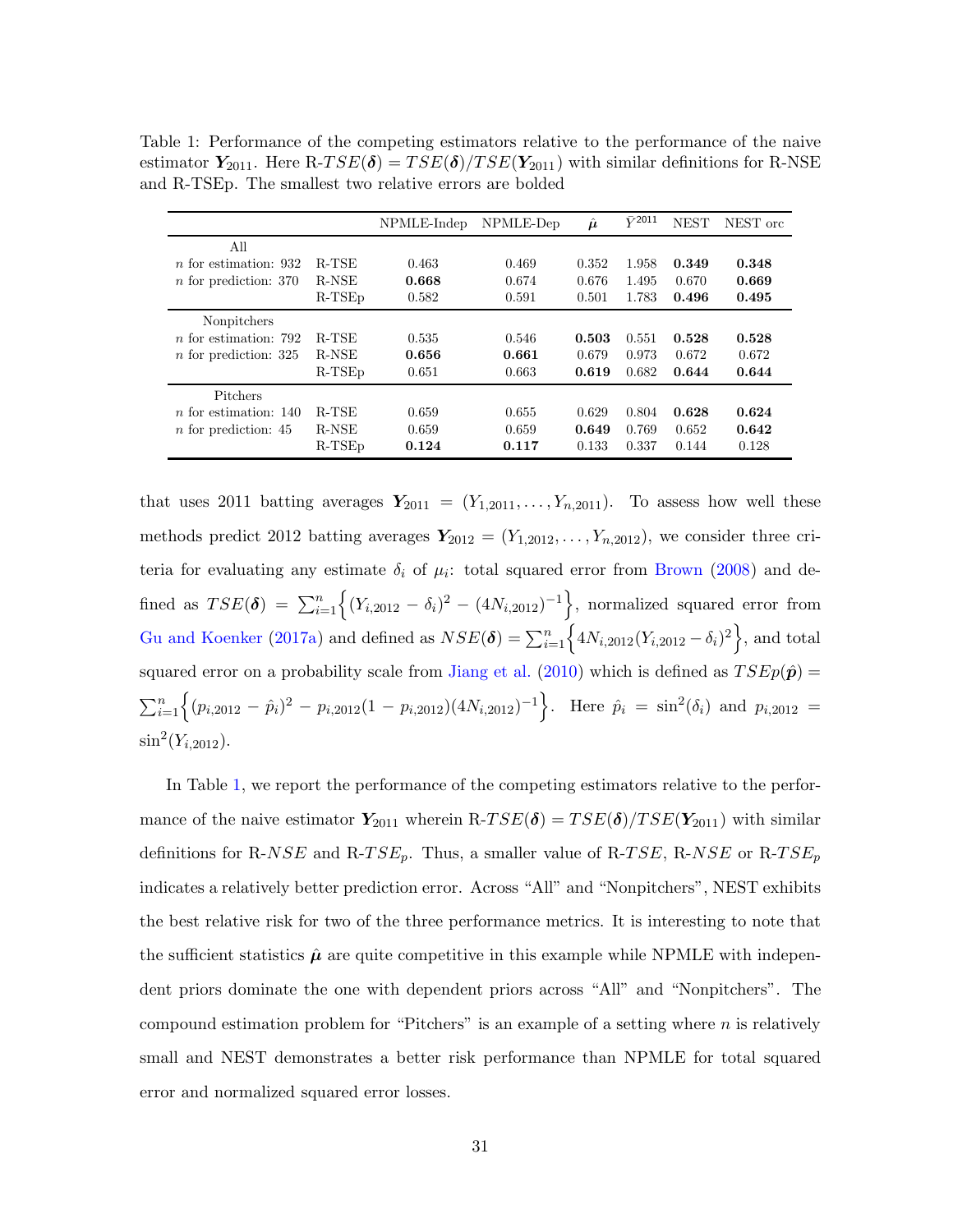Table 1: Performance of the competing estimators relative to the performance of the naive estimator $\boldsymbol{Y}_{2011}$. Here R-$TSE(\boldsymbol{\delta}) = TSE(\boldsymbol{\delta})/TSE(\boldsymbol{Y}_{2011})$ with similar definitions for R-NSE and R-TSEp. The smallest two relative errors are bolded

| | | NPMLE-Indep | NPMLE-Dep | $\hat{\boldsymbol{\mu}}$ | $\bar{Y}^{2011}$ | NEST | NEST orc |
|---|---|---|---|---|---|---|---|
| All | | | | | | | |
| $n$ for estimation: 932 | R-TSE | 0.463 | 0.469 | 0.352 | 1.958 | **0.349** | **0.348** |
| $n$ for prediction: 370 | R-NSE | **0.668** | 0.674 | 0.676 | 1.495 | 0.670 | **0.669** |
| | R-TSEp | 0.582 | 0.591 | 0.501 | 1.783 | **0.496** | **0.495** |
| Nonpitchers | | | | | | | |
| $n$ for estimation: 792 | R-TSE | 0.535 | 0.546 | **0.503** | 0.551 | **0.528** | **0.528** |
| $n$ for prediction: 325 | R-NSE | **0.656** | **0.661** | 0.679 | 0.973 | 0.672 | 0.672 |
| | R-TSEp | 0.651 | 0.663 | **0.619** | 0.682 | **0.644** | **0.644** |
| Pitchers | | | | | | | |
| $n$ for estimation: 140 | R-TSE | 0.659 | 0.655 | 0.629 | 0.804 | **0.628** | **0.624** |
| $n$ for prediction: 45 | R-NSE | 0.659 | 0.659 | **0.649** | 0.769 | 0.652 | **0.642** |
| | R-TSEp | **0.124** | **0.117** | 0.133 | 0.337 | 0.144 | 0.128 |

that uses 2011 batting averages $\boldsymbol{Y}_{2011} = (Y_{1,2011}, \ldots, Y_{n,2011})$. To assess how well these methods predict 2012 batting averages $\boldsymbol{Y}_{2012} = (Y_{1,2012}, \ldots, Y_{n,2012})$, we consider three criteria for evaluating any estimate $\delta_i$ of $\mu_i$: total squared error from Brown (2008) and defined as $TSE(\boldsymbol{\delta}) = \sum_{i=1}^{n}\Big\{(Y_{i,2012} - \delta_i)^2 - (4N_{i,2012})^{-1}\Big\}$, normalized squared error from Gu and Koenker (2017a) and defined as $NSE(\boldsymbol{\delta}) = \sum_{i=1}^{n}\Big\{4N_{i,2012}(Y_{i,2012} - \delta_i)^2\Big\}$, and total squared error on a probability scale from Jiang et al. (2010) which is defined as $TSEp(\hat{\boldsymbol{p}}) = \sum_{i=1}^{n}\Big\{(p_{i,2012} - \hat{p}_i)^2 - p_{i,2012}(1 - p_{i,2012})(4N_{i,2012})^{-1}\Big\}$. Here $\hat{p}_i = \sin^2(\delta_i)$ and $p_{i,2012} = \sin^2(Y_{i,2012})$.

In Table 1, we report the performance of the competing estimators relative to the performance of the naive estimator $\boldsymbol{Y}_{2011}$ wherein R-$TSE(\boldsymbol{\delta}) = TSE(\boldsymbol{\delta})/TSE(\boldsymbol{Y}_{2011})$ with similar definitions for R-$NSE$ and R-$TSE_p$. Thus, a smaller value of R-$TSE$, R-$NSE$ or R-$TSE_p$ indicates a relatively better prediction error. Across "All" and "Nonpitchers", NEST exhibits the best relative risk for two of the three performance metrics. It is interesting to note that the sufficient statistics $\hat{\boldsymbol{\mu}}$ are quite competitive in this example while NPMLE with independent priors dominate the one with dependent priors across "All" and "Nonpitchers". The compound estimation problem for "Pitchers" is an example of a setting where $n$ is relatively small and NEST demonstrates a better risk performance than NPMLE for total squared error and normalized squared error losses.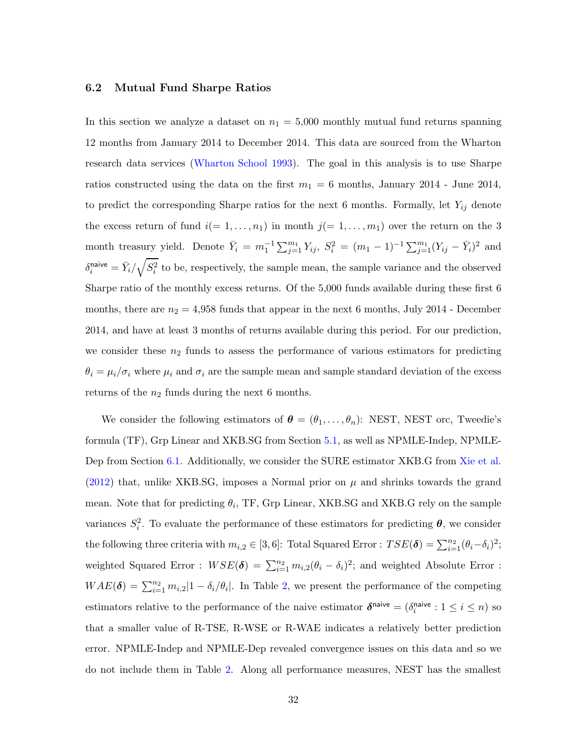### 6.2 Mutual Fund Sharpe Ratios

In this section we analyze a dataset on $n_1 = 5{,}000$ monthly mutual fund returns spanning 12 months from January 2014 to December 2014. This data are sourced from the Wharton research data services (Wharton School 1993). The goal in this analysis is to use Sharpe ratios constructed using the data on the first $m_1 = 6$ months, January 2014 - June 2014, to predict the corresponding Sharpe ratios for the next 6 months. Formally, let $Y_{ij}$ denote the excess return of fund $i(= 1, \ldots, n_1)$ in month $j(= 1, \ldots, m_1)$ over the return on the 3 month treasury yield. Denote $\bar{Y}_i = m_1^{-1}\sum_{j=1}^{m_1} Y_{ij}$, $S_i^2 = (m_1 - 1)^{-1}\sum_{j=1}^{m_1}(Y_{ij} - \bar{Y}_i)^2$ and $\delta_i^{\mathsf{naive}} = \bar{Y}_i/\sqrt{S_i^2}$ to be, respectively, the sample mean, the sample variance and the observed Sharpe ratio of the monthly excess returns. Of the 5,000 funds available during these first 6 months, there are $n_2 = 4{,}958$ funds that appear in the next 6 months, July 2014 - December 2014, and have at least 3 months of returns available during this period. For our prediction, we consider these $n_2$ funds to assess the performance of various estimators for predicting $\theta_i = \mu_i/\sigma_i$ where $\mu_i$ and $\sigma_i$ are the sample mean and sample standard deviation of the excess returns of the $n_2$ funds during the next 6 months.

We consider the following estimators of $\boldsymbol{\theta} = (\theta_1, \ldots, \theta_n)$: NEST, NEST orc, Tweedie's formula (TF), Grp Linear and XKB.SG from Section 5.1, as well as NPMLE-Indep, NPMLE-Dep from Section 6.1. Additionally, we consider the SURE estimator XKB.G from Xie et al. (2012) that, unlike XKB.SG, imposes a Normal prior on $\mu$ and shrinks towards the grand mean. Note that for predicting $\theta_i$, TF, Grp Linear, XKB.SG and XKB.G rely on the sample variances $S_i^2$. To evaluate the performance of these estimators for predicting $\boldsymbol{\theta}$, we consider the following three criteria with $m_{i,2} \in [3, 6]$: Total Squared Error : $TSE(\boldsymbol{\delta}) = \sum_{i=1}^{n_2}(\theta_i - \delta_i)^2$; weighted Squared Error : $WSE(\boldsymbol{\delta}) = \sum_{i=1}^{n_2} m_{i,2}(\theta_i - \delta_i)^2$; and weighted Absolute Error : $WAE(\boldsymbol{\delta}) = \sum_{i=1}^{n_2} m_{i,2}|1 - \delta_i/\theta_i|$. In Table 2, we present the performance of the competing estimators relative to the performance of the naive estimator $\boldsymbol{\delta}^{\mathsf{naive}} = (\delta_i^{\mathsf{naive}} : 1 \le i \le n)$ so that a smaller value of R-TSE, R-WSE or R-WAE indicates a relatively better prediction error. NPMLE-Indep and NPMLE-Dep revealed convergence issues on this data and so we do not include them in Table 2. Along all performance measures, NEST has the smallest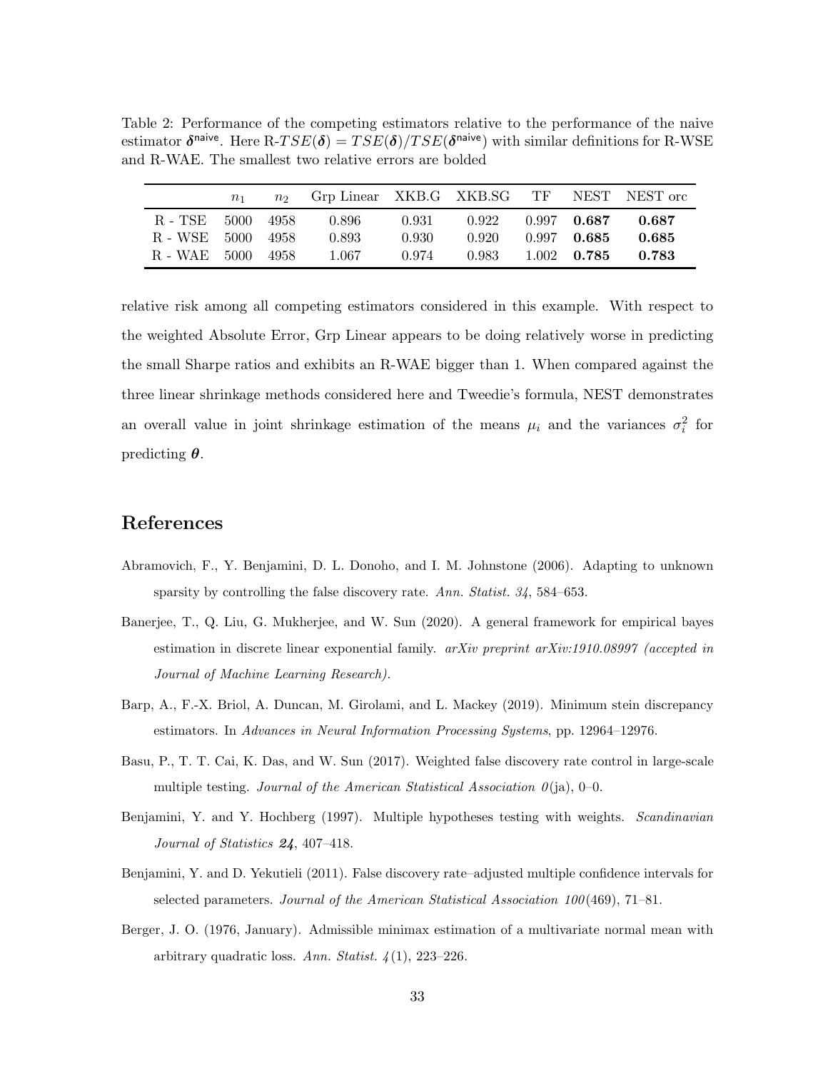Table 2: Performance of the competing estimators relative to the performance of the naive estimator $\boldsymbol{\delta}^{\mathsf{naive}}$. Here R-$TSE(\boldsymbol{\delta}) = TSE(\boldsymbol{\delta})/TSE(\boldsymbol{\delta}^{\mathsf{naive}})$ with similar definitions for R-WSE and R-WAE. The smallest two relative errors are bolded

| | $n_1$ | $n_2$ | Grp Linear | XKB.G | XKB.SG | TF | NEST | NEST orc |
|---|---|---|---|---|---|---|---|---|
| R - TSE | 5000 | 4958 | 0.896 | 0.931 | 0.922 | 0.997 | **0.687** | **0.687** |
| R - WSE | 5000 | 4958 | 0.893 | 0.930 | 0.920 | 0.997 | **0.685** | **0.685** |
| R - WAE | 5000 | 4958 | 1.067 | 0.974 | 0.983 | 1.002 | **0.785** | **0.783** |

relative risk among all competing estimators considered in this example. With respect to the weighted Absolute Error, Grp Linear appears to be doing relatively worse in predicting the small Sharpe ratios and exhibits an R-WAE bigger than 1. When compared against the three linear shrinkage methods considered here and Tweedie's formula, NEST demonstrates an overall value in joint shrinkage estimation of the means $\mu_i$ and the variances $\sigma_i^2$ for predicting $\boldsymbol{\theta}$.

# References

Abramovich, F., Y. Benjamini, D. L. Donoho, and I. M. Johnstone (2006). Adapting to unknown sparsity by controlling the false discovery rate. *Ann. Statist. 34*, 584–653.

Banerjee, T., Q. Liu, G. Mukherjee, and W. Sun (2020). A general framework for empirical bayes estimation in discrete linear exponential family. *arXiv preprint arXiv:1910.08997 (accepted in Journal of Machine Learning Research).*

Barp, A., F.-X. Briol, A. Duncan, M. Girolami, and L. Mackey (2019). Minimum stein discrepancy estimators. In *Advances in Neural Information Processing Systems*, pp. 12964–12976.

Basu, P., T. T. Cai, K. Das, and W. Sun (2017). Weighted false discovery rate control in large-scale multiple testing. *Journal of the American Statistical Association 0*(ja), 0–0.

Benjamini, Y. and Y. Hochberg (1997). Multiple hypotheses testing with weights. *Scandinavian Journal of Statistics* ***24***, 407–418.

Benjamini, Y. and D. Yekutieli (2011). False discovery rate–adjusted multiple confidence intervals for selected parameters. *Journal of the American Statistical Association 100*(469), 71–81.

Berger, J. O. (1976, January). Admissible minimax estimation of a multivariate normal mean with arbitrary quadratic loss. *Ann. Statist. 4*(1), 223–226.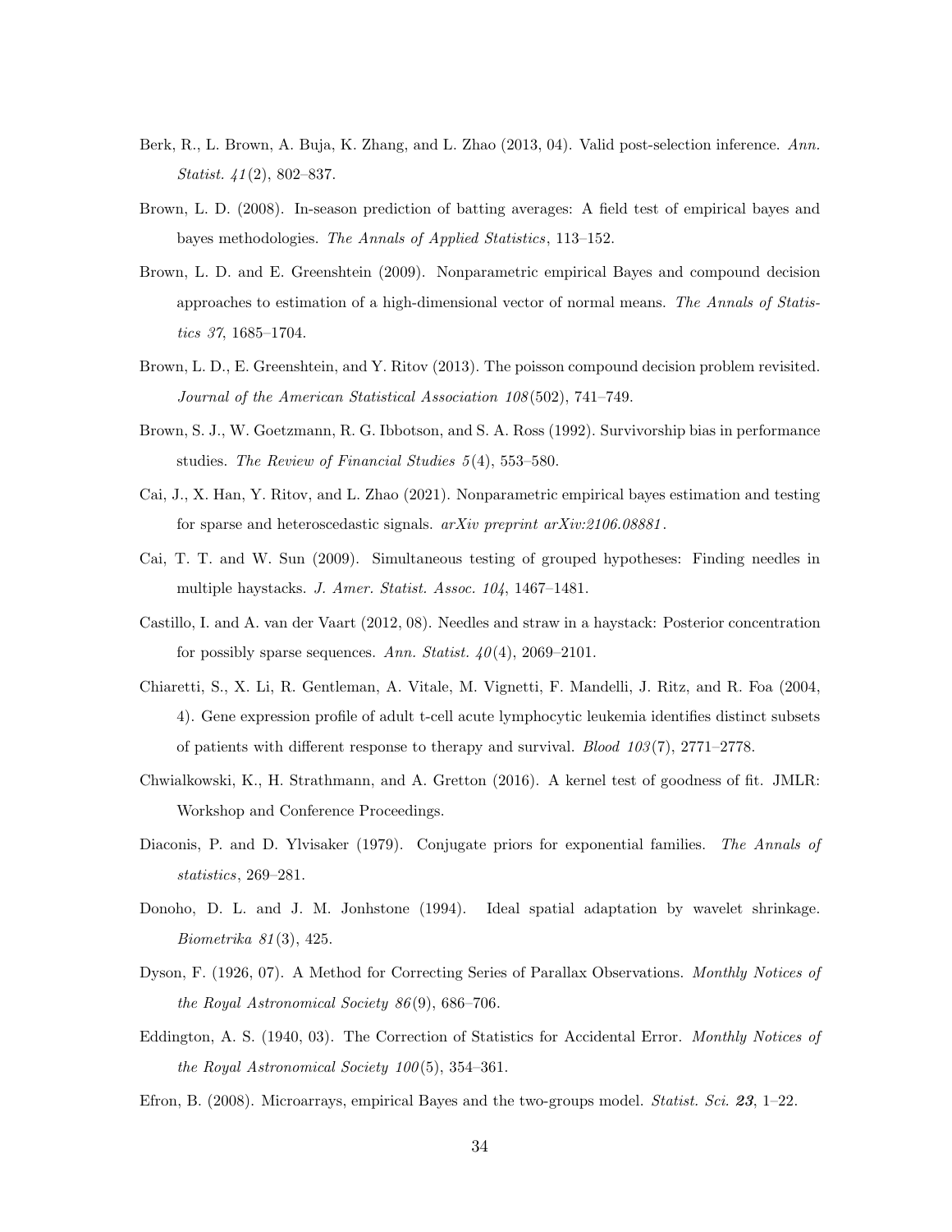Berk, R., L. Brown, A. Buja, K. Zhang, and L. Zhao (2013, 04). Valid post-selection inference. *Ann. Statist. 41*(2), 802–837.

Brown, L. D. (2008). In-season prediction of batting averages: A field test of empirical bayes and bayes methodologies. *The Annals of Applied Statistics*, 113–152.

Brown, L. D. and E. Greenshtein (2009). Nonparametric empirical Bayes and compound decision approaches to estimation of a high-dimensional vector of normal means. *The Annals of Statistics 37*, 1685–1704.

Brown, L. D., E. Greenshtein, and Y. Ritov (2013). The poisson compound decision problem revisited. *Journal of the American Statistical Association 108*(502), 741–749.

Brown, S. J., W. Goetzmann, R. G. Ibbotson, and S. A. Ross (1992). Survivorship bias in performance studies. *The Review of Financial Studies 5*(4), 553–580.

Cai, J., X. Han, Y. Ritov, and L. Zhao (2021). Nonparametric empirical bayes estimation and testing for sparse and heteroscedastic signals. *arXiv preprint arXiv:2106.08881*.

Cai, T. T. and W. Sun (2009). Simultaneous testing of grouped hypotheses: Finding needles in multiple haystacks. *J. Amer. Statist. Assoc. 104*, 1467–1481.

Castillo, I. and A. van der Vaart (2012, 08). Needles and straw in a haystack: Posterior concentration for possibly sparse sequences. *Ann. Statist. 40*(4), 2069–2101.

Chiaretti, S., X. Li, R. Gentleman, A. Vitale, M. Vignetti, F. Mandelli, J. Ritz, and R. Foa (2004, 4). Gene expression profile of adult t-cell acute lymphocytic leukemia identifies distinct subsets of patients with different response to therapy and survival. *Blood 103*(7), 2771–2778.

Chwialkowski, K., H. Strathmann, and A. Gretton (2016). A kernel test of goodness of fit. JMLR: Workshop and Conference Proceedings.

Diaconis, P. and D. Ylvisaker (1979). Conjugate priors for exponential families. *The Annals of statistics*, 269–281.

Donoho, D. L. and J. M. Jonhstone (1994). Ideal spatial adaptation by wavelet shrinkage. *Biometrika 81*(3), 425.

Dyson, F. (1926, 07). A Method for Correcting Series of Parallax Observations. *Monthly Notices of the Royal Astronomical Society 86*(9), 686–706.

Eddington, A. S. (1940, 03). The Correction of Statistics for Accidental Error. *Monthly Notices of the Royal Astronomical Society 100*(5), 354–361.

Efron, B. (2008). Microarrays, empirical Bayes and the two-groups model. *Statist. Sci.* ***23***, 1–22.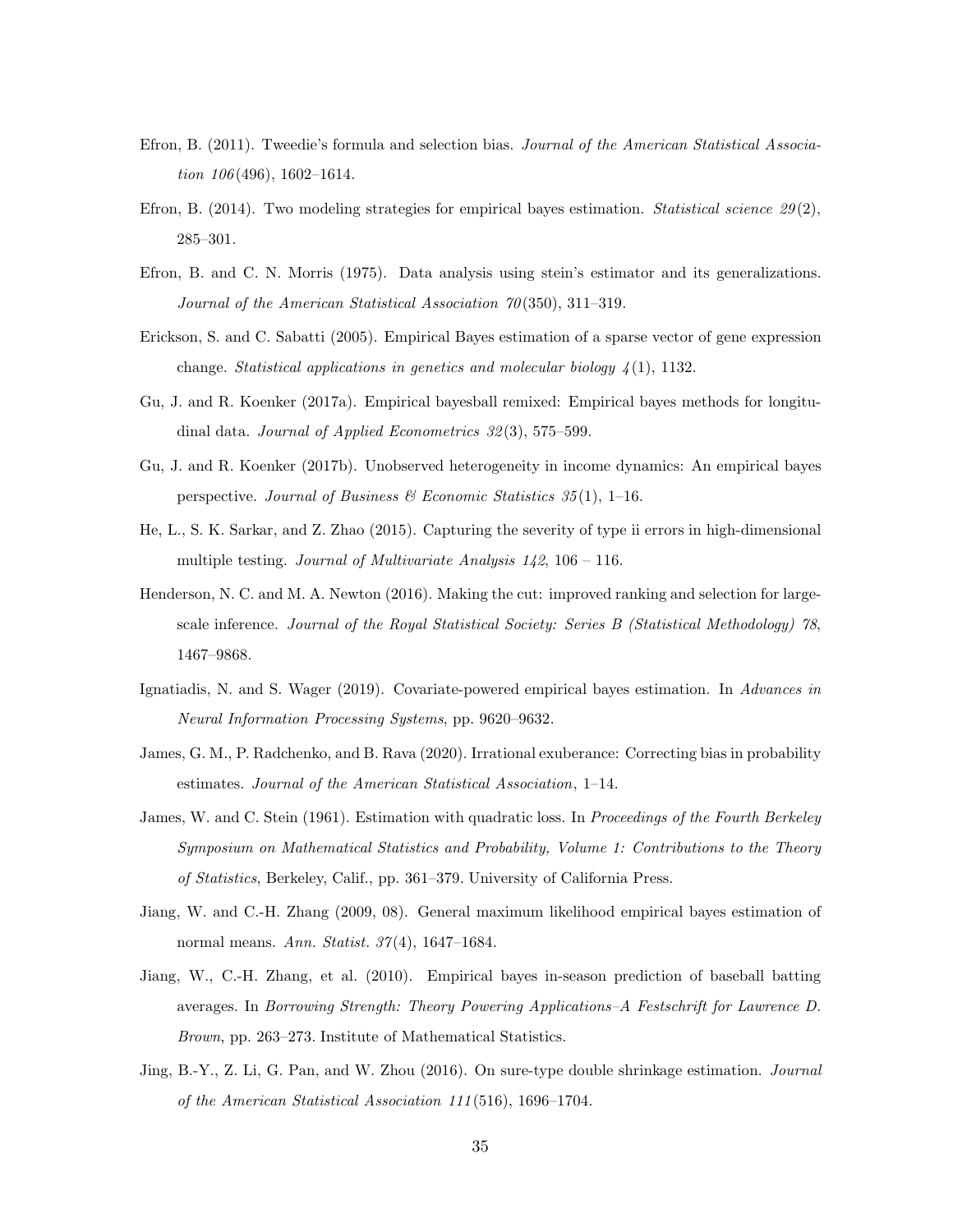Efron, B. (2011). Tweedie's formula and selection bias. *Journal of the American Statistical Association 106*(496), 1602–1614.

Efron, B. (2014). Two modeling strategies for empirical bayes estimation. *Statistical science 29*(2), 285–301.

Efron, B. and C. N. Morris (1975). Data analysis using stein's estimator and its generalizations. *Journal of the American Statistical Association 70*(350), 311–319.

Erickson, S. and C. Sabatti (2005). Empirical Bayes estimation of a sparse vector of gene expression change. *Statistical applications in genetics and molecular biology 4*(1), 1132.

Gu, J. and R. Koenker (2017a). Empirical bayesball remixed: Empirical bayes methods for longitudinal data. *Journal of Applied Econometrics 32*(3), 575–599.

Gu, J. and R. Koenker (2017b). Unobserved heterogeneity in income dynamics: An empirical bayes perspective. *Journal of Business & Economic Statistics 35*(1), 1–16.

He, L., S. K. Sarkar, and Z. Zhao (2015). Capturing the severity of type ii errors in high-dimensional multiple testing. *Journal of Multivariate Analysis 142*, 106 – 116.

Henderson, N. C. and M. A. Newton (2016). Making the cut: improved ranking and selection for large-scale inference. *Journal of the Royal Statistical Society: Series B (Statistical Methodology) 78*, 1467–9868.

Ignatiadis, N. and S. Wager (2019). Covariate-powered empirical bayes estimation. In *Advances in Neural Information Processing Systems*, pp. 9620–9632.

James, G. M., P. Radchenko, and B. Rava (2020). Irrational exuberance: Correcting bias in probability estimates. *Journal of the American Statistical Association*, 1–14.

James, W. and C. Stein (1961). Estimation with quadratic loss. In *Proceedings of the Fourth Berkeley Symposium on Mathematical Statistics and Probability, Volume 1: Contributions to the Theory of Statistics*, Berkeley, Calif., pp. 361–379. University of California Press.

Jiang, W. and C.-H. Zhang (2009, 08). General maximum likelihood empirical bayes estimation of normal means. *Ann. Statist. 37*(4), 1647–1684.

Jiang, W., C.-H. Zhang, et al. (2010). Empirical bayes in-season prediction of baseball batting averages. In *Borrowing Strength: Theory Powering Applications–A Festschrift for Lawrence D. Brown*, pp. 263–273. Institute of Mathematical Statistics.

Jing, B.-Y., Z. Li, G. Pan, and W. Zhou (2016). On sure-type double shrinkage estimation. *Journal of the American Statistical Association 111*(516), 1696–1704.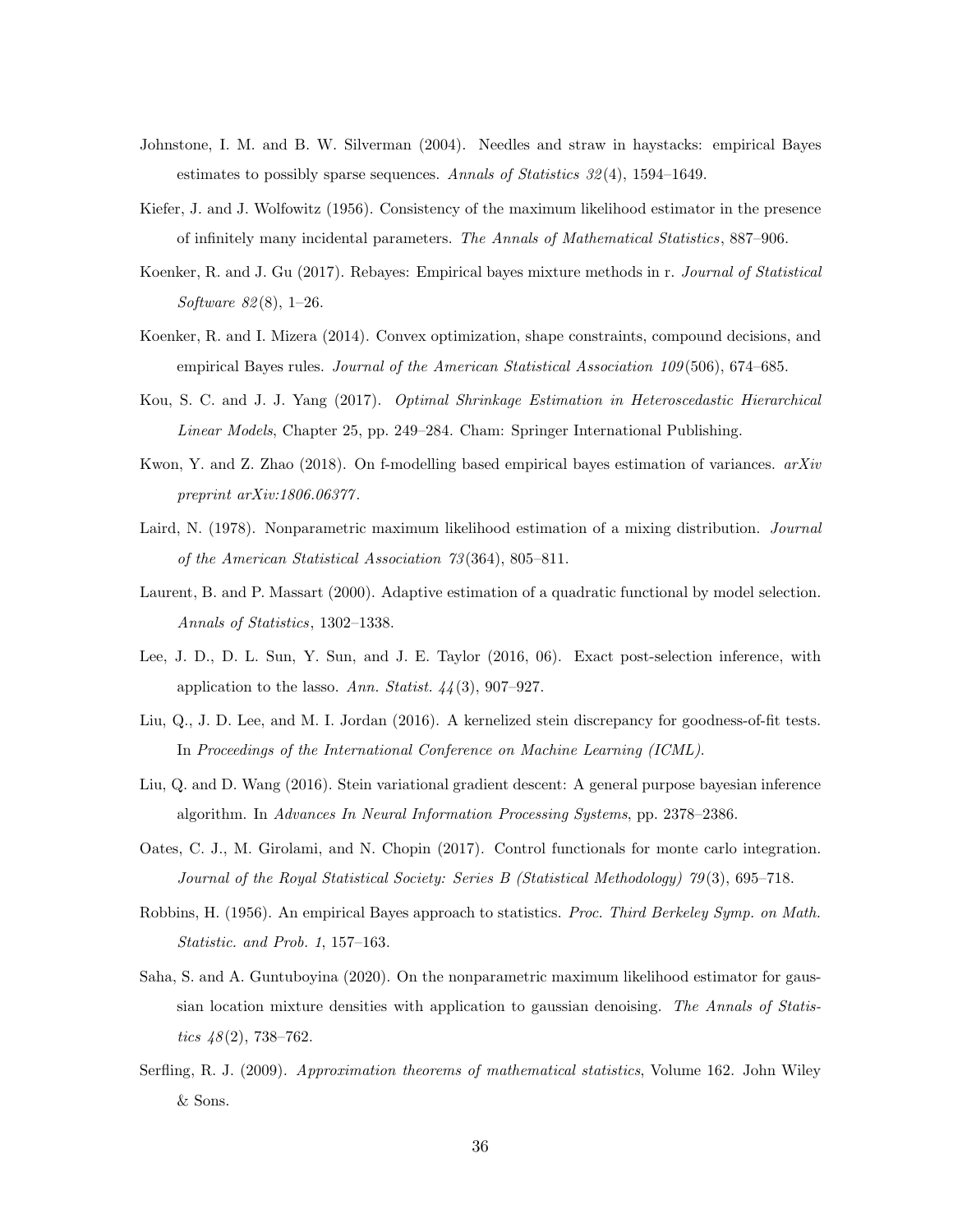Johnstone, I. M. and B. W. Silverman (2004). Needles and straw in haystacks: empirical Bayes estimates to possibly sparse sequences. *Annals of Statistics 32*(4), 1594–1649.

Kiefer, J. and J. Wolfowitz (1956). Consistency of the maximum likelihood estimator in the presence of infinitely many incidental parameters. *The Annals of Mathematical Statistics*, 887–906.

Koenker, R. and J. Gu (2017). Rebayes: Empirical bayes mixture methods in r. *Journal of Statistical Software 82*(8), 1–26.

Koenker, R. and I. Mizera (2014). Convex optimization, shape constraints, compound decisions, and empirical Bayes rules. *Journal of the American Statistical Association 109*(506), 674–685.

Kou, S. C. and J. J. Yang (2017). *Optimal Shrinkage Estimation in Heteroscedastic Hierarchical Linear Models*, Chapter 25, pp. 249–284. Cham: Springer International Publishing.

Kwon, Y. and Z. Zhao (2018). On f-modelling based empirical bayes estimation of variances. *arXiv preprint arXiv:1806.06377*.

Laird, N. (1978). Nonparametric maximum likelihood estimation of a mixing distribution. *Journal of the American Statistical Association 73*(364), 805–811.

Laurent, B. and P. Massart (2000). Adaptive estimation of a quadratic functional by model selection. *Annals of Statistics*, 1302–1338.

Lee, J. D., D. L. Sun, Y. Sun, and J. E. Taylor (2016, 06). Exact post-selection inference, with application to the lasso. *Ann. Statist. 44*(3), 907–927.

Liu, Q., J. D. Lee, and M. I. Jordan (2016). A kernelized stein discrepancy for goodness-of-fit tests. In *Proceedings of the International Conference on Machine Learning (ICML)*.

Liu, Q. and D. Wang (2016). Stein variational gradient descent: A general purpose bayesian inference algorithm. In *Advances In Neural Information Processing Systems*, pp. 2378–2386.

Oates, C. J., M. Girolami, and N. Chopin (2017). Control functionals for monte carlo integration. *Journal of the Royal Statistical Society: Series B (Statistical Methodology) 79*(3), 695–718.

Robbins, H. (1956). An empirical Bayes approach to statistics. *Proc. Third Berkeley Symp. on Math. Statistic. and Prob. 1*, 157–163.

Saha, S. and A. Guntuboyina (2020). On the nonparametric maximum likelihood estimator for gaussian location mixture densities with application to gaussian denoising. *The Annals of Statistics 48*(2), 738–762.

Serfling, R. J. (2009). *Approximation theorems of mathematical statistics*, Volume 162. John Wiley & Sons.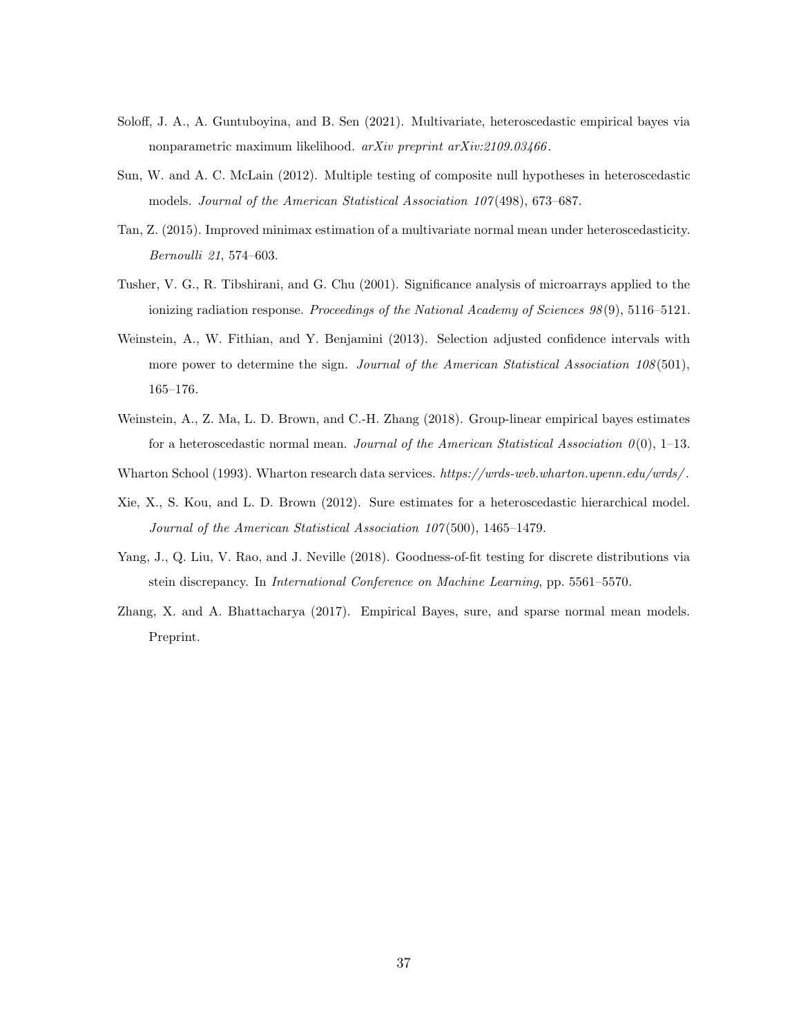Soloff, J. A., A. Guntuboyina, and B. Sen (2021). Multivariate, heteroscedastic empirical bayes via nonparametric maximum likelihood. *arXiv preprint arXiv:2109.03466*.

Sun, W. and A. C. McLain (2012). Multiple testing of composite null hypotheses in heteroscedastic models. *Journal of the American Statistical Association 107*(498), 673–687.

Tan, Z. (2015). Improved minimax estimation of a multivariate normal mean under heteroscedasticity. *Bernoulli 21*, 574–603.

Tusher, V. G., R. Tibshirani, and G. Chu (2001). Significance analysis of microarrays applied to the ionizing radiation response. *Proceedings of the National Academy of Sciences 98*(9), 5116–5121.

Weinstein, A., W. Fithian, and Y. Benjamini (2013). Selection adjusted confidence intervals with more power to determine the sign. *Journal of the American Statistical Association 108*(501), 165–176.

Weinstein, A., Z. Ma, L. D. Brown, and C.-H. Zhang (2018). Group-linear empirical bayes estimates for a heteroscedastic normal mean. *Journal of the American Statistical Association 0*(0), 1–13.

Wharton School (1993). Wharton research data services. *https://wrds-web.wharton.upenn.edu/wrds/*.

Xie, X., S. Kou, and L. D. Brown (2012). Sure estimates for a heteroscedastic hierarchical model. *Journal of the American Statistical Association 107*(500), 1465–1479.

Yang, J., Q. Liu, V. Rao, and J. Neville (2018). Goodness-of-fit testing for discrete distributions via stein discrepancy. In *International Conference on Machine Learning*, pp. 5561–5570.

Zhang, X. and A. Bhattacharya (2017). Empirical Bayes, sure, and sparse normal mean models. Preprint.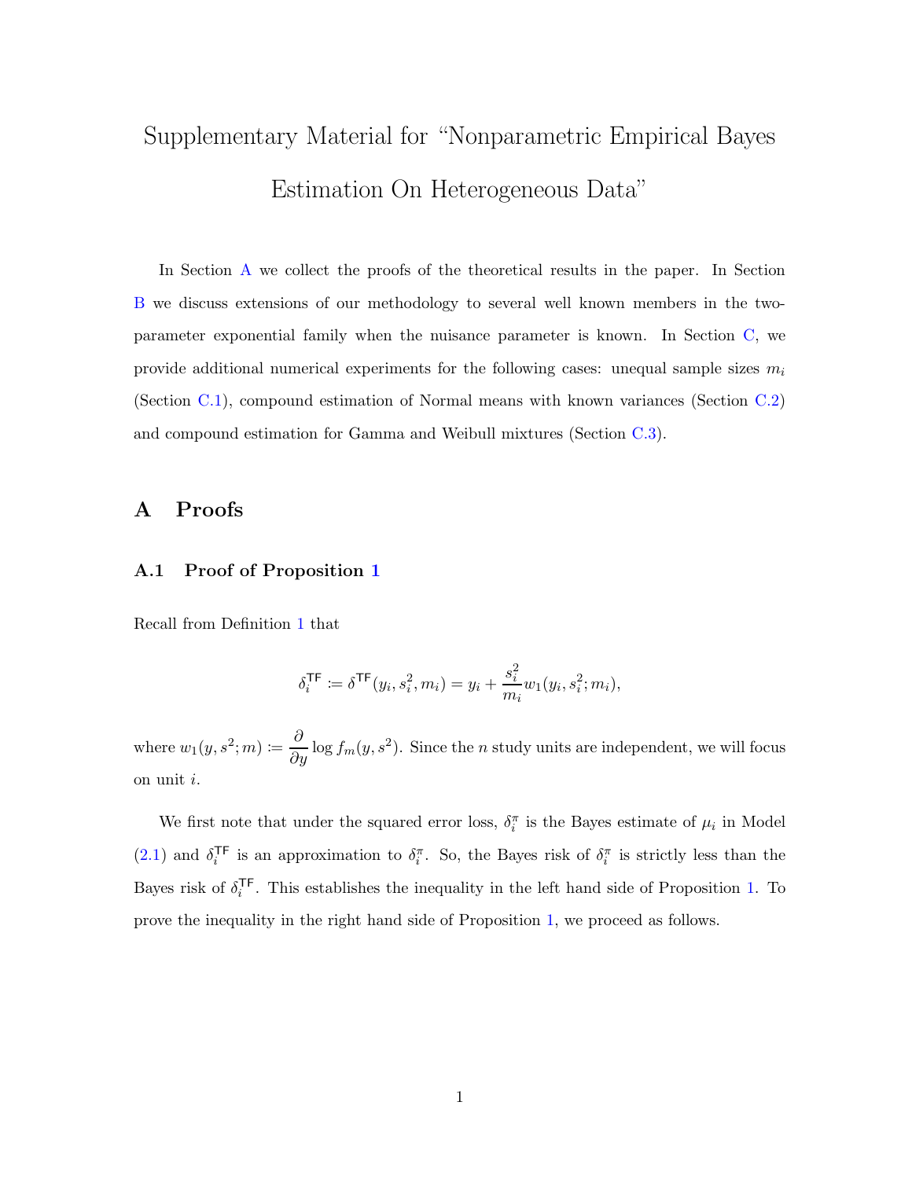# Supplementary Material for "Nonparametric Empirical Bayes Estimation On Heterogeneous Data"

In Section A we collect the proofs of the theoretical results in the paper. In Section B we discuss extensions of our methodology to several well known members in the two-parameter exponential family when the nuisance parameter is known. In Section C, we provide additional numerical experiments for the following cases: unequal sample sizes $m_i$ (Section C.1), compound estimation of Normal means with known variances (Section C.2) and compound estimation for Gamma and Weibull mixtures (Section C.3).

## A Proofs

### A.1 Proof of Proposition 1

Recall from Definition 1 that

$$\delta_i^{\mathsf{TF}} := \delta^{\mathsf{TF}}(y_i, s_i^2, m_i) = y_i + \frac{s_i^2}{m_i} w_1(y_i, s_i^2; m_i),$$

where $w_1(y, s^2; m) := \dfrac{\partial}{\partial y} \log f_m(y, s^2)$. Since the $n$ study units are independent, we will focus on unit $i$.

We first note that under the squared error loss, $\delta_i^{\pi}$ is the Bayes estimate of $\mu_i$ in Model (2.1) and $\delta_i^{\mathsf{TF}}$ is an approximation to $\delta_i^{\pi}$. So, the Bayes risk of $\delta_i^{\pi}$ is strictly less than the Bayes risk of $\delta_i^{\mathsf{TF}}$. This establishes the inequality in the left hand side of Proposition 1. To prove the inequality in the right hand side of Proposition 1, we proceed as follows.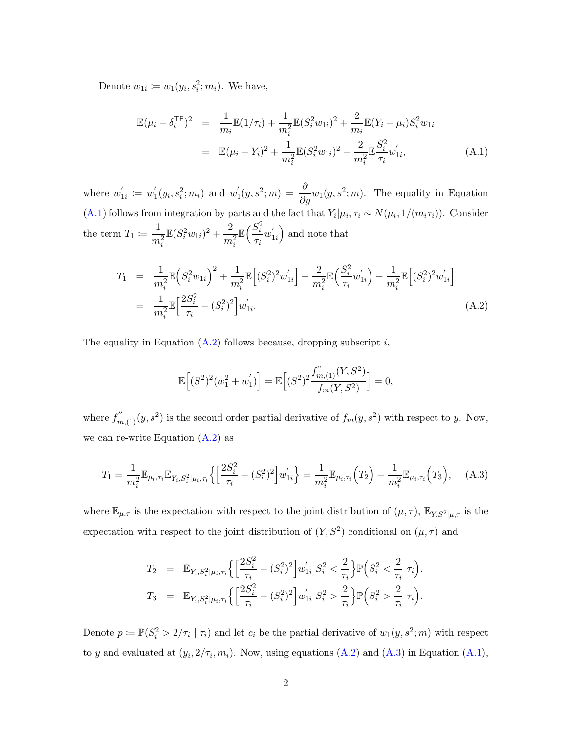Denote $w_{1i} \coloneqq w_1(y_i, s_i^2; m_i)$. We have,

$$
\begin{aligned}
\mathbb{E}(\mu_i - \delta_i^{\mathsf{TF}})^2 &= \frac{1}{m_i}\mathbb{E}(1/\tau_i) + \frac{1}{m_i^2}\mathbb{E}(S_i^2 w_{1i})^2 + \frac{2}{m_i}\mathbb{E}(Y_i - \mu_i)S_i^2 w_{1i} \\
&= \mathbb{E}(\mu_i - Y_i)^2 + \frac{1}{m_i^2}\mathbb{E}(S_i^2 w_{1i})^2 + \frac{2}{m_i^2}\mathbb{E}\frac{S_i^2}{\tau_i}w_{1i}^{'}, \qquad \text{(A.1)}
\end{aligned}
$$

where $w_{1i}^{'} \coloneqq w_1^{'}(y_i, s_i^2; m_i)$ and $w_1^{'}(y, s^2; m) = \dfrac{\partial}{\partial y}w_1(y, s^2; m)$. The equality in Equation (A.1) follows from integration by parts and the fact that $Y_i|\mu_i, \tau_i \sim N(\mu_i, 1/(m_i\tau_i))$. Consider the term $T_1 \coloneqq \dfrac{1}{m_i^2}\mathbb{E}(S_i^2 w_{1i})^2 + \dfrac{2}{m_i^2}\mathbb{E}\Big(\dfrac{S_i^2}{\tau_i}w_{1i}^{'}\Big)$ and note that

$$
\begin{aligned}
T_1 &= \frac{1}{m_i^2}\mathbb{E}\Big(S_i^2 w_{1i}\Big)^2 + \frac{1}{m_i^2}\mathbb{E}\Big[(S_i^2)^2 w_{1i}^{'}\Big] + \frac{2}{m_i^2}\mathbb{E}\Big(\frac{S_i^2}{\tau_i}w_{1i}^{'}\Big) - \frac{1}{m_i^2}\mathbb{E}\Big[(S_i^2)^2 w_{1i}^{'}\Big] \\
&= \frac{1}{m_i^2}\mathbb{E}\Big[\frac{2S_i^2}{\tau_i} - (S_i^2)^2\Big]w_{1i}^{'}. \qquad \text{(A.2)}
\end{aligned}
$$

The equality in Equation (A.2) follows because, dropping subscript $i$,

$$
\mathbb{E}\Big[(S^2)^2(w_1^2 + w_1^{'})\Big] = \mathbb{E}\Big[(S^2)^2\frac{f_{m,(1)}^{''}(Y, S^2)}{f_m(Y, S^2)}\Big] = 0,
$$

where $f_{m,(1)}^{''}(y, s^2)$ is the second order partial derivative of $f_m(y, s^2)$ with respect to $y$. Now, we can re-write Equation (A.2) as

$$
T_1 = \frac{1}{m_i^2}\mathbb{E}_{\mu_i,\tau_i}\mathbb{E}_{Y_i,S_i^2|\mu_i,\tau_i}\Big\{\Big[\frac{2S_i^2}{\tau_i} - (S_i^2)^2\Big]w_{1i}^{'}\Big\} = \frac{1}{m_i^2}\mathbb{E}_{\mu_i,\tau_i}\Big(T_2\Big) + \frac{1}{m_i^2}\mathbb{E}_{\mu_i,\tau_i}\Big(T_3\Big), \qquad \text{(A.3)}
$$

where $\mathbb{E}_{\mu,\tau}$ is the expectation with respect to the joint distribution of $(\mu, \tau)$, $\mathbb{E}_{Y,S^2|\mu,\tau}$ is the expectation with respect to the joint distribution of $(Y, S^2)$ conditional on $(\mu, \tau)$ and

$$
\begin{aligned}
T_2 &= \mathbb{E}_{Y_i,S_i^2|\mu_i,\tau_i}\Big\{\Big[\frac{2S_i^2}{\tau_i} - (S_i^2)^2\Big]w_{1i}^{'}\Big|S_i^2 < \frac{2}{\tau_i}\Big\}\mathbb{P}\Big(S_i^2 < \frac{2}{\tau_i}\Big|\tau_i\Big), \\
T_3 &= \mathbb{E}_{Y_i,S_i^2|\mu_i,\tau_i}\Big\{\Big[\frac{2S_i^2}{\tau_i} - (S_i^2)^2\Big]w_{1i}^{'}\Big|S_i^2 > \frac{2}{\tau_i}\Big\}\mathbb{P}\Big(S_i^2 > \frac{2}{\tau_i}\Big|\tau_i\Big).
\end{aligned}
$$

Denote $p \coloneqq \mathbb{P}(S_i^2 > 2/\tau_i \mid \tau_i)$ and let $c_i$ be the partial derivative of $w_1(y, s^2; m)$ with respect to $y$ and evaluated at $(y_i, 2/\tau_i, m_i)$. Now, using equations (A.2) and (A.3) in Equation (A.1),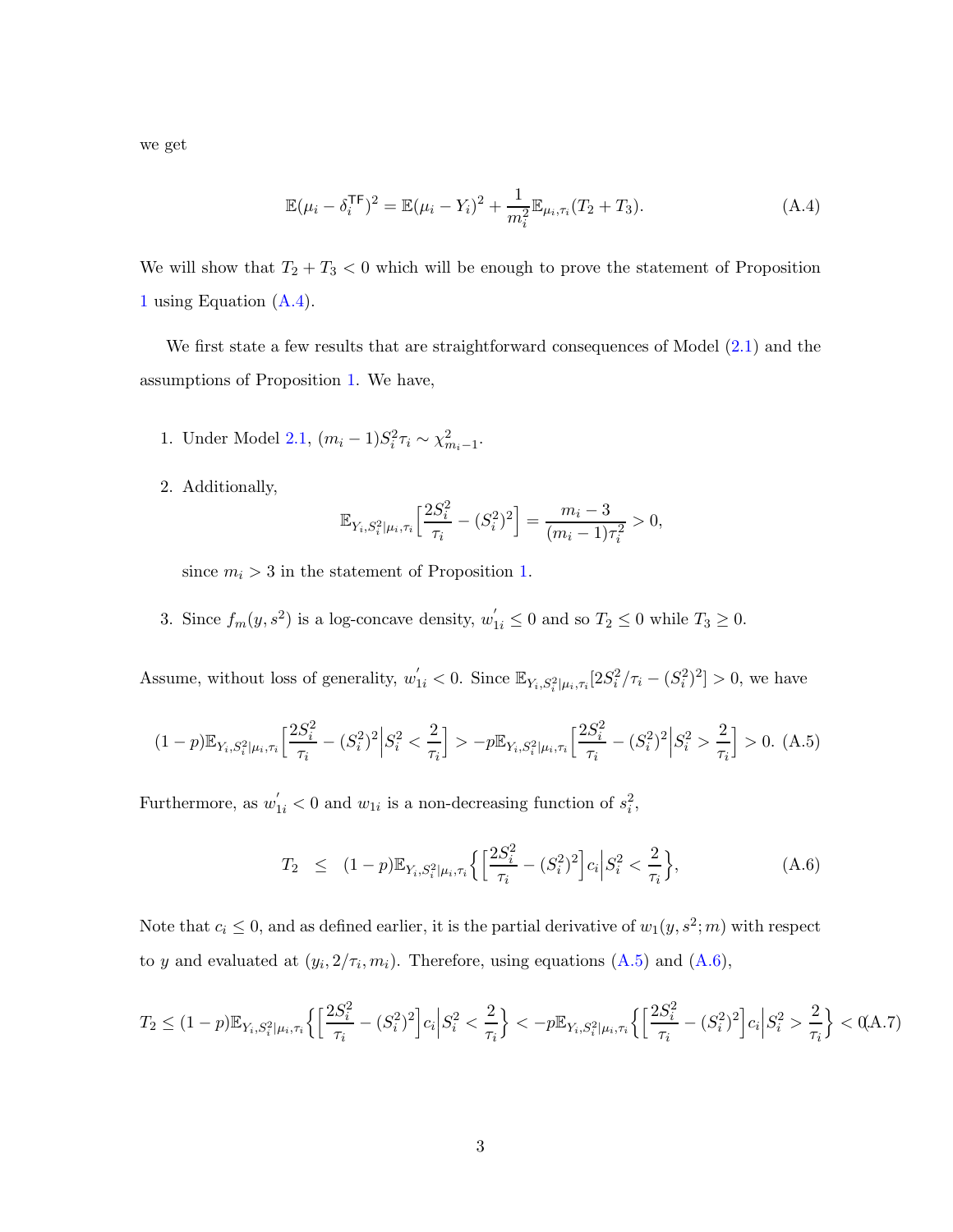we get

$$\mathbb{E}(\mu_i - \delta_i^{\mathsf{TF}})^2 = \mathbb{E}(\mu_i - Y_i)^2 + \frac{1}{m_i^2}\mathbb{E}_{\mu_i,\tau_i}(T_2 + T_3). \tag{A.4}$$

We will show that $T_2 + T_3 < 0$ which will be enough to prove the statement of Proposition 1 using Equation (A.4).

We first state a few results that are straightforward consequences of Model (2.1) and the assumptions of Proposition 1. We have,

1. Under Model 2.1, $(m_i - 1)S_i^2\tau_i \sim \chi^2_{m_i-1}$.
2. Additionally,
$$\mathbb{E}_{Y_i,S_i^2|\mu_i,\tau_i}\Big[\frac{2S_i^2}{\tau_i} - (S_i^2)^2\Big] = \frac{m_i - 3}{(m_i - 1)\tau_i^2} > 0,$$
since $m_i > 3$ in the statement of Proposition 1.
3. Since $f_m(y, s^2)$ is a log-concave density, $w_{1i}^{'} \le 0$ and so $T_2 \le 0$ while $T_3 \ge 0$.

Assume, without loss of generality, $w_{1i}^{'} < 0$. Since $\mathbb{E}_{Y_i,S_i^2|\mu_i,\tau_i}[2S_i^2/\tau_i - (S_i^2)^2] > 0$, we have

$$(1-p)\mathbb{E}_{Y_i,S_i^2|\mu_i,\tau_i}\Big[\frac{2S_i^2}{\tau_i} - (S_i^2)^2\Big|S_i^2 < \frac{2}{\tau_i}\Big] > -p\mathbb{E}_{Y_i,S_i^2|\mu_i,\tau_i}\Big[\frac{2S_i^2}{\tau_i} - (S_i^2)^2\Big|S_i^2 > \frac{2}{\tau_i}\Big] > 0. \tag{A.5}$$

Furthermore, as $w_{1i}^{'} < 0$ and $w_{1i}$ is a non-decreasing function of $s_i^2$,

$$T_2 \le (1-p)\mathbb{E}_{Y_i,S_i^2|\mu_i,\tau_i}\Big\{\Big[\frac{2S_i^2}{\tau_i} - (S_i^2)^2\Big]c_i\Big|S_i^2 < \frac{2}{\tau_i}\Big\}, \tag{A.6}$$

Note that $c_i \le 0$, and as defined earlier, it is the partial derivative of $w_1(y, s^2; m)$ with respect to $y$ and evaluated at $(y_i, 2/\tau_i, m_i)$. Therefore, using equations (A.5) and (A.6),

$$T_2 \le (1-p)\mathbb{E}_{Y_i,S_i^2|\mu_i,\tau_i}\Big\{\Big[\frac{2S_i^2}{\tau_i} - (S_i^2)^2\Big]c_i\Big|S_i^2 < \frac{2}{\tau_i}\Big\} < -p\mathbb{E}_{Y_i,S_i^2|\mu_i,\tau_i}\Big\{\Big[\frac{2S_i^2}{\tau_i} - (S_i^2)^2\Big]c_i\Big|S_i^2 > \frac{2}{\tau_i}\Big\} < 0 \tag{A.7}$$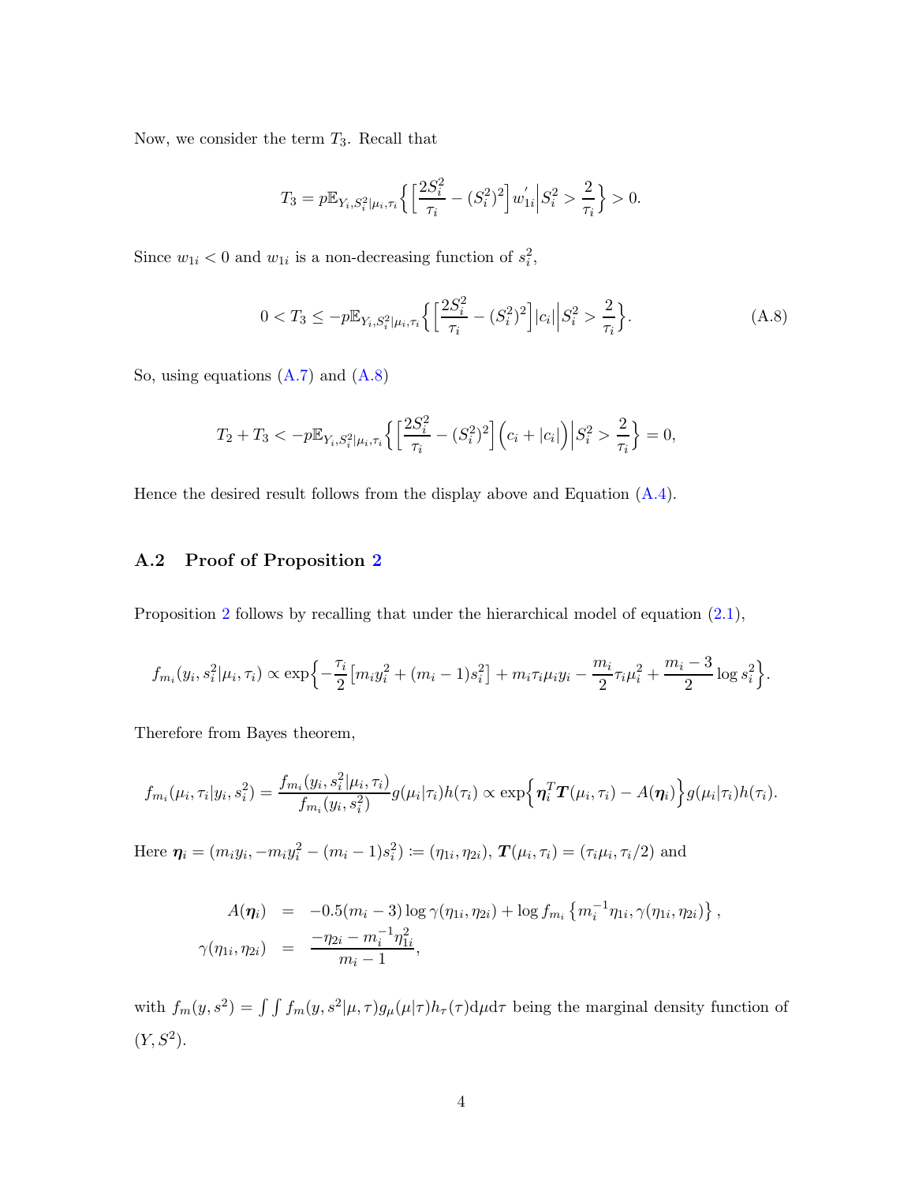Now, we consider the term $T_3$. Recall that

$$T_3 = p\mathbb{E}_{Y_i,S_i^2|\mu_i,\tau_i}\Big\{\Big[\frac{2S_i^2}{\tau_i} - (S_i^2)^2\Big]w_{1i}^{'}\Big|S_i^2 > \frac{2}{\tau_i}\Big\} > 0.$$

Since $w_{1i} < 0$ and $w_{1i}$ is a non-decreasing function of $s_i^2$,

$$0 < T_3 \leq -p\mathbb{E}_{Y_i,S_i^2|\mu_i,\tau_i}\Big\{\Big[\frac{2S_i^2}{\tau_i} - (S_i^2)^2\Big]|c_i|\Big|S_i^2 > \frac{2}{\tau_i}\Big\}. \tag{A.8}$$

So, using equations (A.7) and (A.8)

$$T_2 + T_3 < -p\mathbb{E}_{Y_i,S_i^2|\mu_i,\tau_i}\Big\{\Big[\frac{2S_i^2}{\tau_i} - (S_i^2)^2\Big]\Big(c_i + |c_i|\Big)\Big|S_i^2 > \frac{2}{\tau_i}\Big\} = 0,$$

Hence the desired result follows from the display above and Equation (A.4).

## A.2 Proof of Proposition 2

Proposition 2 follows by recalling that under the hierarchical model of equation (2.1),

$$f_{m_i}(y_i, s_i^2|\mu_i,\tau_i) \propto \exp\Big\{-\frac{\tau_i}{2}\big[m_i y_i^2 + (m_i-1)s_i^2\big] + m_i\tau_i\mu_i y_i - \frac{m_i}{2}\tau_i\mu_i^2 + \frac{m_i-3}{2}\log s_i^2\Big\}.$$

Therefore from Bayes theorem,

$$f_{m_i}(\mu_i,\tau_i|y_i,s_i^2) = \frac{f_{m_i}(y_i,s_i^2|\mu_i,\tau_i)}{f_{m_i}(y_i,s_i^2)}g(\mu_i|\tau_i)h(\tau_i) \propto \exp\Big\{\boldsymbol{\eta}_i^T\boldsymbol{T}(\mu_i,\tau_i) - A(\boldsymbol{\eta}_i)\Big\}g(\mu_i|\tau_i)h(\tau_i).$$

Here $\boldsymbol{\eta}_i = (m_i y_i, -m_i y_i^2 - (m_i-1)s_i^2) \coloneqq (\eta_{1i},\eta_{2i})$, $\boldsymbol{T}(\mu_i,\tau_i) = (\tau_i\mu_i, \tau_i/2)$ and

$$\begin{aligned} A(\boldsymbol{\eta}_i) &= -0.5(m_i-3)\log\gamma(\eta_{1i},\eta_{2i}) + \log f_{m_i}\left\{m_i^{-1}\eta_{1i}, \gamma(\eta_{1i},\eta_{2i})\right\}, \\ \gamma(\eta_{1i},\eta_{2i}) &= \frac{-\eta_{2i} - m_i^{-1}\eta_{1i}^2}{m_i-1}, \end{aligned}$$

with $f_m(y,s^2) = \int\int f_m(y,s^2|\mu,\tau)g_\mu(\mu|\tau)h_\tau(\tau)\mathrm{d}\mu\mathrm{d}\tau$ being the marginal density function of $(Y,S^2)$.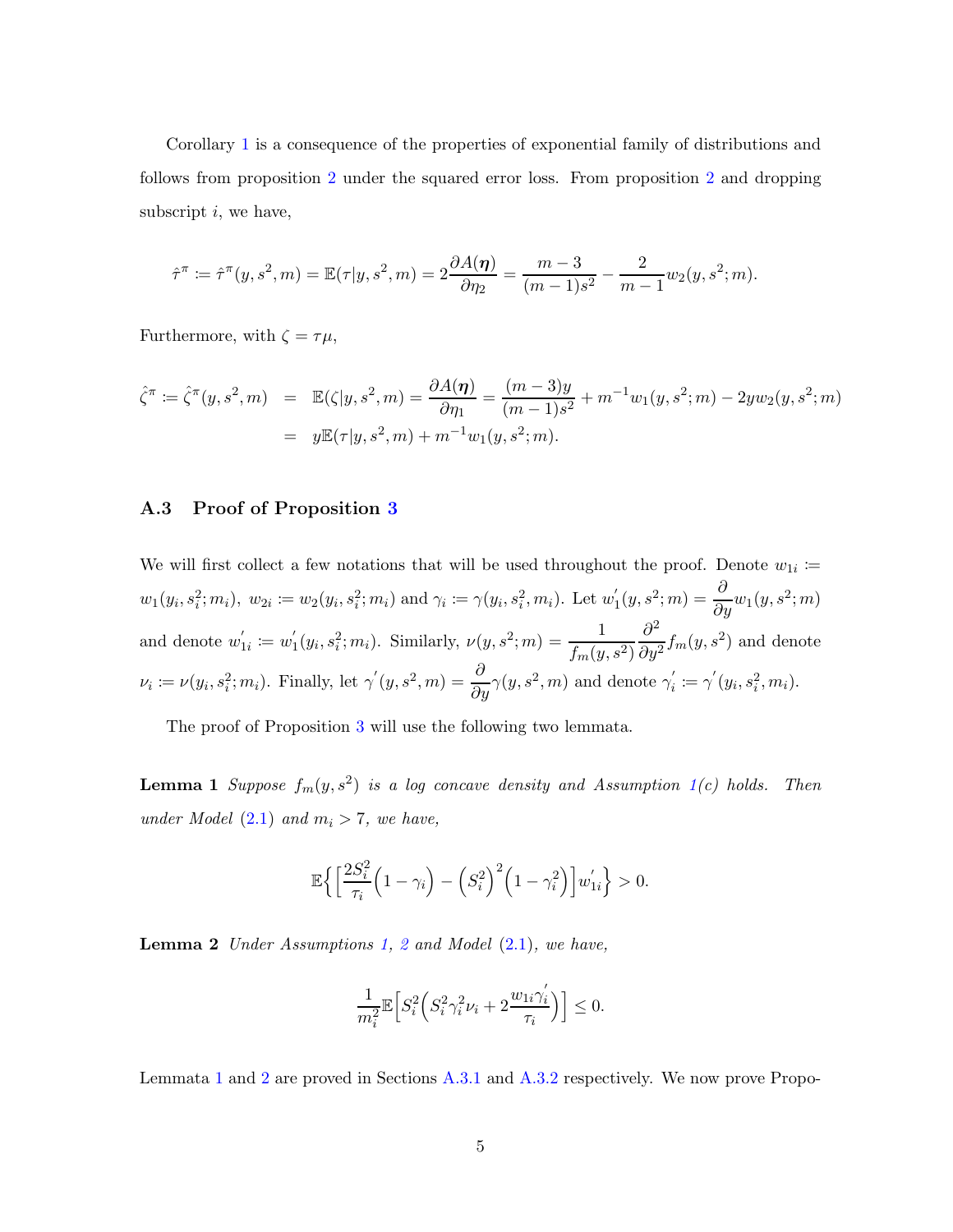Corollary 1 is a consequence of the properties of exponential family of distributions and follows from proposition 2 under the squared error loss. From proposition 2 and dropping subscript $i$, we have,

$$\hat{\tau}^{\pi} := \hat{\tau}^{\pi}(y, s^2, m) = \mathbb{E}(\tau|y, s^2, m) = 2\frac{\partial A(\boldsymbol{\eta})}{\partial \eta_2} = \frac{m-3}{(m-1)s^2} - \frac{2}{m-1}w_2(y, s^2; m).$$

Furthermore, with $\zeta = \tau\mu$,

$$\begin{aligned}
\hat{\zeta}^{\pi} := \hat{\zeta}^{\pi}(y, s^2, m) &= \mathbb{E}(\zeta|y, s^2, m) = \frac{\partial A(\boldsymbol{\eta})}{\partial \eta_1} = \frac{(m-3)y}{(m-1)s^2} + m^{-1}w_1(y, s^2; m) - 2yw_2(y, s^2; m) \\
&= y\mathbb{E}(\tau|y, s^2, m) + m^{-1}w_1(y, s^2; m).
\end{aligned}$$

### A.3 Proof of Proposition 3

We will first collect a few notations that will be used throughout the proof. Denote $w_{1i} := w_1(y_i, s_i^2; m_i)$, $w_{2i} := w_2(y_i, s_i^2; m_i)$ and $\gamma_i := \gamma(y_i, s_i^2, m_i)$. Let $w_1^{'}(y, s^2; m) = \frac{\partial}{\partial y}w_1(y, s^2; m)$ and denote $w_{1i}^{'} := w_1^{'}(y_i, s_i^2; m_i)$. Similarly, $\nu(y, s^2; m) = \frac{1}{f_m(y, s^2)}\frac{\partial^2}{\partial y^2}f_m(y, s^2)$ and denote $\nu_i := \nu(y_i, s_i^2; m_i)$. Finally, let $\gamma^{'}(y, s^2, m) = \frac{\partial}{\partial y}\gamma(y, s^2, m)$ and denote $\gamma_i^{'} := \gamma^{'}(y_i, s_i^2, m_i)$.

The proof of Proposition 3 will use the following two lemmata.

**Lemma 1** *Suppose $f_m(y, s^2)$ is a log concave density and Assumption 1(c) holds. Then under Model (2.1) and $m_i > 7$, we have,*

$$\mathbb{E}\Big\{\Big[\frac{2S_i^2}{\tau_i}\Big(1-\gamma_i\Big) - \Big(S_i^2\Big)^2\Big(1-\gamma_i^2\Big)\Big]w_{1i}^{'}\Big\} > 0.$$

**Lemma 2** *Under Assumptions 1, 2 and Model (2.1), we have,*

$$\frac{1}{m_i^2}\mathbb{E}\Big[S_i^2\Big(S_i^2\gamma_i^2\nu_i + 2\frac{w_{1i}\gamma_i^{'}}{\tau_i}\Big)\Big] \leq 0.$$

Lemmata 1 and 2 are proved in Sections A.3.1 and A.3.2 respectively. We now prove Propo-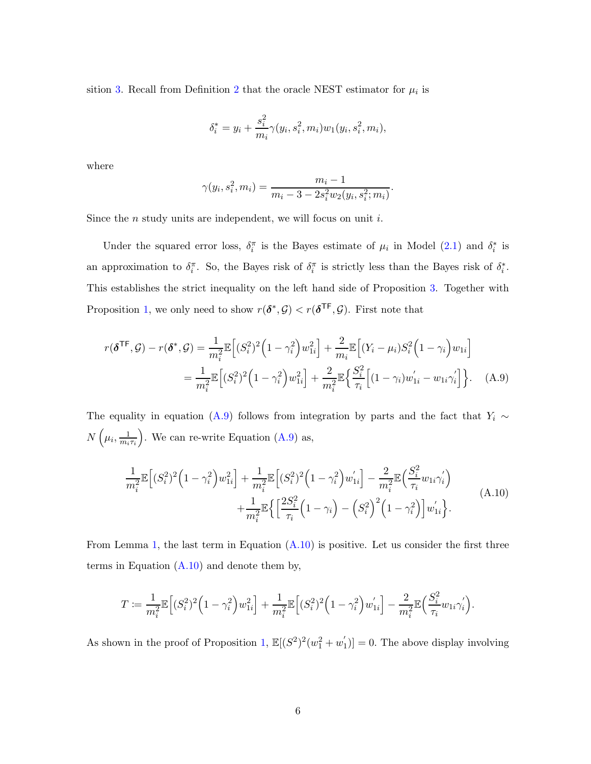sition 3. Recall from Definition 2 that the oracle NEST estimator for $\mu_i$ is

$$\delta_i^* = y_i + \frac{s_i^2}{m_i}\gamma(y_i, s_i^2, m_i) w_1(y_i, s_i^2, m_i),$$

where

$$\gamma(y_i, s_i^2, m_i) = \frac{m_i - 1}{m_i - 3 - 2s_i^2 w_2(y_i, s_i^2; m_i)}.$$

Since the $n$ study units are independent, we will focus on unit $i$.

Under the squared error loss, $\delta_i^\pi$ is the Bayes estimate of $\mu_i$ in Model (2.1) and $\delta_i^*$ is an approximation to $\delta_i^\pi$. So, the Bayes risk of $\delta_i^\pi$ is strictly less than the Bayes risk of $\delta_i^*$. This establishes the strict inequality on the left hand side of Proposition 3. Together with Proposition 1, we only need to show $r(\boldsymbol{\delta}^*, \mathcal{G}) < r(\boldsymbol{\delta}^{\mathsf{TF}}, \mathcal{G})$. First note that

$$\begin{aligned}
r(\boldsymbol{\delta}^{\mathsf{TF}}, \mathcal{G}) - r(\boldsymbol{\delta}^*, \mathcal{G}) &= \frac{1}{m_i^2}\mathbb{E}\Big[(S_i^2)^2\Big(1 - \gamma_i^2\Big)w_{1i}^2\Big] + \frac{2}{m_i}\mathbb{E}\Big[(Y_i - \mu_i)S_i^2\Big(1 - \gamma_i\Big)w_{1i}\Big] \\
&= \frac{1}{m_i^2}\mathbb{E}\Big[(S_i^2)^2\Big(1 - \gamma_i^2\Big)w_{1i}^2\Big] + \frac{2}{m_i^2}\mathbb{E}\Big\{\frac{S_i^2}{\tau_i}\Big[(1 - \gamma_i)w_{1i}' - w_{1i}\gamma_i'\Big]\Big\}. \quad \text{(A.9)}
\end{aligned}$$

The equality in equation (A.9) follows from integration by parts and the fact that $Y_i \sim N\left(\mu_i, \frac{1}{m_i\tau_i}\right)$. We can re-write Equation (A.9) as,

$$\begin{aligned}
&\frac{1}{m_i^2}\mathbb{E}\Big[(S_i^2)^2\Big(1 - \gamma_i^2\Big)w_{1i}^2\Big] + \frac{1}{m_i^2}\mathbb{E}\Big[(S_i^2)^2\Big(1 - \gamma_i^2\Big)w_{1i}'\Big] - \frac{2}{m_i^2}\mathbb{E}\Big(\frac{S_i^2}{\tau_i}w_{1i}\gamma_i'\Big) \\
&\qquad + \frac{1}{m_i^2}\mathbb{E}\Big\{\Big[\frac{2S_i^2}{\tau_i}\Big(1 - \gamma_i\Big) - \Big(S_i^2\Big)^2\Big(1 - \gamma_i^2\Big)\Big]w_{1i}'\Big\}.
\end{aligned} \quad \text{(A.10)}$$

From Lemma 1, the last term in Equation (A.10) is positive. Let us consider the first three terms in Equation (A.10) and denote them by,

$$T := \frac{1}{m_i^2}\mathbb{E}\Big[(S_i^2)^2\Big(1 - \gamma_i^2\Big)w_{1i}^2\Big] + \frac{1}{m_i^2}\mathbb{E}\Big[(S_i^2)^2\Big(1 - \gamma_i^2\Big)w_{1i}'\Big] - \frac{2}{m_i^2}\mathbb{E}\Big(\frac{S_i^2}{\tau_i}w_{1i}\gamma_i'\Big).$$

As shown in the proof of Proposition 1, $\mathbb{E}[(S^2)^2(w_1^2 + w_1')] = 0$. The above display involving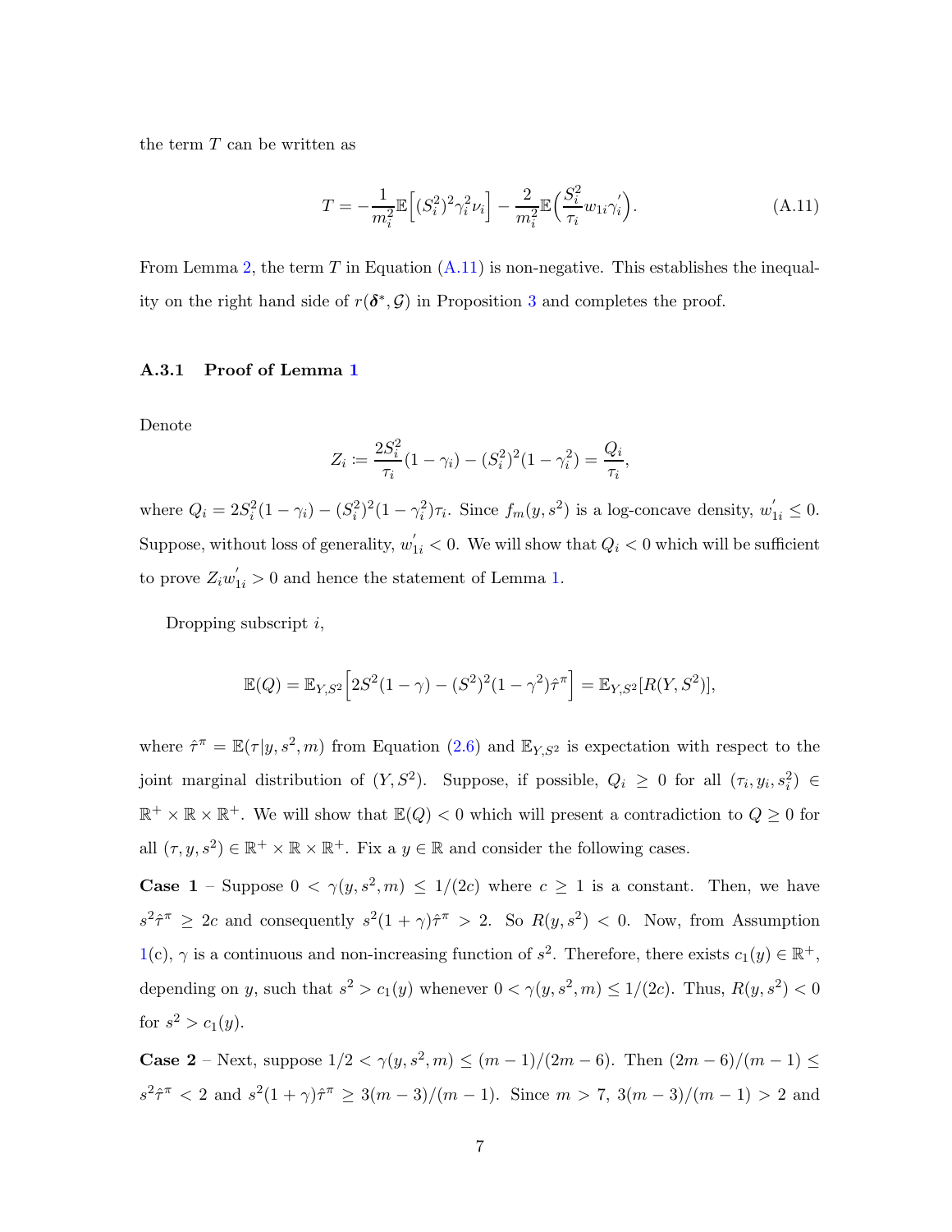the term $T$ can be written as

$$T = -\frac{1}{m_i^2}\mathbb{E}\Big[(S_i^2)^2\gamma_i^2\nu_i\Big] - \frac{2}{m_i^2}\mathbb{E}\Big(\frac{S_i^2}{\tau_i}w_{1i}\gamma_i^{'}\Big). \tag{A.11}$$

From Lemma 2, the term $T$ in Equation (A.11) is non-negative. This establishes the inequality on the right hand side of $r(\boldsymbol{\delta}^*, \mathcal{G})$ in Proposition 3 and completes the proof.

### A.3.1 Proof of Lemma 1

Denote

$$Z_i := \frac{2S_i^2}{\tau_i}(1-\gamma_i) - (S_i^2)^2(1-\gamma_i^2) = \frac{Q_i}{\tau_i},$$

where $Q_i = 2S_i^2(1-\gamma_i) - (S_i^2)^2(1-\gamma_i^2)\tau_i$. Since $f_m(y, s^2)$ is a log-concave density, $w_{1i}^{'} \leq 0$. Suppose, without loss of generality, $w_{1i}^{'} < 0$. We will show that $Q_i < 0$ which will be sufficient to prove $Z_i w_{1i}^{'} > 0$ and hence the statement of Lemma 1.

Dropping subscript $i$,

$$\mathbb{E}(Q) = \mathbb{E}_{Y,S^2}\Big[2S^2(1-\gamma) - (S^2)^2(1-\gamma^2)\hat{\tau}^{\pi}\Big] = \mathbb{E}_{Y,S^2}[R(Y, S^2)],$$

where $\hat{\tau}^{\pi} = \mathbb{E}(\tau|y, s^2, m)$ from Equation (2.6) and $\mathbb{E}_{Y,S^2}$ is expectation with respect to the joint marginal distribution of $(Y, S^2)$. Suppose, if possible, $Q_i \geq 0$ for all $(\tau_i, y_i, s_i^2) \in \mathbb{R}^+ \times \mathbb{R} \times \mathbb{R}^+$. We will show that $\mathbb{E}(Q) < 0$ which will present a contradiction to $Q \geq 0$ for all $(\tau, y, s^2) \in \mathbb{R}^+ \times \mathbb{R} \times \mathbb{R}^+$. Fix a $y \in \mathbb{R}$ and consider the following cases.

**Case 1** – Suppose $0 < \gamma(y, s^2, m) \leq 1/(2c)$ where $c \geq 1$ is a constant. Then, we have $s^2\hat{\tau}^{\pi} \geq 2c$ and consequently $s^2(1+\gamma)\hat{\tau}^{\pi} > 2$. So $R(y, s^2) < 0$. Now, from Assumption 1(c), $\gamma$ is a continuous and non-increasing function of $s^2$. Therefore, there exists $c_1(y) \in \mathbb{R}^+$, depending on $y$, such that $s^2 > c_1(y)$ whenever $0 < \gamma(y, s^2, m) \leq 1/(2c)$. Thus, $R(y, s^2) < 0$ for $s^2 > c_1(y)$.

**Case 2** – Next, suppose $1/2 < \gamma(y, s^2, m) \leq (m-1)/(2m-6)$. Then $(2m-6)/(m-1) \leq s^2\hat{\tau}^{\pi} < 2$ and $s^2(1+\gamma)\hat{\tau}^{\pi} \geq 3(m-3)/(m-1)$. Since $m > 7$, $3(m-3)/(m-1) > 2$ and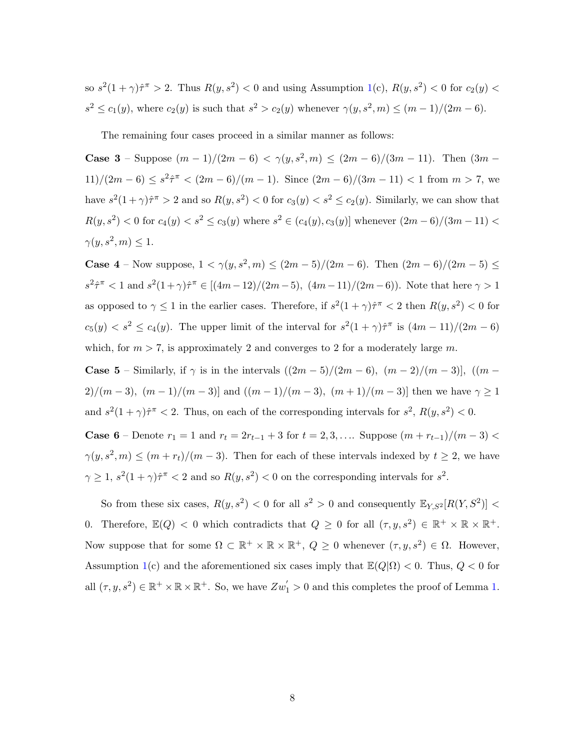so $s^2(1+\gamma)\hat{\tau}^{\pi} > 2$. Thus $R(y, s^2) < 0$ and using Assumption 1(c), $R(y, s^2) < 0$ for $c_2(y) < s^2 \leq c_1(y)$, where $c_2(y)$ is such that $s^2 > c_2(y)$ whenever $\gamma(y, s^2, m) \leq (m-1)/(2m-6)$.

The remaining four cases proceed in a similar manner as follows:

**Case 3** – Suppose $(m-1)/(2m-6) < \gamma(y, s^2, m) \leq (2m-6)/(3m-11)$. Then $(3m-11)/(2m-6) \leq s^2\hat{\tau}^{\pi} < (2m-6)/(m-1)$. Since $(2m-6)/(3m-11) < 1$ from $m > 7$, we have $s^2(1+\gamma)\hat{\tau}^{\pi} > 2$ and so $R(y, s^2) < 0$ for $c_3(y) < s^2 \leq c_2(y)$. Similarly, we can show that $R(y, s^2) < 0$ for $c_4(y) < s^2 \leq c_3(y)$ where $s^2 \in (c_4(y), c_3(y)]$ whenever $(2m-6)/(3m-11) < \gamma(y, s^2, m) \leq 1$.

**Case 4** – Now suppose, $1 < \gamma(y, s^2, m) \leq (2m-5)/(2m-6)$. Then $(2m-6)/(2m-5) \leq s^2\hat{\tau}^{\pi} < 1$ and $s^2(1+\gamma)\hat{\tau}^{\pi} \in [(4m-12)/(2m-5),\ (4m-11)/(2m-6))$. Note that here $\gamma > 1$ as opposed to $\gamma \leq 1$ in the earlier cases. Therefore, if $s^2(1+\gamma)\hat{\tau}^{\pi} < 2$ then $R(y, s^2) < 0$ for $c_5(y) < s^2 \leq c_4(y)$. The upper limit of the interval for $s^2(1+\gamma)\hat{\tau}^{\pi}$ is $(4m-11)/(2m-6)$ which, for $m > 7$, is approximately 2 and converges to 2 for a moderately large $m$.

**Case 5** – Similarly, if $\gamma$ is in the intervals $((2m-5)/(2m-6),\ (m-2)/(m-3)]$, $((m-2)/(m-3),\ (m-1)/(m-3)]$ and $((m-1)/(m-3),\ (m+1)/(m-3)]$ then we have $\gamma \geq 1$ and $s^2(1+\gamma)\hat{\tau}^{\pi} < 2$. Thus, on each of the corresponding intervals for $s^2$, $R(y, s^2) < 0$.

**Case 6** – Denote $r_1 = 1$ and $r_t = 2r_{t-1} + 3$ for $t = 2, 3, \ldots$. Suppose $(m + r_{t-1})/(m-3) < \gamma(y, s^2, m) \leq (m + r_t)/(m-3)$. Then for each of these intervals indexed by $t \geq 2$, we have $\gamma \geq 1$, $s^2(1+\gamma)\hat{\tau}^{\pi} < 2$ and so $R(y, s^2) < 0$ on the corresponding intervals for $s^2$.

So from these six cases, $R(y, s^2) < 0$ for all $s^2 > 0$ and consequently $\mathbb{E}_{Y,S^2}[R(Y, S^2)] < 0$. Therefore, $\mathbb{E}(Q) < 0$ which contradicts that $Q \geq 0$ for all $(\tau, y, s^2) \in \mathbb{R}^+ \times \mathbb{R} \times \mathbb{R}^+$. Now suppose that for some $\Omega \subset \mathbb{R}^+ \times \mathbb{R} \times \mathbb{R}^+$, $Q \geq 0$ whenever $(\tau, y, s^2) \in \Omega$. However, Assumption 1(c) and the aforementioned six cases imply that $\mathbb{E}(Q|\Omega) < 0$. Thus, $Q < 0$ for all $(\tau, y, s^2) \in \mathbb{R}^+ \times \mathbb{R} \times \mathbb{R}^+$. So, we have $Zw_1^{'} > 0$ and this completes the proof of Lemma 1.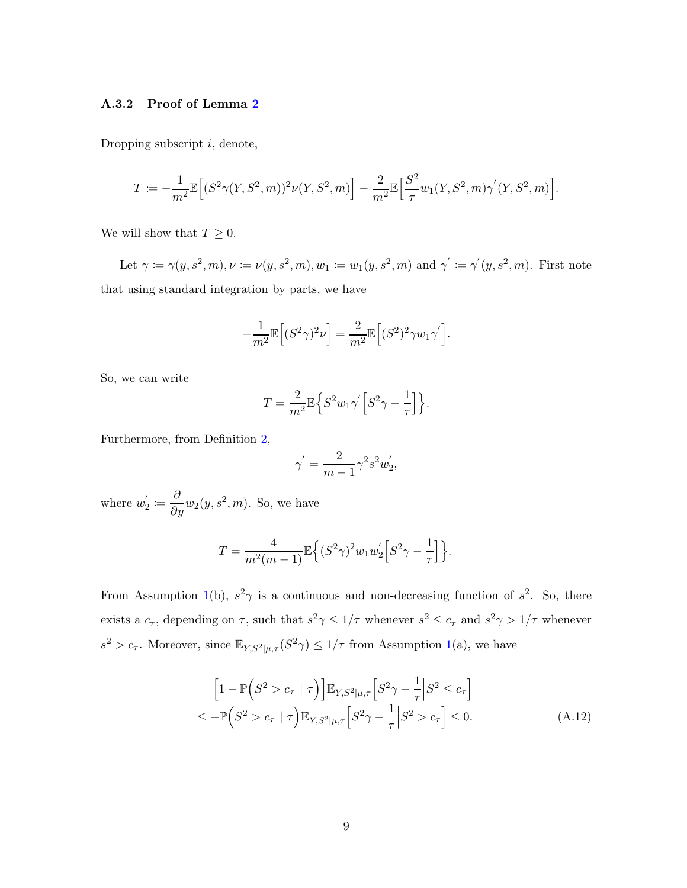### A.3.2 Proof of Lemma 2

Dropping subscript $i$, denote,

$$T := -\frac{1}{m^2}\mathbb{E}\Big[(S^2\gamma(Y,S^2,m))^2\nu(Y,S^2,m)\Big] - \frac{2}{m^2}\mathbb{E}\Big[\frac{S^2}{\tau}w_1(Y,S^2,m)\gamma^{'}(Y,S^2,m)\Big].$$

We will show that $T \geq 0$.

Let $\gamma := \gamma(y,s^2,m), \nu := \nu(y,s^2,m), w_1 := w_1(y,s^2,m)$ and $\gamma^{'} := \gamma^{'}(y,s^2,m)$. First note that using standard integration by parts, we have

$$-\frac{1}{m^2}\mathbb{E}\Big[(S^2\gamma)^2\nu\Big] = \frac{2}{m^2}\mathbb{E}\Big[(S^2)^2\gamma w_1\gamma^{'}\Big].$$

So, we can write

$$T = \frac{2}{m^2}\mathbb{E}\Big\{S^2 w_1\gamma^{'}\Big[S^2\gamma - \frac{1}{\tau}\Big]\Big\}.$$

Furthermore, from Definition 2,

$$\gamma^{'} = \frac{2}{m-1}\gamma^2 s^2 w_2^{'},$$

where $w_2^{'} := \dfrac{\partial}{\partial y}w_2(y,s^2,m)$. So, we have

$$T = \frac{4}{m^2(m-1)}\mathbb{E}\Big\{(S^2\gamma)^2 w_1 w_2^{'}\Big[S^2\gamma - \frac{1}{\tau}\Big]\Big\}.$$

From Assumption 1(b), $s^2\gamma$ is a continuous and non-decreasing function of $s^2$. So, there exists a $c_\tau$, depending on $\tau$, such that $s^2\gamma \leq 1/\tau$ whenever $s^2 \leq c_\tau$ and $s^2\gamma > 1/\tau$ whenever $s^2 > c_\tau$. Moreover, since $\mathbb{E}_{Y,S^2|\mu,\tau}(S^2\gamma) \leq 1/\tau$ from Assumption 1(a), we have

$$\begin{aligned}
&\Big[1 - \mathbb{P}\Big(S^2 > c_\tau \mid \tau\Big)\Big]\mathbb{E}_{Y,S^2|\mu,\tau}\Big[S^2\gamma - \frac{1}{\tau}\Big|S^2 \leq c_\tau\Big] \\
&\leq -\mathbb{P}\Big(S^2 > c_\tau \mid \tau\Big)\mathbb{E}_{Y,S^2|\mu,\tau}\Big[S^2\gamma - \frac{1}{\tau}\Big|S^2 > c_\tau\Big] \leq 0.
\end{aligned} \tag{A.12}$$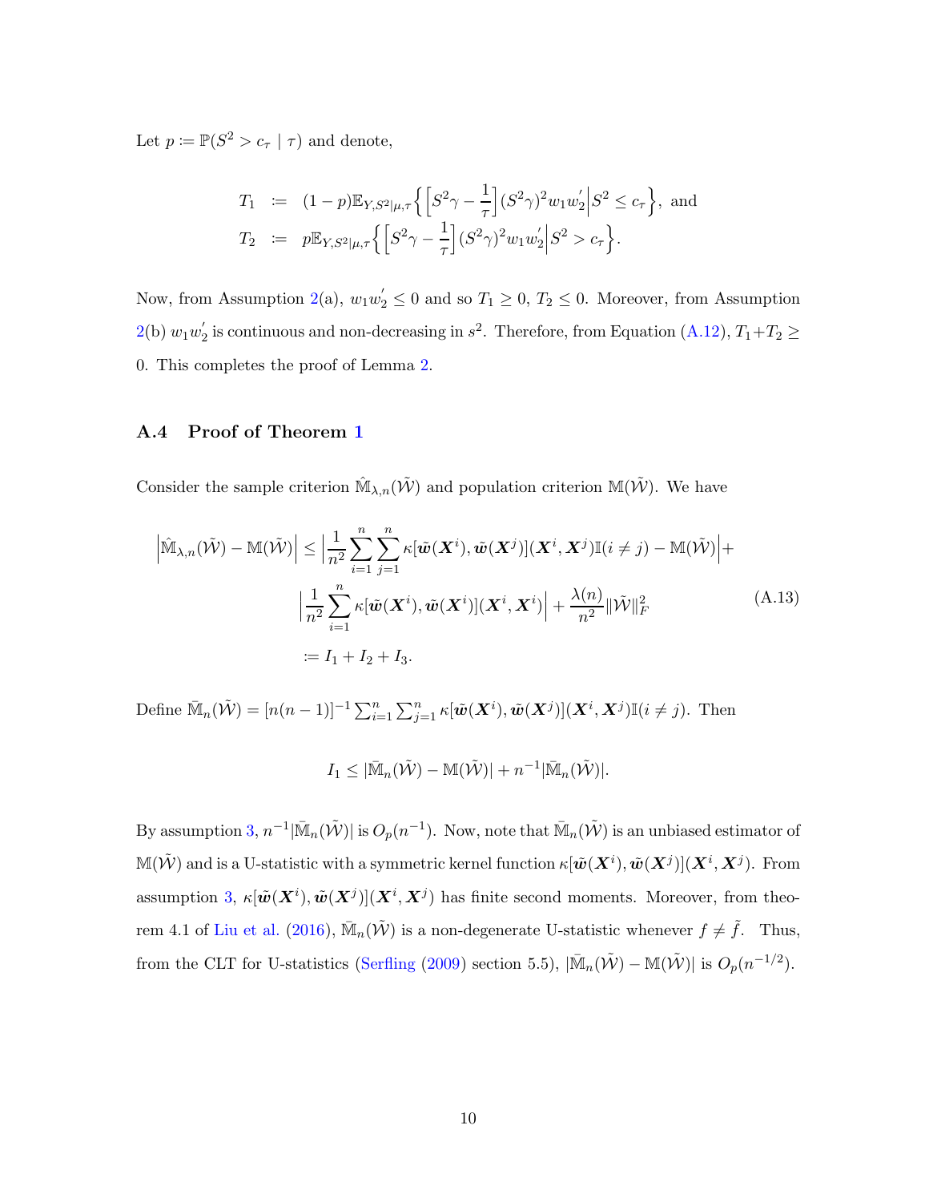Let $p := \mathbb{P}(S^2 > c_\tau \mid \tau)$ and denote,

$$
\begin{aligned}
T_1 &:= (1-p)\mathbb{E}_{Y,S^2|\mu,\tau}\Big\{\Big[S^2\gamma - \frac{1}{\tau}\Big](S^2\gamma)^2 w_1 w_2^{'}\Big| S^2 \leq c_\tau\Big\}, \text{ and} \\
T_2 &:= p\mathbb{E}_{Y,S^2|\mu,\tau}\Big\{\Big[S^2\gamma - \frac{1}{\tau}\Big](S^2\gamma)^2 w_1 w_2^{'}\Big| S^2 > c_\tau\Big\}.
\end{aligned}
$$

Now, from Assumption 2(a), $w_1 w_2^{'} \leq 0$ and so $T_1 \geq 0$, $T_2 \leq 0$. Moreover, from Assumption 2(b) $w_1 w_2^{'}$ is continuous and non-decreasing in $s^2$. Therefore, from Equation (A.12), $T_1 + T_2 \geq 0$. This completes the proof of Lemma 2.

### A.4 Proof of Theorem 1

Consider the sample criterion $\hat{\mathbb{M}}_{\lambda,n}(\tilde{\mathcal{W}})$ and population criterion $\mathbb{M}(\tilde{\mathcal{W}})$. We have

$$
\begin{aligned}
\Big|\hat{\mathbb{M}}_{\lambda,n}(\tilde{\mathcal{W}}) - \mathbb{M}(\tilde{\mathcal{W}})\Big| &\leq \Big|\frac{1}{n^2}\sum_{i=1}^{n}\sum_{j=1}^{n}\kappa[\tilde{\boldsymbol{w}}(\boldsymbol{X}^i), \tilde{\boldsymbol{w}}(\boldsymbol{X}^j)](\boldsymbol{X}^i, \boldsymbol{X}^j)\mathbb{I}(i \neq j) - \mathbb{M}(\tilde{\mathcal{W}})\Big| + \\
&\quad \Big|\frac{1}{n^2}\sum_{i=1}^{n}\kappa[\tilde{\boldsymbol{w}}(\boldsymbol{X}^i), \tilde{\boldsymbol{w}}(\boldsymbol{X}^i)](\boldsymbol{X}^i, \boldsymbol{X}^i)\Big| + \frac{\lambda(n)}{n^2}\|\tilde{\mathcal{W}}\|_F^2 \qquad \text{(A.13)} \\
&:= I_1 + I_2 + I_3.
\end{aligned}
$$

Define $\bar{\mathbb{M}}_n(\tilde{\mathcal{W}}) = [n(n-1)]^{-1}\sum_{i=1}^{n}\sum_{j=1}^{n}\kappa[\tilde{\boldsymbol{w}}(\boldsymbol{X}^i), \tilde{\boldsymbol{w}}(\boldsymbol{X}^j)](\boldsymbol{X}^i, \boldsymbol{X}^j)\mathbb{I}(i \neq j)$. Then

$$
I_1 \leq |\bar{\mathbb{M}}_n(\tilde{\mathcal{W}}) - \mathbb{M}(\tilde{\mathcal{W}})| + n^{-1}|\bar{\mathbb{M}}_n(\tilde{\mathcal{W}})|.
$$

By assumption 3, $n^{-1}|\bar{\mathbb{M}}_n(\tilde{\mathcal{W}})|$ is $O_p(n^{-1})$. Now, note that $\bar{\mathbb{M}}_n(\tilde{\mathcal{W}})$ is an unbiased estimator of $\mathbb{M}(\tilde{\mathcal{W}})$ and is a U-statistic with a symmetric kernel function $\kappa[\tilde{\boldsymbol{w}}(\boldsymbol{X}^i), \tilde{\boldsymbol{w}}(\boldsymbol{X}^j)](\boldsymbol{X}^i, \boldsymbol{X}^j)$. From assumption 3, $\kappa[\tilde{\boldsymbol{w}}(\boldsymbol{X}^i), \tilde{\boldsymbol{w}}(\boldsymbol{X}^j)](\boldsymbol{X}^i, \boldsymbol{X}^j)$ has finite second moments. Moreover, from theorem 4.1 of Liu et al. (2016), $\bar{\mathbb{M}}_n(\tilde{\mathcal{W}})$ is a non-degenerate U-statistic whenever $f \neq \tilde{f}$. Thus, from the CLT for U-statistics (Serfling (2009) section 5.5), $|\bar{\mathbb{M}}_n(\tilde{\mathcal{W}}) - \mathbb{M}(\tilde{\mathcal{W}})|$ is $O_p(n^{-1/2})$.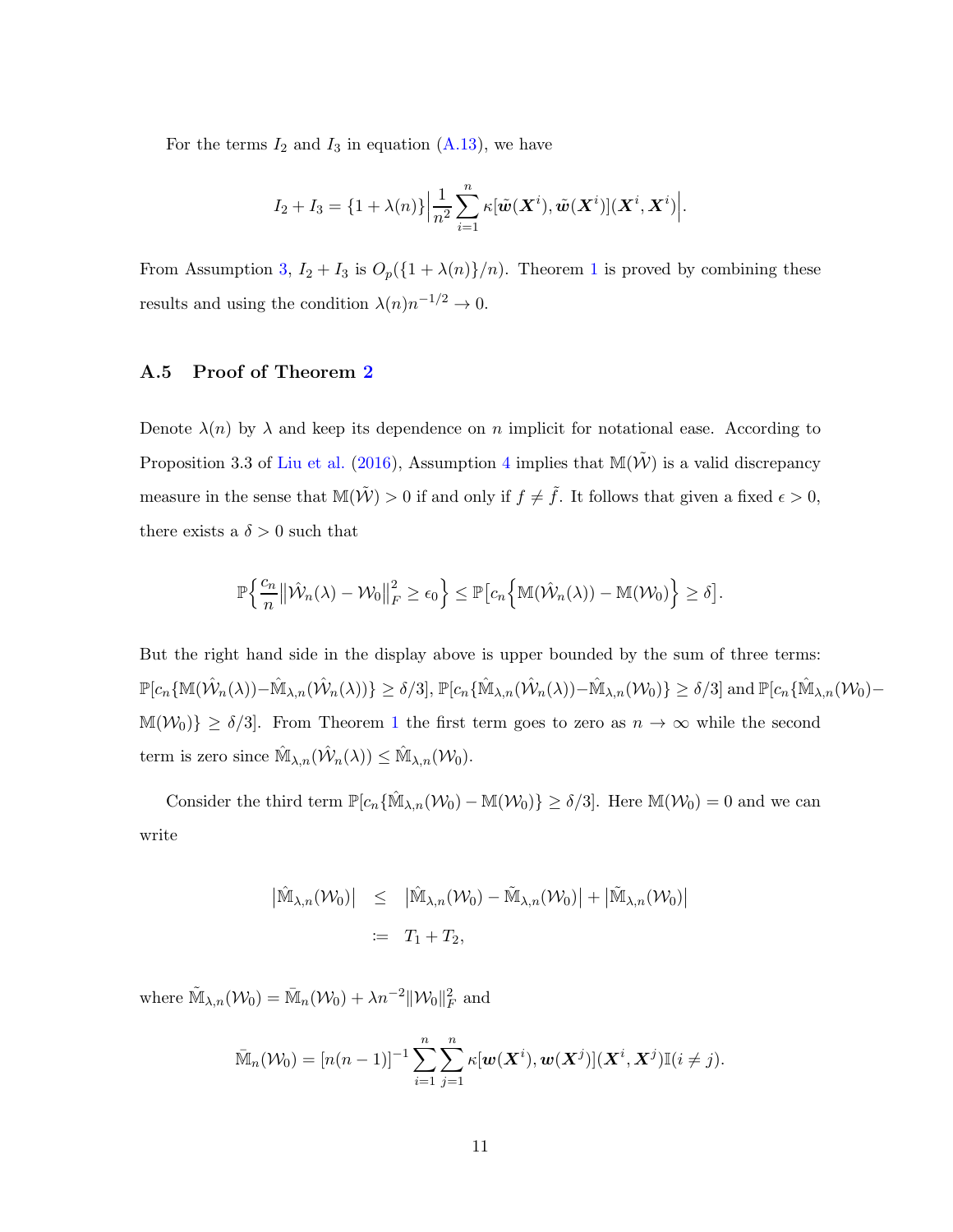For the terms $I_2$ and $I_3$ in equation (A.13), we have

$$I_2 + I_3 = \{1 + \lambda(n)\}\Big|\frac{1}{n^2}\sum_{i=1}^{n} \kappa[\tilde{\boldsymbol{w}}(\boldsymbol{X}^i), \tilde{\boldsymbol{w}}(\boldsymbol{X}^i)](\boldsymbol{X}^i, \boldsymbol{X}^i)\Big|.$$

From Assumption 3, $I_2 + I_3$ is $O_p(\{1 + \lambda(n)\}/n)$. Theorem 1 is proved by combining these results and using the condition $\lambda(n)n^{-1/2} \to 0$.

### A.5 Proof of Theorem 2

Denote $\lambda(n)$ by $\lambda$ and keep its dependence on $n$ implicit for notational ease. According to Proposition 3.3 of Liu et al. (2016), Assumption 4 implies that $\mathbb{M}(\tilde{\mathcal{W}})$ is a valid discrepancy measure in the sense that $\mathbb{M}(\tilde{\mathcal{W}}) > 0$ if and only if $f \neq \tilde{f}$. It follows that given a fixed $\epsilon > 0$, there exists a $\delta > 0$ such that

$$\mathbb{P}\Big\{\frac{c_n}{n}\big\|\hat{\mathcal{W}}_n(\lambda) - \mathcal{W}_0\big\|_F^2 \geq \epsilon_0\Big\} \leq \mathbb{P}\big[c_n\Big\{\mathbb{M}(\hat{\mathcal{W}}_n(\lambda)) - \mathbb{M}(\mathcal{W}_0)\Big\} \geq \delta\big].$$

But the right hand side in the display above is upper bounded by the sum of three terms: $\mathbb{P}[c_n\{\mathbb{M}(\hat{\mathcal{W}}_n(\lambda)) - \hat{\mathbb{M}}_{\lambda,n}(\hat{\mathcal{W}}_n(\lambda))\} \geq \delta/3]$, $\mathbb{P}[c_n\{\hat{\mathbb{M}}_{\lambda,n}(\hat{\mathcal{W}}_n(\lambda)) - \hat{\mathbb{M}}_{\lambda,n}(\mathcal{W}_0)\} \geq \delta/3]$ and $\mathbb{P}[c_n\{\hat{\mathbb{M}}_{\lambda,n}(\mathcal{W}_0) - \mathbb{M}(\mathcal{W}_0)\} \geq \delta/3]$. From Theorem 1 the first term goes to zero as $n \to \infty$ while the second term is zero since $\hat{\mathbb{M}}_{\lambda,n}(\hat{\mathcal{W}}_n(\lambda)) \leq \hat{\mathbb{M}}_{\lambda,n}(\mathcal{W}_0)$.

Consider the third term $\mathbb{P}[c_n\{\hat{\mathbb{M}}_{\lambda,n}(\mathcal{W}_0) - \mathbb{M}(\mathcal{W}_0)\} \geq \delta/3]$. Here $\mathbb{M}(\mathcal{W}_0) = 0$ and we can write

$$\begin{aligned}
\big|\hat{\mathbb{M}}_{\lambda,n}(\mathcal{W}_0)\big| &\leq \big|\hat{\mathbb{M}}_{\lambda,n}(\mathcal{W}_0) - \tilde{\mathbb{M}}_{\lambda,n}(\mathcal{W}_0)\big| + \big|\tilde{\mathbb{M}}_{\lambda,n}(\mathcal{W}_0)\big| \\
&\coloneqq T_1 + T_2,
\end{aligned}$$

where $\tilde{\mathbb{M}}_{\lambda,n}(\mathcal{W}_0) = \bar{\mathbb{M}}_n(\mathcal{W}_0) + \lambda n^{-2}\|\mathcal{W}_0\|_F^2$ and

$$\bar{\mathbb{M}}_n(\mathcal{W}_0) = [n(n-1)]^{-1}\sum_{i=1}^{n}\sum_{j=1}^{n} \kappa[\boldsymbol{w}(\boldsymbol{X}^i), \boldsymbol{w}(\boldsymbol{X}^j)](\boldsymbol{X}^i, \boldsymbol{X}^j)\mathbb{I}(i \neq j).$$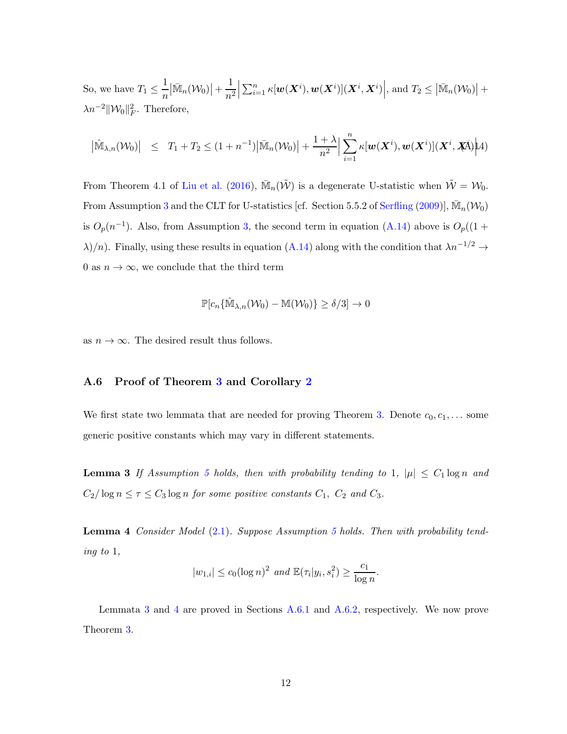So, we have $T_1 \leq \frac{1}{n}\left|\bar{\mathbb{M}}_n(\mathcal{W}_0)\right| + \frac{1}{n^2}\left|\sum_{i=1}^n \kappa[\boldsymbol{w}(\boldsymbol{X}^i), \boldsymbol{w}(\boldsymbol{X}^i)](\boldsymbol{X}^i, \boldsymbol{X}^i)\right|$, and $T_2 \leq \left|\bar{\mathbb{M}}_n(\mathcal{W}_0)\right| + \lambda n^{-2}\|\mathcal{W}_0\|_F^2$. Therefore,

$$\left|\hat{\mathbb{M}}_{\lambda,n}(\mathcal{W}_0)\right| \leq T_1 + T_2 \leq (1+n^{-1})\left|\bar{\mathbb{M}}_n(\mathcal{W}_0)\right| + \frac{1+\lambda}{n^2}\left|\sum_{i=1}^n \kappa[\boldsymbol{w}(\boldsymbol{X}^i), \boldsymbol{w}(\boldsymbol{X}^i)](\boldsymbol{X}^i, \boldsymbol{X}^i)\right| \quad \text{(A.14)}$$

From Theorem 4.1 of Liu et al. (2016), $\bar{\mathbb{M}}_n(\tilde{\mathcal{W}})$ is a degenerate U-statistic when $\tilde{\mathcal{W}} = \mathcal{W}_0$. From Assumption 3 and the CLT for U-statistics [cf. Section 5.5.2 of Serfling (2009)], $\bar{\mathbb{M}}_n(\mathcal{W}_0)$ is $O_p(n^{-1})$. Also, from Assumption 3, the second term in equation (A.14) above is $O_p((1+\lambda)/n)$. Finally, using these results in equation (A.14) along with the condition that $\lambda n^{-1/2} \to 0$ as $n \to \infty$, we conclude that the third term

$$\mathbb{P}[c_n\{\hat{\mathbb{M}}_{\lambda,n}(\mathcal{W}_0) - \mathbb{M}(\mathcal{W}_0)\} \geq \delta/3] \to 0$$

as $n \to \infty$. The desired result thus follows.

### A.6 Proof of Theorem 3 and Corollary 2

We first state two lemmata that are needed for proving Theorem 3. Denote $c_0, c_1, \ldots$ some generic positive constants which may vary in different statements.

**Lemma 3** *If Assumption 5 holds, then with probability tending to 1, $|\mu| \leq C_1 \log n$ and $C_2/\log n \leq \tau \leq C_3 \log n$ for some positive constants $C_1$, $C_2$ and $C_3$.*

**Lemma 4** *Consider Model (2.1). Suppose Assumption 5 holds. Then with probability tending to 1,*

$$|w_{1,i}| \leq c_0(\log n)^2 \text{ and } \mathbb{E}(\tau_i | y_i, s_i^2) \geq \frac{c_1}{\log n}.$$

Lemmata 3 and 4 are proved in Sections A.6.1 and A.6.2, respectively. We now prove Theorem 3.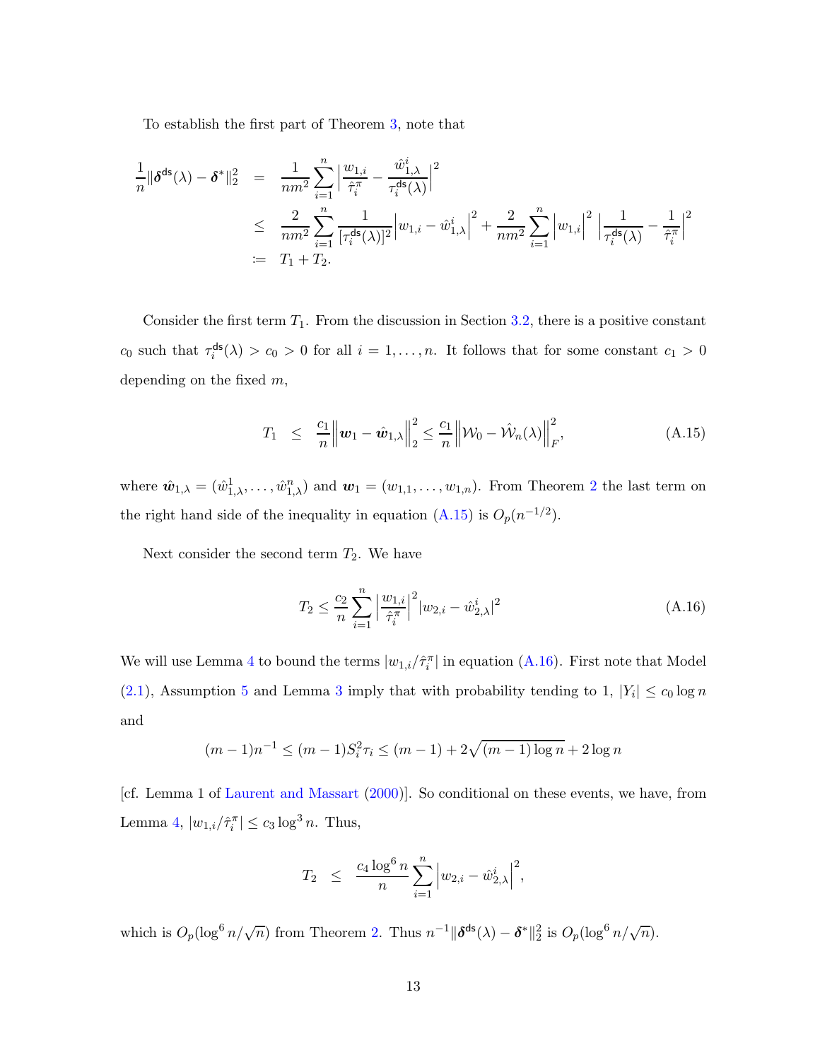To establish the first part of Theorem 3, note that

$$
\begin{aligned}
\frac{1}{n}\|\boldsymbol{\delta}^{\mathsf{ds}}(\lambda)-\boldsymbol{\delta}^*\|_2^2 &= \frac{1}{nm^2}\sum_{i=1}^n \Big|\frac{w_{1,i}}{\hat{\tau}_i^{\pi}} - \frac{\hat{w}_{1,\lambda}^i}{\tau_i^{\mathsf{ds}}(\lambda)}\Big|^2 \\
&\le \frac{2}{nm^2}\sum_{i=1}^n \frac{1}{[\tau_i^{\mathsf{ds}}(\lambda)]^2}\Big|w_{1,i}-\hat{w}_{1,\lambda}^i\Big|^2 + \frac{2}{nm^2}\sum_{i=1}^n \Big|w_{1,i}\Big|^2\,\Big|\frac{1}{\tau_i^{\mathsf{ds}}(\lambda)} - \frac{1}{\hat{\tau}_i^{\pi}}\Big|^2 \\
&:= T_1 + T_2.
\end{aligned}
$$

Consider the first term $T_1$. From the discussion in Section 3.2, there is a positive constant $c_0$ such that $\tau_i^{\mathsf{ds}}(\lambda) > c_0 > 0$ for all $i=1,\ldots,n$. It follows that for some constant $c_1>0$ depending on the fixed $m$,

$$
T_1 \;\le\; \frac{c_1}{n}\Big\|\boldsymbol{w}_1 - \hat{\boldsymbol{w}}_{1,\lambda}\Big\|_2^2 \le \frac{c_1}{n}\Big\|\mathcal{W}_0 - \hat{\mathcal{W}}_n(\lambda)\Big\|_F^2, \tag{A.15}
$$

where $\hat{\boldsymbol{w}}_{1,\lambda} = (\hat{w}_{1,\lambda}^1,\ldots,\hat{w}_{1,\lambda}^n)$ and $\boldsymbol{w}_1 = (w_{1,1},\ldots,w_{1,n})$. From Theorem 2 the last term on the right hand side of the inequality in equation (A.15) is $O_p(n^{-1/2})$.

Next consider the second term $T_2$. We have

$$
T_2 \le \frac{c_2}{n}\sum_{i=1}^n \Big|\frac{w_{1,i}}{\hat{\tau}_i^{\pi}}\Big|^2 |w_{2,i}-\hat{w}_{2,\lambda}^i|^2 \tag{A.16}
$$

We will use Lemma 4 to bound the terms $|w_{1,i}/\hat{\tau}_i^{\pi}|$ in equation (A.16). First note that Model (2.1), Assumption 5 and Lemma 3 imply that with probability tending to 1, $|Y_i| \le c_0 \log n$ and

$$
(m-1)n^{-1} \le (m-1)S_i^2\tau_i \le (m-1) + 2\sqrt{(m-1)\log n} + 2\log n
$$

[cf. Lemma 1 of Laurent and Massart (2000)]. So conditional on these events, we have, from Lemma 4, $|w_{1,i}/\hat{\tau}_i^{\pi}| \le c_3 \log^3 n$. Thus,

$$
T_2 \;\le\; \frac{c_4 \log^6 n}{n}\sum_{i=1}^n \Big|w_{2,i}-\hat{w}_{2,\lambda}^i\Big|^2,
$$

which is $O_p(\log^6 n/\sqrt{n})$ from Theorem 2. Thus $n^{-1}\|\boldsymbol{\delta}^{\mathsf{ds}}(\lambda)-\boldsymbol{\delta}^*\|_2^2$ is $O_p(\log^6 n/\sqrt{n})$.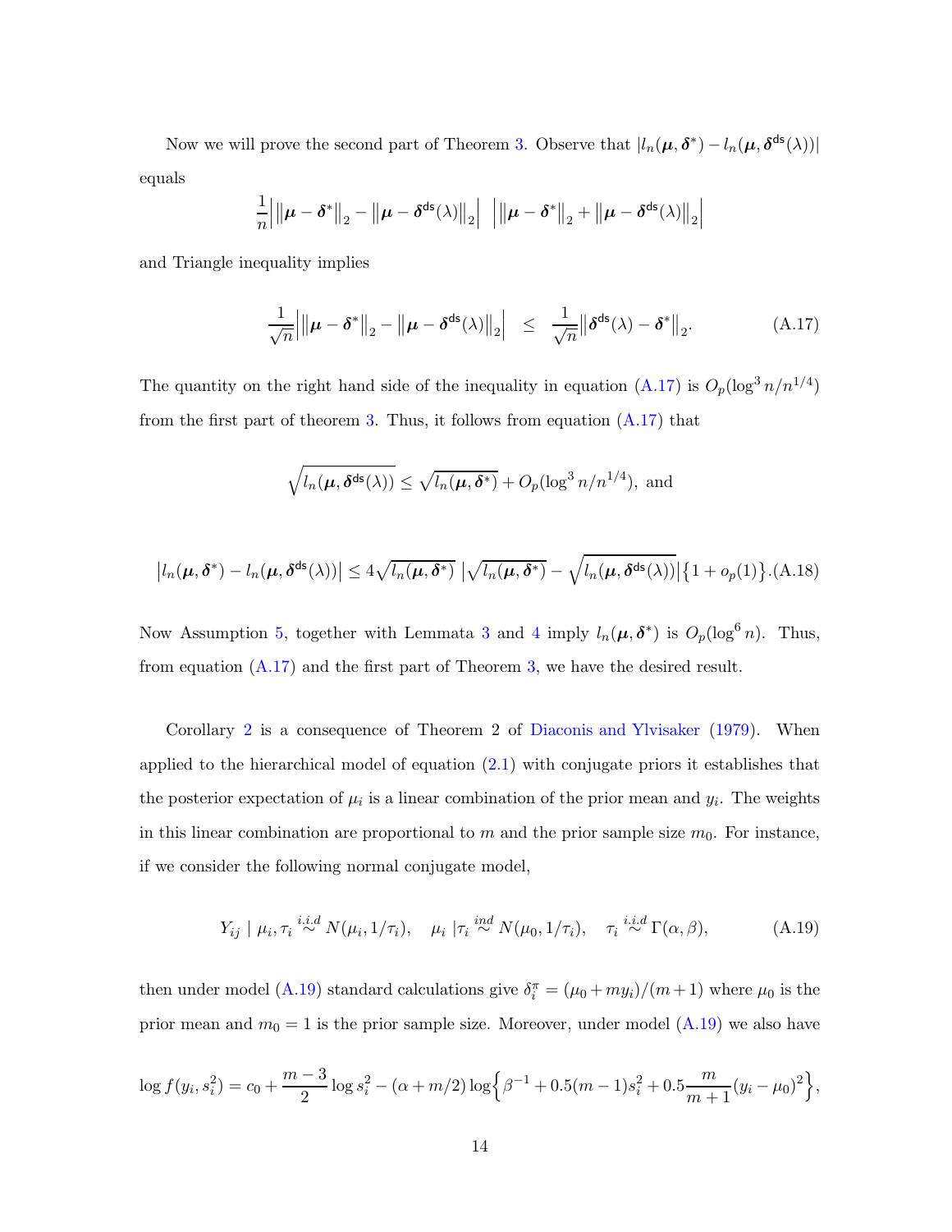Now we will prove the second part of Theorem 3. Observe that $|l_n(\boldsymbol{\mu}, \boldsymbol{\delta}^*) - l_n(\boldsymbol{\mu}, \boldsymbol{\delta}^{\mathsf{ds}}(\lambda))|$ equals

$$\frac{1}{n}\Big| \big\|\boldsymbol{\mu} - \boldsymbol{\delta}^*\big\|_2 - \big\|\boldsymbol{\mu} - \boldsymbol{\delta}^{\mathsf{ds}}(\lambda)\big\|_2 \Big| \ \ \Big| \big\|\boldsymbol{\mu} - \boldsymbol{\delta}^*\big\|_2 + \big\|\boldsymbol{\mu} - \boldsymbol{\delta}^{\mathsf{ds}}(\lambda)\big\|_2 \Big|$$

and Triangle inequality implies

$$\frac{1}{\sqrt{n}}\Big| \big\|\boldsymbol{\mu} - \boldsymbol{\delta}^*\big\|_2 - \big\|\boldsymbol{\mu} - \boldsymbol{\delta}^{\mathsf{ds}}(\lambda)\big\|_2 \Big| \ \ \leq \ \ \frac{1}{\sqrt{n}}\big\|\boldsymbol{\delta}^{\mathsf{ds}}(\lambda) - \boldsymbol{\delta}^*\big\|_2. \tag{A.17}$$

The quantity on the right hand side of the inequality in equation (A.17) is $O_p(\log^3 n/n^{1/4})$ from the first part of theorem 3. Thus, it follows from equation (A.17) that

$$\sqrt{l_n(\boldsymbol{\mu}, \boldsymbol{\delta}^{\mathsf{ds}}(\lambda))} \leq \sqrt{l_n(\boldsymbol{\mu}, \boldsymbol{\delta}^*)} + O_p(\log^3 n/n^{1/4}), \text{ and}$$

$$\big|l_n(\boldsymbol{\mu}, \boldsymbol{\delta}^*) - l_n(\boldsymbol{\mu}, \boldsymbol{\delta}^{\mathsf{ds}}(\lambda))\big| \leq 4\sqrt{l_n(\boldsymbol{\mu}, \boldsymbol{\delta}^*)}\ \Big|\sqrt{l_n(\boldsymbol{\mu}, \boldsymbol{\delta}^*)} - \sqrt{l_n(\boldsymbol{\mu}, \boldsymbol{\delta}^{\mathsf{ds}}(\lambda))}\Big|\big\{1 + o_p(1)\big\}. \tag{A.18}$$

Now Assumption 5, together with Lemmata 3 and 4 imply $l_n(\boldsymbol{\mu}, \boldsymbol{\delta}^*)$ is $O_p(\log^6 n)$. Thus, from equation (A.17) and the first part of Theorem 3, we have the desired result.

Corollary 2 is a consequence of Theorem 2 of Diaconis and Ylvisaker (1979). When applied to the hierarchical model of equation (2.1) with conjugate priors it establishes that the posterior expectation of $\mu_i$ is a linear combination of the prior mean and $y_i$. The weights in this linear combination are proportional to $m$ and the prior sample size $m_0$. For instance, if we consider the following normal conjugate model,

$$Y_{ij} \mid \mu_i, \tau_i \overset{i.i.d}{\sim} N(\mu_i, 1/\tau_i), \quad \mu_i \mid \tau_i \overset{ind}{\sim} N(\mu_0, 1/\tau_i), \quad \tau_i \overset{i.i.d}{\sim} \Gamma(\alpha, \beta), \tag{A.19}$$

then under model (A.19) standard calculations give $\delta_i^\pi = (\mu_0 + my_i)/(m+1)$ where $\mu_0$ is the prior mean and $m_0 = 1$ is the prior sample size. Moreover, under model (A.19) we also have

$$\log f(y_i, s_i^2) = c_0 + \frac{m-3}{2}\log s_i^2 - (\alpha + m/2)\log\Big\{\beta^{-1} + 0.5(m-1)s_i^2 + 0.5\frac{m}{m+1}(y_i - \mu_0)^2\Big\},$$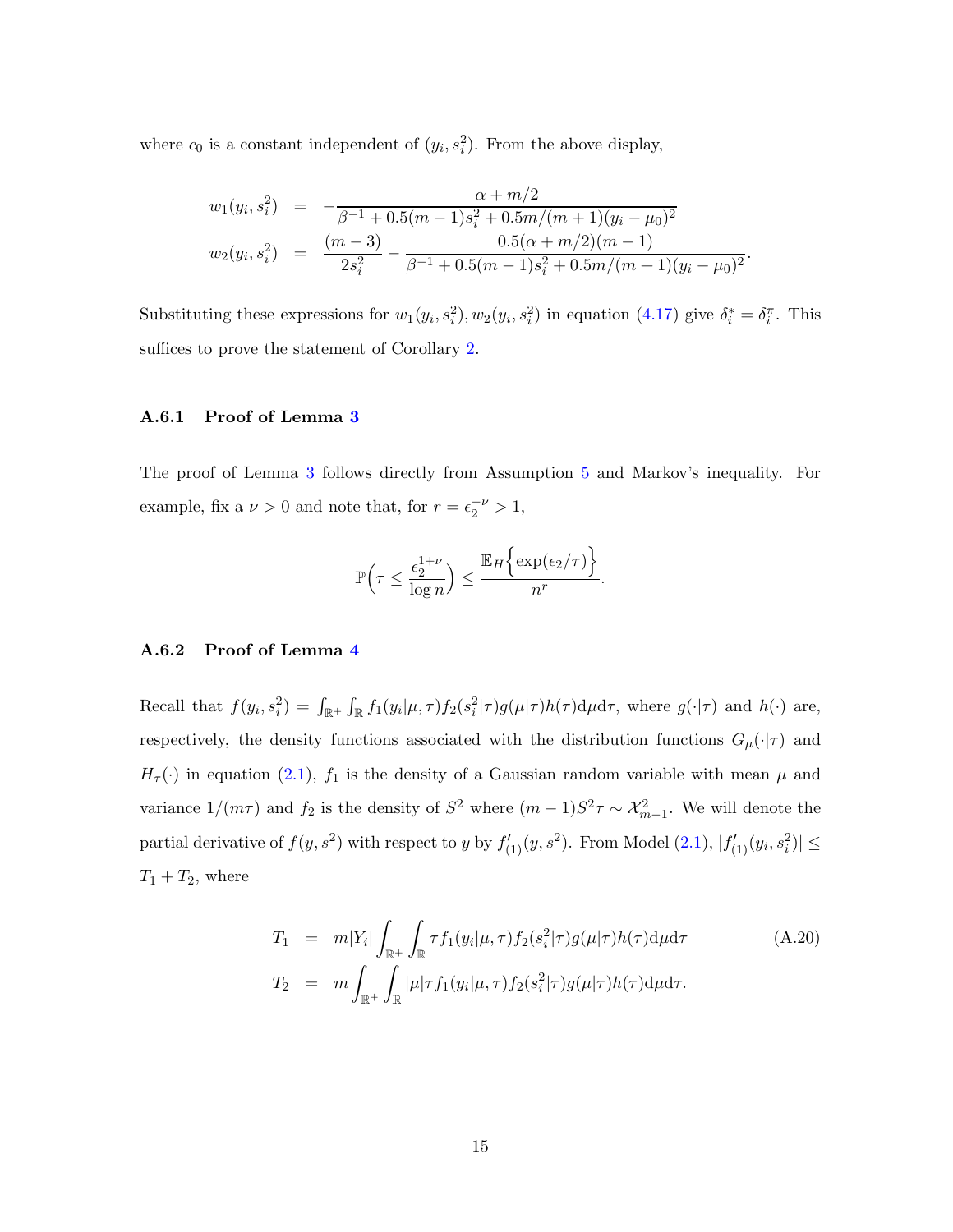where $c_0$ is a constant independent of $(y_i, s_i^2)$. From the above display,

$$
\begin{aligned}
w_1(y_i, s_i^2) &= -\frac{\alpha + m/2}{\beta^{-1} + 0.5(m-1)s_i^2 + 0.5m/(m+1)(y_i - \mu_0)^2} \\
w_2(y_i, s_i^2) &= \frac{(m-3)}{2s_i^2} - \frac{0.5(\alpha + m/2)(m-1)}{\beta^{-1} + 0.5(m-1)s_i^2 + 0.5m/(m+1)(y_i - \mu_0)^2}.
\end{aligned}
$$

Substituting these expressions for $w_1(y_i, s_i^2), w_2(y_i, s_i^2)$ in equation (4.17) give $\delta_i^* = \delta_i^\pi$. This suffices to prove the statement of Corollary 2.

### A.6.1 Proof of Lemma 3

The proof of Lemma 3 follows directly from Assumption 5 and Markov's inequality. For example, fix a $\nu > 0$ and note that, for $r = \epsilon_2^{-\nu} > 1$,

$$
\mathbb{P}\Big(\tau \leq \frac{\epsilon_2^{1+\nu}}{\log n}\Big) \leq \frac{\mathbb{E}_H\Big\{\exp(\epsilon_2/\tau)\Big\}}{n^r}.
$$

### A.6.2 Proof of Lemma 4

Recall that $f(y_i, s_i^2) = \int_{\mathbb{R}^+}\int_{\mathbb{R}} f_1(y_i|\mu, \tau) f_2(s_i^2|\tau) g(\mu|\tau) h(\tau) \mathrm{d}\mu \mathrm{d}\tau$, where $g(\cdot|\tau)$ and $h(\cdot)$ are, respectively, the density functions associated with the distribution functions $G_\mu(\cdot|\tau)$ and $H_\tau(\cdot)$ in equation (2.1), $f_1$ is the density of a Gaussian random variable with mean $\mu$ and variance $1/(m\tau)$ and $f_2$ is the density of $S^2$ where $(m-1)S^2\tau \sim \mathcal{X}_{m-1}^2$. We will denote the partial derivative of $f(y, s^2)$ with respect to $y$ by $f'_{(1)}(y, s^2)$. From Model (2.1), $|f'_{(1)}(y_i, s_i^2)| \leq T_1 + T_2$, where

$$
\begin{aligned}
T_1 &= m|Y_i| \int_{\mathbb{R}^+}\int_{\mathbb{R}} \tau f_1(y_i|\mu, \tau) f_2(s_i^2|\tau) g(\mu|\tau) h(\tau) \mathrm{d}\mu \mathrm{d}\tau \qquad \text{(A.20)} \\
T_2 &= m \int_{\mathbb{R}^+}\int_{\mathbb{R}} |\mu| \tau f_1(y_i|\mu, \tau) f_2(s_i^2|\tau) g(\mu|\tau) h(\tau) \mathrm{d}\mu \mathrm{d}\tau.
\end{aligned}
$$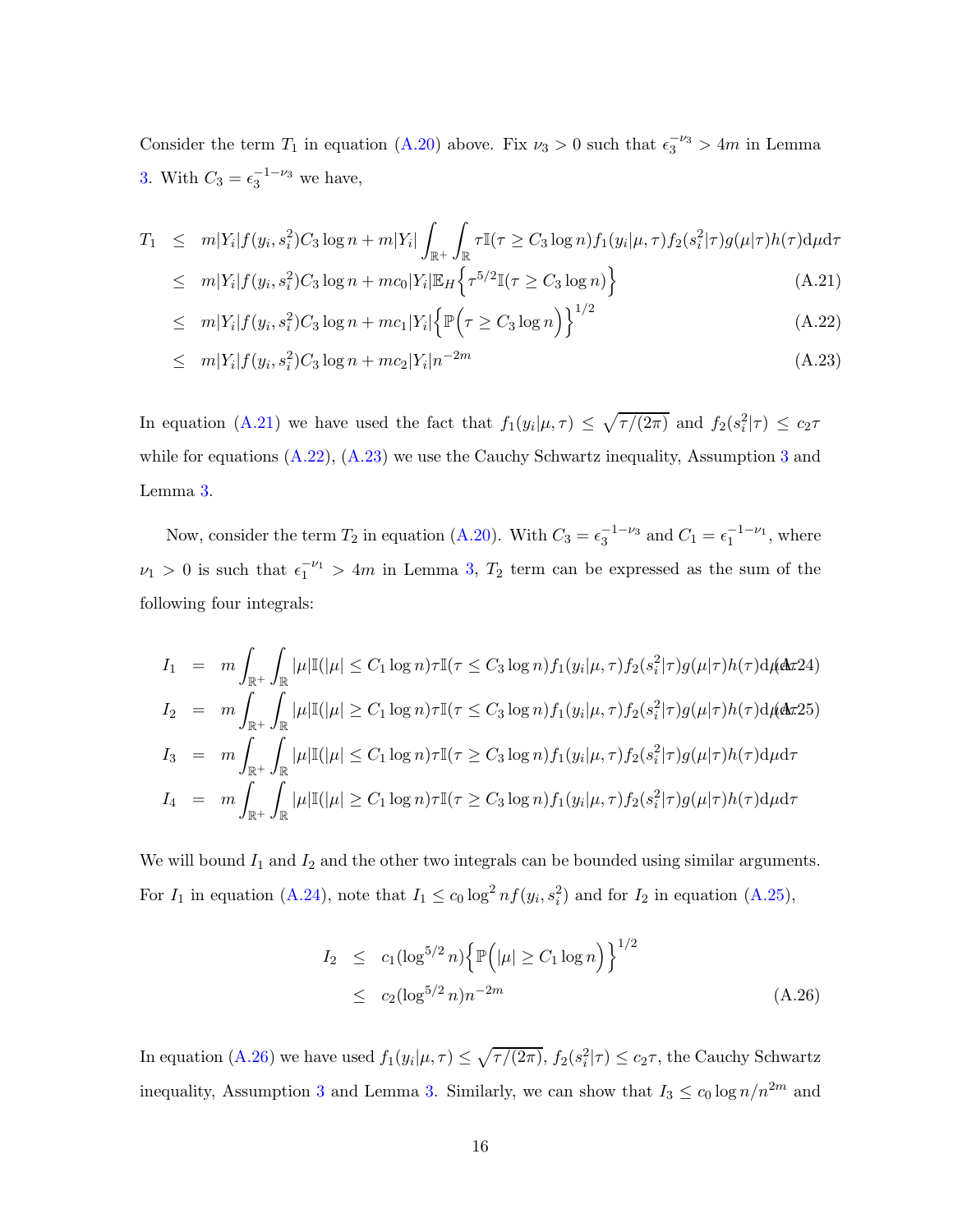Consider the term $T_1$ in equation (A.20) above. Fix $\nu_3 > 0$ such that $\epsilon_3^{-\nu_3} > 4m$ in Lemma 3. With $C_3 = \epsilon_3^{-1-\nu_3}$ we have,

$$
\begin{aligned}
T_1 &\leq m|Y_i|f(y_i, s_i^2)C_3 \log n + m|Y_i| \int_{\mathbb{R}^+}\int_{\mathbb{R}} \tau \mathbb{I}(\tau \geq C_3 \log n) f_1(y_i|\mu,\tau) f_2(s_i^2|\tau) g(\mu|\tau) h(\tau) \mathrm{d}\mu \mathrm{d}\tau \\
&\leq m|Y_i|f(y_i, s_i^2)C_3 \log n + mc_0|Y_i|\mathbb{E}_H\Big\{\tau^{5/2}\mathbb{I}(\tau \geq C_3 \log n)\Big\} && \text{(A.21)} \\
&\leq m|Y_i|f(y_i, s_i^2)C_3 \log n + mc_1|Y_i|\Big\{\mathbb{P}\Big(\tau \geq C_3 \log n\Big)\Big\}^{1/2} && \text{(A.22)} \\
&\leq m|Y_i|f(y_i, s_i^2)C_3 \log n + mc_2|Y_i|n^{-2m} && \text{(A.23)}
\end{aligned}
$$

In equation (A.21) we have used the fact that $f_1(y_i|\mu,\tau) \leq \sqrt{\tau/(2\pi)}$ and $f_2(s_i^2|\tau) \leq c_2\tau$ while for equations (A.22), (A.23) we use the Cauchy Schwartz inequality, Assumption 3 and Lemma 3.

Now, consider the term $T_2$ in equation (A.20). With $C_3 = \epsilon_3^{-1-\nu_3}$ and $C_1 = \epsilon_1^{-1-\nu_1}$, where $\nu_1 > 0$ is such that $\epsilon_1^{-\nu_1} > 4m$ in Lemma 3, $T_2$ term can be expressed as the sum of the following four integrals:

$$
\begin{aligned}
I_1 &= m\int_{\mathbb{R}^+}\int_{\mathbb{R}} |\mu|\mathbb{I}(|\mu| \leq C_1 \log n)\tau\mathbb{I}(\tau \leq C_3 \log n) f_1(y_i|\mu,\tau) f_2(s_i^2|\tau) g(\mu|\tau) h(\tau) \mathrm{d}\mu \mathrm{d}\tau && \text{(A.24)} \\
I_2 &= m\int_{\mathbb{R}^+}\int_{\mathbb{R}} |\mu|\mathbb{I}(|\mu| \geq C_1 \log n)\tau\mathbb{I}(\tau \leq C_3 \log n) f_1(y_i|\mu,\tau) f_2(s_i^2|\tau) g(\mu|\tau) h(\tau) \mathrm{d}\mu \mathrm{d}\tau && \text{(A.25)} \\
I_3 &= m\int_{\mathbb{R}^+}\int_{\mathbb{R}} |\mu|\mathbb{I}(|\mu| \leq C_1 \log n)\tau\mathbb{I}(\tau \geq C_3 \log n) f_1(y_i|\mu,\tau) f_2(s_i^2|\tau) g(\mu|\tau) h(\tau) \mathrm{d}\mu \mathrm{d}\tau \\
I_4 &= m\int_{\mathbb{R}^+}\int_{\mathbb{R}} |\mu|\mathbb{I}(|\mu| \geq C_1 \log n)\tau\mathbb{I}(\tau \geq C_3 \log n) f_1(y_i|\mu,\tau) f_2(s_i^2|\tau) g(\mu|\tau) h(\tau) \mathrm{d}\mu \mathrm{d}\tau
\end{aligned}
$$

We will bound $I_1$ and $I_2$ and the other two integrals can be bounded using similar arguments. For $I_1$ in equation (A.24), note that $I_1 \leq c_0 \log^2 n f(y_i, s_i^2)$ and for $I_2$ in equation (A.25),

$$
\begin{aligned}
I_2 &\leq c_1(\log^{5/2} n)\Big\{\mathbb{P}\Big(|\mu| \geq C_1 \log n\Big)\Big\}^{1/2} \\
&\leq c_2(\log^{5/2} n)n^{-2m} && \text{(A.26)}
\end{aligned}
$$

In equation (A.26) we have used $f_1(y_i|\mu,\tau) \leq \sqrt{\tau/(2\pi)}$, $f_2(s_i^2|\tau) \leq c_2\tau$, the Cauchy Schwartz inequality, Assumption 3 and Lemma 3. Similarly, we can show that $I_3 \leq c_0 \log n/n^{2m}$ and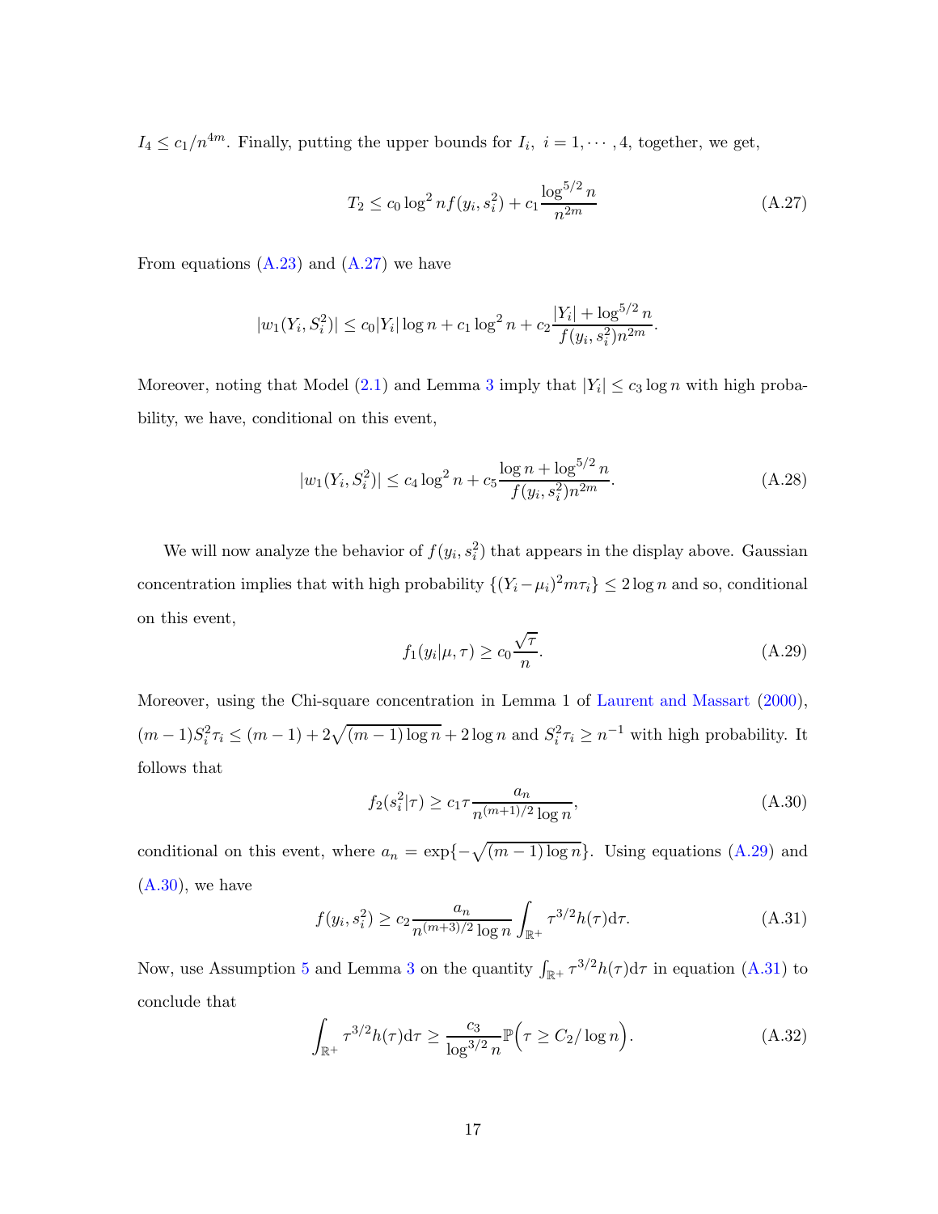$I_4 \leq c_1/n^{4m}$. Finally, putting the upper bounds for $I_i,\ i = 1, \cdots, 4$, together, we get,

$$T_2 \leq c_0 \log^2 n f(y_i, s_i^2) + c_1 \frac{\log^{5/2} n}{n^{2m}} \tag{A.27}$$

From equations (A.23) and (A.27) we have

$$|w_1(Y_i, S_i^2)| \leq c_0 |Y_i| \log n + c_1 \log^2 n + c_2 \frac{|Y_i| + \log^{5/2} n}{f(y_i, s_i^2) n^{2m}}.$$

Moreover, noting that Model (2.1) and Lemma 3 imply that $|Y_i| \leq c_3 \log n$ with high probability, we have, conditional on this event,

$$|w_1(Y_i, S_i^2)| \leq c_4 \log^2 n + c_5 \frac{\log n + \log^{5/2} n}{f(y_i, s_i^2) n^{2m}}. \tag{A.28}$$

We will now analyze the behavior of $f(y_i, s_i^2)$ that appears in the display above. Gaussian concentration implies that with high probability $\{(Y_i - \mu_i)^2 m \tau_i\} \leq 2 \log n$ and so, conditional on this event,

$$f_1(y_i|\mu, \tau) \geq c_0 \frac{\sqrt{\tau}}{n}. \tag{A.29}$$

Moreover, using the Chi-square concentration in Lemma 1 of Laurent and Massart (2000), $(m-1) S_i^2 \tau_i \leq (m-1) + 2\sqrt{(m-1)\log n} + 2 \log n$ and $S_i^2 \tau_i \geq n^{-1}$ with high probability. It follows that

$$f_2(s_i^2|\tau) \geq c_1 \tau \frac{a_n}{n^{(m+1)/2} \log n}, \tag{A.30}$$

conditional on this event, where $a_n = \exp\{-\sqrt{(m-1)\log n}\}$. Using equations (A.29) and (A.30), we have

$$f(y_i, s_i^2) \geq c_2 \frac{a_n}{n^{(m+3)/2} \log n} \int_{\mathbb{R}^+} \tau^{3/2} h(\tau) \mathrm{d}\tau. \tag{A.31}$$

Now, use Assumption 5 and Lemma 3 on the quantity $\int_{\mathbb{R}^+} \tau^{3/2} h(\tau) \mathrm{d}\tau$ in equation (A.31) to conclude that

$$\int_{\mathbb{R}^+} \tau^{3/2} h(\tau) \mathrm{d}\tau \geq \frac{c_3}{\log^{3/2} n} \mathbb{P}\Big(\tau \geq C_2/\log n\Big). \tag{A.32}$$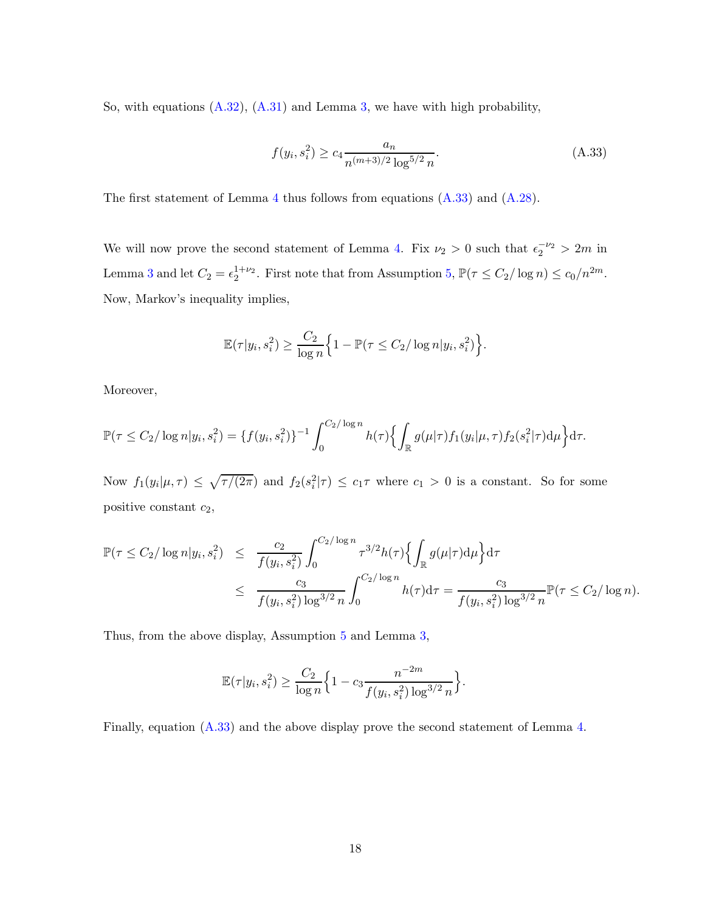So, with equations (A.32), (A.31) and Lemma 3, we have with high probability,

$$f(y_i, s_i^2) \geq c_4 \frac{a_n}{n^{(m+3)/2} \log^{5/2} n}. \tag{A.33}$$

The first statement of Lemma 4 thus follows from equations (A.33) and (A.28).

We will now prove the second statement of Lemma 4. Fix $\nu_2 > 0$ such that $\epsilon_2^{-\nu_2} > 2m$ in Lemma 3 and let $C_2 = \epsilon_2^{1+\nu_2}$. First note that from Assumption 5, $\mathbb{P}(\tau \leq C_2/\log n) \leq c_0/n^{2m}$. Now, Markov's inequality implies,

$$\mathbb{E}(\tau | y_i, s_i^2) \geq \frac{C_2}{\log n} \Big\{ 1 - \mathbb{P}(\tau \leq C_2/\log n | y_i, s_i^2) \Big\}.$$

Moreover,

$$\mathbb{P}(\tau \leq C_2/\log n | y_i, s_i^2) = \{f(y_i, s_i^2)\}^{-1} \int_0^{C_2/\log n} h(\tau) \Big\{ \int_{\mathbb{R}} g(\mu|\tau) f_1(y_i|\mu, \tau) f_2(s_i^2|\tau) \mathrm{d}\mu \Big\} \mathrm{d}\tau.$$

Now $f_1(y_i|\mu, \tau) \leq \sqrt{\tau/(2\pi)}$ and $f_2(s_i^2|\tau) \leq c_1 \tau$ where $c_1 > 0$ is a constant. So for some positive constant $c_2$,

$$\begin{aligned}
\mathbb{P}(\tau \leq C_2/\log n | y_i, s_i^2) &\leq \frac{c_2}{f(y_i, s_i^2)} \int_0^{C_2/\log n} \tau^{3/2} h(\tau) \Big\{ \int_{\mathbb{R}} g(\mu|\tau) \mathrm{d}\mu \Big\} \mathrm{d}\tau \\
&\leq \frac{c_3}{f(y_i, s_i^2) \log^{3/2} n} \int_0^{C_2/\log n} h(\tau) \mathrm{d}\tau = \frac{c_3}{f(y_i, s_i^2) \log^{3/2} n} \mathbb{P}(\tau \leq C_2/\log n).
\end{aligned}$$

Thus, from the above display, Assumption 5 and Lemma 3,

$$\mathbb{E}(\tau | y_i, s_i^2) \geq \frac{C_2}{\log n} \Big\{ 1 - c_3 \frac{n^{-2m}}{f(y_i, s_i^2) \log^{3/2} n} \Big\}.$$

Finally, equation (A.33) and the above display prove the second statement of Lemma 4.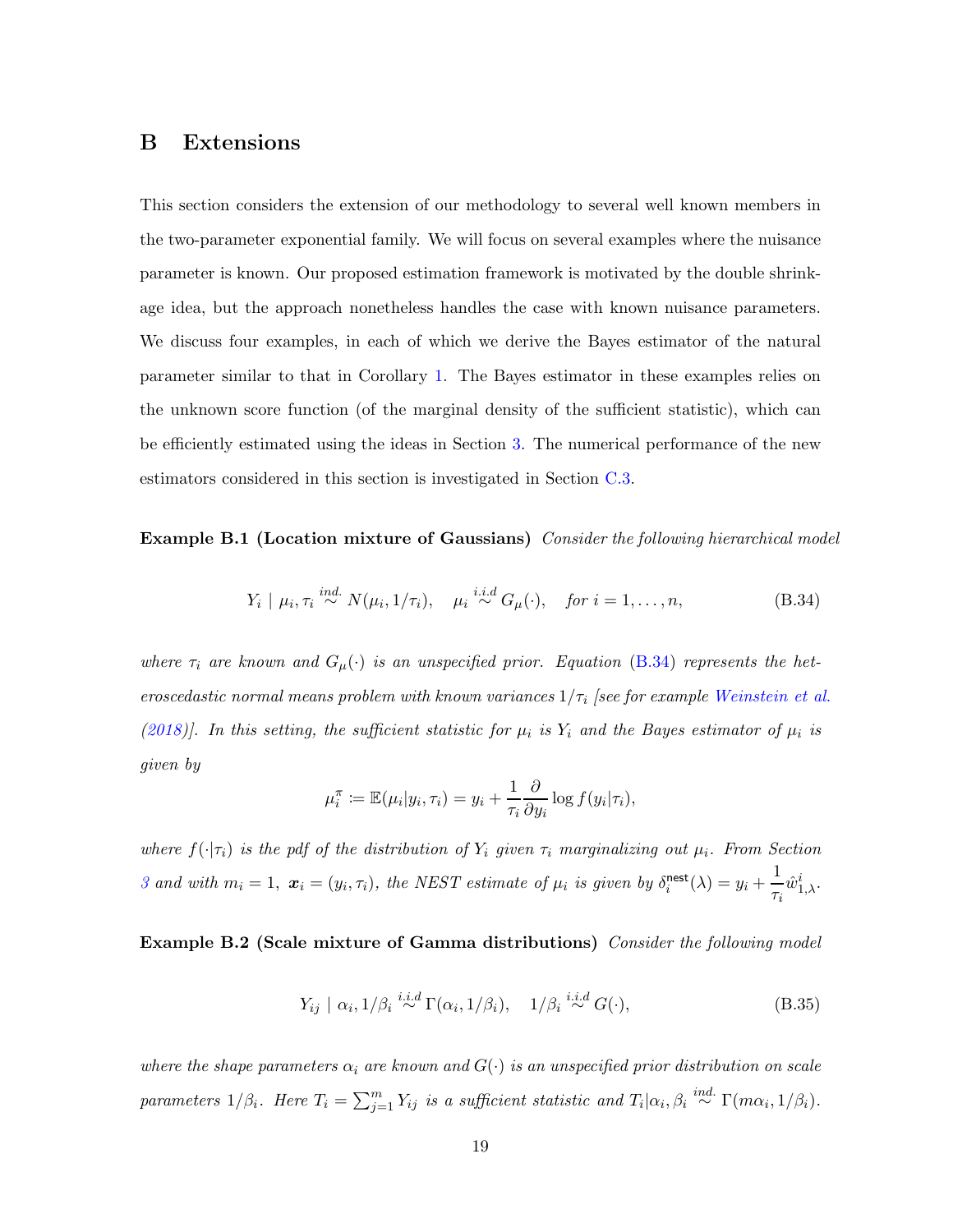# B Extensions

This section considers the extension of our methodology to several well known members in the two-parameter exponential family. We will focus on several examples where the nuisance parameter is known. Our proposed estimation framework is motivated by the double shrinkage idea, but the approach nonetheless handles the case with known nuisance parameters. We discuss four examples, in each of which we derive the Bayes estimator of the natural parameter similar to that in Corollary 1. The Bayes estimator in these examples relies on the unknown score function (of the marginal density of the sufficient statistic), which can be efficiently estimated using the ideas in Section 3. The numerical performance of the new estimators considered in this section is investigated in Section C.3.

**Example B.1 (Location mixture of Gaussians)** *Consider the following hierarchical model*

$$Y_i \mid \mu_i, \tau_i \overset{ind.}{\sim} N(\mu_i, 1/\tau_i), \quad \mu_i \overset{i.i.d}{\sim} G_\mu(\cdot), \quad \text{for } i = 1, \ldots, n, \tag{B.34}$$

*where $\tau_i$ are known and $G_\mu(\cdot)$ is an unspecified prior. Equation (B.34) represents the heteroscedastic normal means problem with known variances $1/\tau_i$ [see for example Weinstein et al. (2018)]. In this setting, the sufficient statistic for $\mu_i$ is $Y_i$ and the Bayes estimator of $\mu_i$ is given by*

$$\mu_i^\pi := \mathbb{E}(\mu_i | y_i, \tau_i) = y_i + \frac{1}{\tau_i} \frac{\partial}{\partial y_i} \log f(y_i | \tau_i),$$

*where $f(\cdot|\tau_i)$ is the pdf of the distribution of $Y_i$ given $\tau_i$ marginalizing out $\mu_i$. From Section 3 and with $m_i = 1$, $\boldsymbol{x}_i = (y_i, \tau_i)$, the NEST estimate of $\mu_i$ is given by $\delta_i^{\mathsf{nest}}(\lambda) = y_i + \dfrac{1}{\tau_i} \hat{w}_{1,\lambda}^i$.*

**Example B.2 (Scale mixture of Gamma distributions)** *Consider the following model*

$$Y_{ij} \mid \alpha_i, 1/\beta_i \overset{i.i.d}{\sim} \Gamma(\alpha_i, 1/\beta_i), \quad 1/\beta_i \overset{i.i.d}{\sim} G(\cdot), \tag{B.35}$$

*where the shape parameters $\alpha_i$ are known and $G(\cdot)$ is an unspecified prior distribution on scale parameters $1/\beta_i$. Here $T_i = \sum_{j=1}^m Y_{ij}$ is a sufficient statistic and $T_i | \alpha_i, \beta_i \overset{ind.}{\sim} \Gamma(m\alpha_i, 1/\beta_i)$.*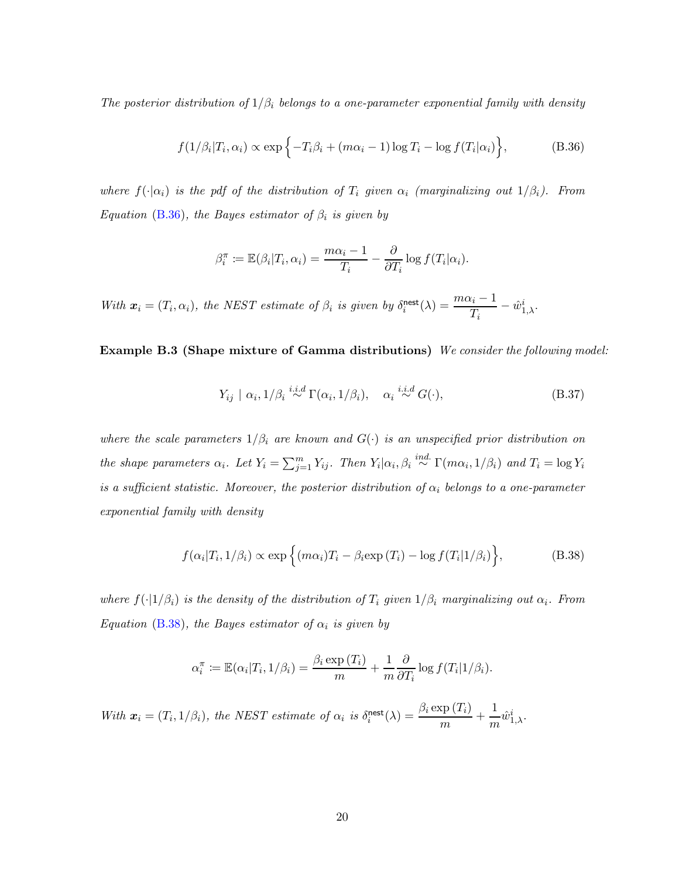*The posterior distribution of $1/\beta_i$ belongs to a one-parameter exponential family with density*

$$f(1/\beta_i|T_i, \alpha_i) \propto \exp\Big\{-T_i\beta_i + (m\alpha_i - 1)\log T_i - \log f(T_i|\alpha_i)\Big\}, \tag{B.36}$$

*where $f(\cdot|\alpha_i)$ is the pdf of the distribution of $T_i$ given $\alpha_i$ (marginalizing out $1/\beta_i$). From Equation (B.36), the Bayes estimator of $\beta_i$ is given by*

$$\beta_i^\pi := \mathbb{E}(\beta_i|T_i, \alpha_i) = \frac{m\alpha_i - 1}{T_i} - \frac{\partial}{\partial T_i}\log f(T_i|\alpha_i).$$

*With $\boldsymbol{x}_i = (T_i, \alpha_i)$, the NEST estimate of $\beta_i$ is given by $\delta_i^{\mathsf{nest}}(\lambda) = \dfrac{m\alpha_i - 1}{T_i} - \hat{w}_{1,\lambda}^i$.*

**Example B.3 (Shape mixture of Gamma distributions)** *We consider the following model:*

$$Y_{ij} \mid \alpha_i, 1/\beta_i \overset{i.i.d}{\sim} \Gamma(\alpha_i, 1/\beta_i), \quad \alpha_i \overset{i.i.d}{\sim} G(\cdot), \tag{B.37}$$

*where the scale parameters $1/\beta_i$ are known and $G(\cdot)$ is an unspecified prior distribution on the shape parameters $\alpha_i$. Let $Y_i = \sum_{j=1}^m Y_{ij}$. Then $Y_i|\alpha_i, \beta_i \overset{ind.}{\sim} \Gamma(m\alpha_i, 1/\beta_i)$ and $T_i = \log Y_i$ is a sufficient statistic. Moreover, the posterior distribution of $\alpha_i$ belongs to a one-parameter exponential family with density*

$$f(\alpha_i|T_i, 1/\beta_i) \propto \exp\Big\{(m\alpha_i)T_i - \beta_i \exp(T_i) - \log f(T_i|1/\beta_i)\Big\}, \tag{B.38}$$

*where $f(\cdot|1/\beta_i)$ is the density of the distribution of $T_i$ given $1/\beta_i$ marginalizing out $\alpha_i$. From Equation (B.38), the Bayes estimator of $\alpha_i$ is given by*

$$\alpha_i^\pi := \mathbb{E}(\alpha_i|T_i, 1/\beta_i) = \frac{\beta_i \exp(T_i)}{m} + \frac{1}{m}\frac{\partial}{\partial T_i}\log f(T_i|1/\beta_i).$$

*With $\boldsymbol{x}_i = (T_i, 1/\beta_i)$, the NEST estimate of $\alpha_i$ is $\delta_i^{\mathsf{nest}}(\lambda) = \dfrac{\beta_i \exp(T_i)}{m} + \dfrac{1}{m}\hat{w}_{1,\lambda}^i$.*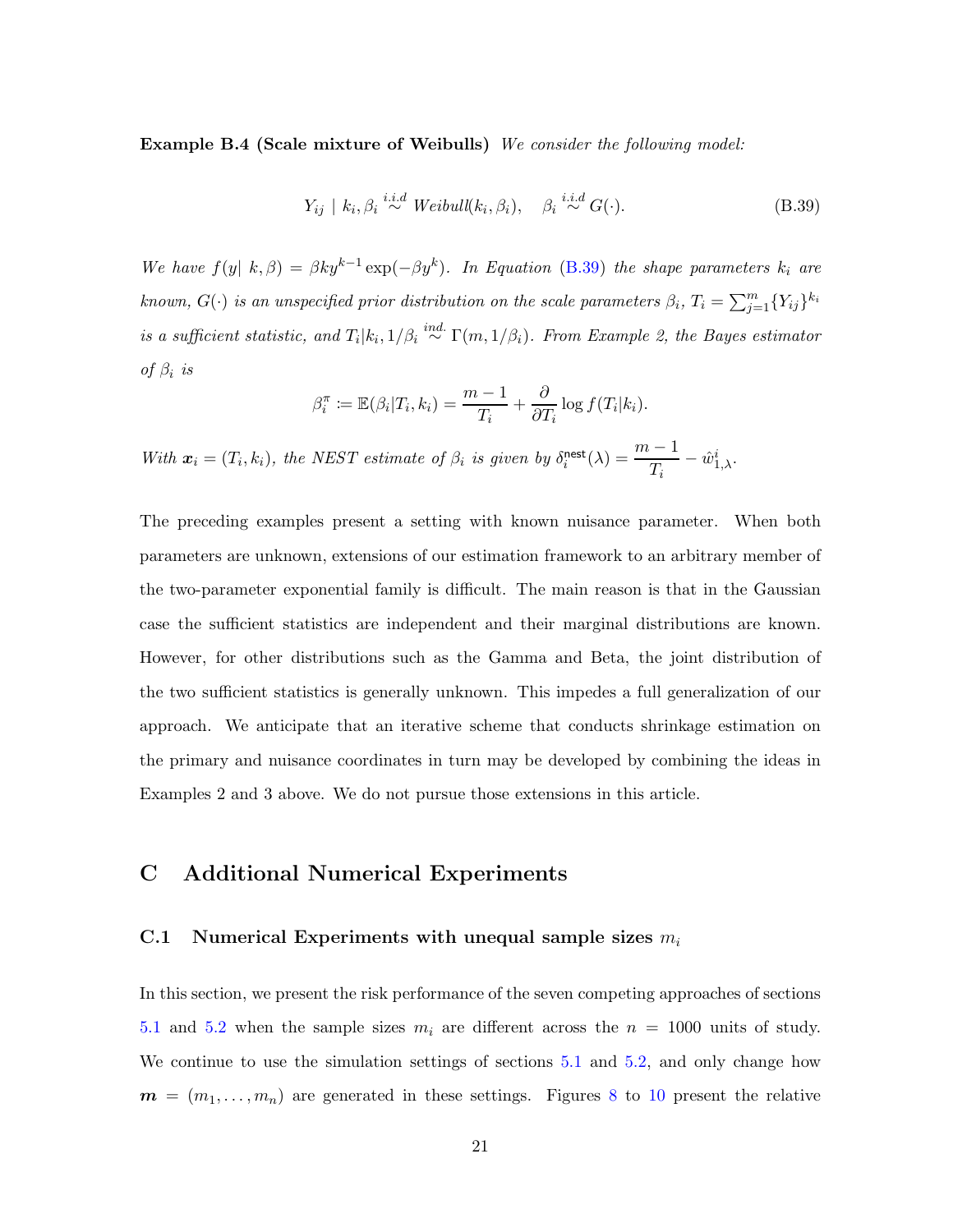**Example B.4 (Scale mixture of Weibulls)** *We consider the following model:*

$$Y_{ij} \mid k_i, \beta_i \stackrel{i.i.d}{\sim} \textit{Weibull}(k_i, \beta_i), \quad \beta_i \stackrel{i.i.d}{\sim} G(\cdot). \tag{B.39}$$

*We have* $f(y|\ k, \beta) = \beta k y^{k-1} \exp(-\beta y^k)$. *In Equation* (B.39) *the shape parameters* $k_i$ *are known,* $G(\cdot)$ *is an unspecified prior distribution on the scale parameters* $\beta_i$, $T_i = \sum_{j=1}^{m}\{Y_{ij}\}^{k_i}$ *is a sufficient statistic, and* $T_i|k_i, 1/\beta_i \stackrel{ind.}{\sim} \Gamma(m, 1/\beta_i)$. *From Example 2, the Bayes estimator of* $\beta_i$ *is*

$$\beta_i^{\pi} \coloneqq \mathbb{E}(\beta_i|T_i, k_i) = \frac{m-1}{T_i} + \frac{\partial}{\partial T_i}\log f(T_i|k_i).$$

*With* $\boldsymbol{x}_i = (T_i, k_i)$, *the NEST estimate of* $\beta_i$ *is given by* $\delta_i^{\mathsf{nest}}(\lambda) = \dfrac{m-1}{T_i} - \hat{w}_{1,\lambda}^i$.

The preceding examples present a setting with known nuisance parameter. When both parameters are unknown, extensions of our estimation framework to an arbitrary member of the two-parameter exponential family is difficult. The main reason is that in the Gaussian case the sufficient statistics are independent and their marginal distributions are known. However, for other distributions such as the Gamma and Beta, the joint distribution of the two sufficient statistics is generally unknown. This impedes a full generalization of our approach. We anticipate that an iterative scheme that conducts shrinkage estimation on the primary and nuisance coordinates in turn may be developed by combining the ideas in Examples 2 and 3 above. We do not pursue those extensions in this article.

# C Additional Numerical Experiments

## C.1 Numerical Experiments with unequal sample sizes $m_i$

In this section, we present the risk performance of the seven competing approaches of sections 5.1 and 5.2 when the sample sizes $m_i$ are different across the $n = 1000$ units of study. We continue to use the simulation settings of sections 5.1 and 5.2, and only change how $\boldsymbol{m} = (m_1, \ldots, m_n)$ are generated in these settings. Figures 8 to 10 present the relative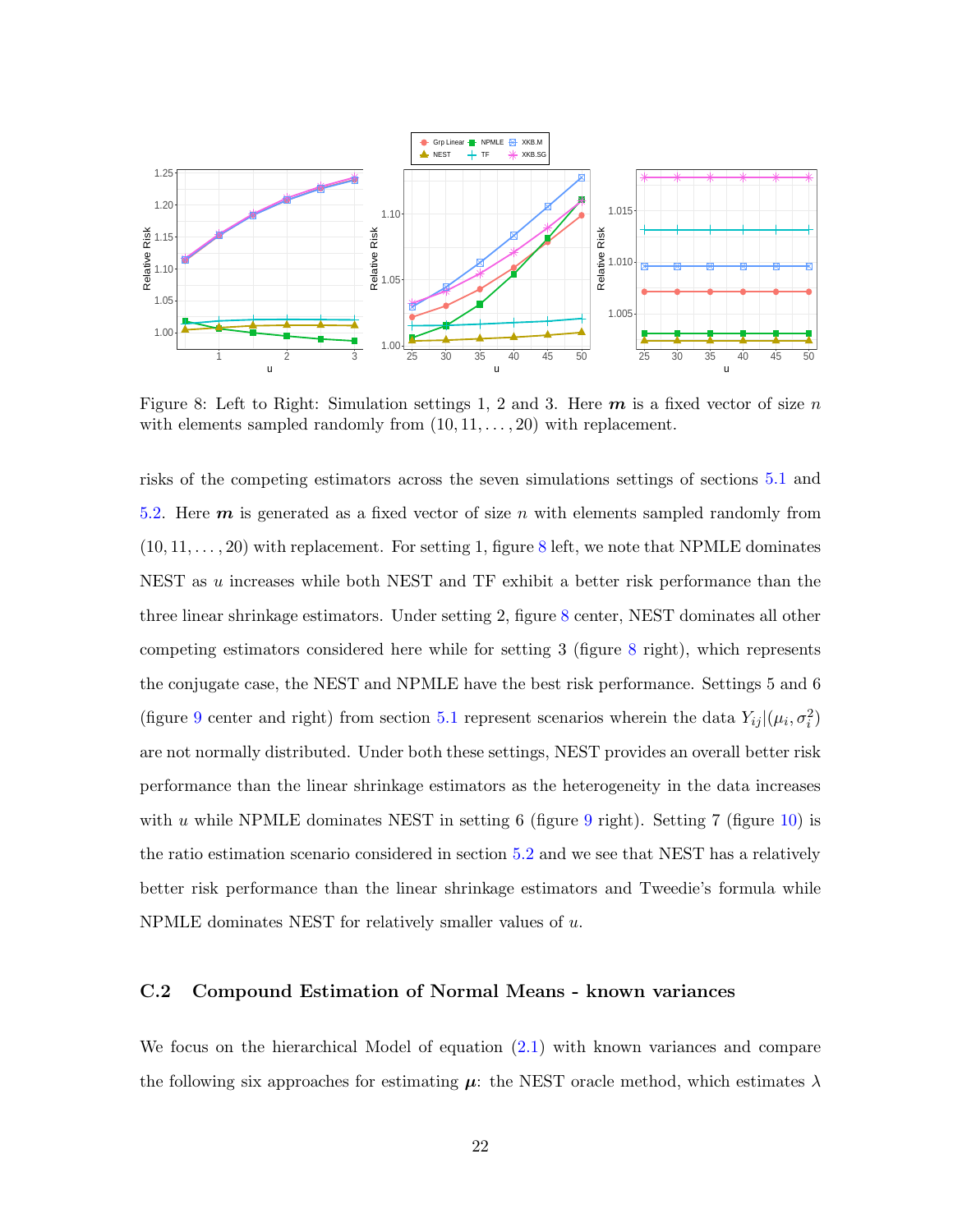Figure 8: Left to Right: Simulation settings 1, 2 and 3. Here $\boldsymbol{m}$ is a fixed vector of size $n$ with elements sampled randomly from $(10, 11, \ldots, 20)$ with replacement.

risks of the competing estimators across the seven simulations settings of sections 5.1 and 5.2. Here $\boldsymbol{m}$ is generated as a fixed vector of size $n$ with elements sampled randomly from $(10, 11, \ldots, 20)$ with replacement. For setting 1, figure 8 left, we note that NPMLE dominates NEST as $u$ increases while both NEST and TF exhibit a better risk performance than the three linear shrinkage estimators. Under setting 2, figure 8 center, NEST dominates all other competing estimators considered here while for setting 3 (figure 8 right), which represents the conjugate case, the NEST and NPMLE have the best risk performance. Settings 5 and 6 (figure 9 center and right) from section 5.1 represent scenarios wherein the data $Y_{ij}|(\mu_i, \sigma_i^2)$ are not normally distributed. Under both these settings, NEST provides an overall better risk performance than the linear shrinkage estimators as the heterogeneity in the data increases with $u$ while NPMLE dominates NEST in setting 6 (figure 9 right). Setting 7 (figure 10) is the ratio estimation scenario considered in section 5.2 and we see that NEST has a relatively better risk performance than the linear shrinkage estimators and Tweedie's formula while NPMLE dominates NEST for relatively smaller values of $u$.

## C.2 Compound Estimation of Normal Means - known variances

We focus on the hierarchical Model of equation (2.1) with known variances and compare the following six approaches for estimating $\boldsymbol{\mu}$: the NEST oracle method, which estimates $\lambda$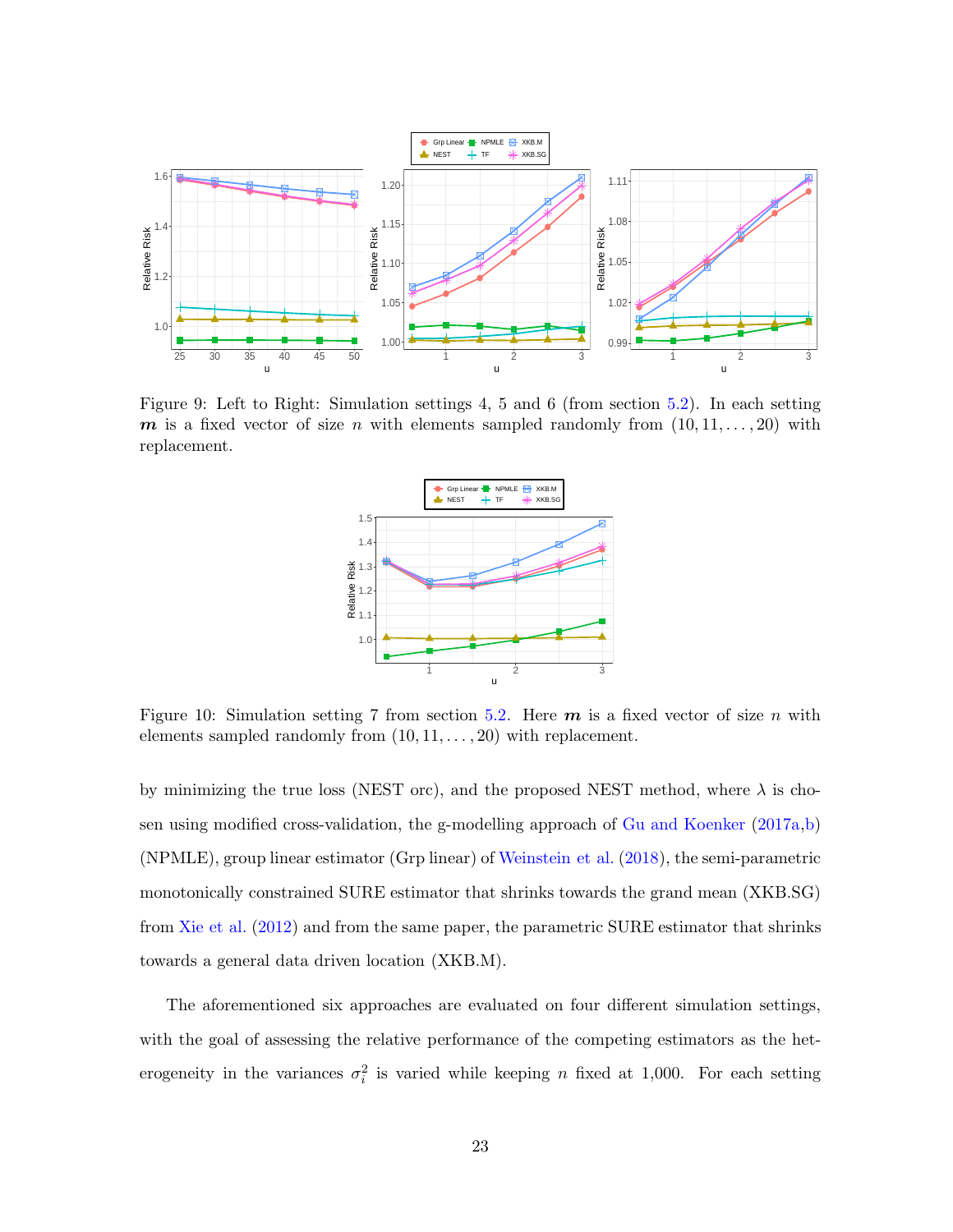Figure 9: Left to Right: Simulation settings 4, 5 and 6 (from section 5.2). In each setting $\boldsymbol{m}$ is a fixed vector of size $n$ with elements sampled randomly from $(10, 11, \ldots, 20)$ with replacement.

Figure 10: Simulation setting 7 from section 5.2. Here $\boldsymbol{m}$ is a fixed vector of size $n$ with elements sampled randomly from $(10, 11, \ldots, 20)$ with replacement.

by minimizing the true loss (NEST orc), and the proposed NEST method, where $\lambda$ is chosen using modified cross-validation, the g-modelling approach of Gu and Koenker (2017a,b) (NPMLE), group linear estimator (Grp linear) of Weinstein et al. (2018), the semi-parametric monotonically constrained SURE estimator that shrinks towards the grand mean (XKB.SG) from Xie et al. (2012) and from the same paper, the parametric SURE estimator that shrinks towards a general data driven location (XKB.M).

The aforementioned six approaches are evaluated on four different simulation settings, with the goal of assessing the relative performance of the competing estimators as the heterogeneity in the variances $\sigma_i^2$ is varied while keeping $n$ fixed at 1,000. For each setting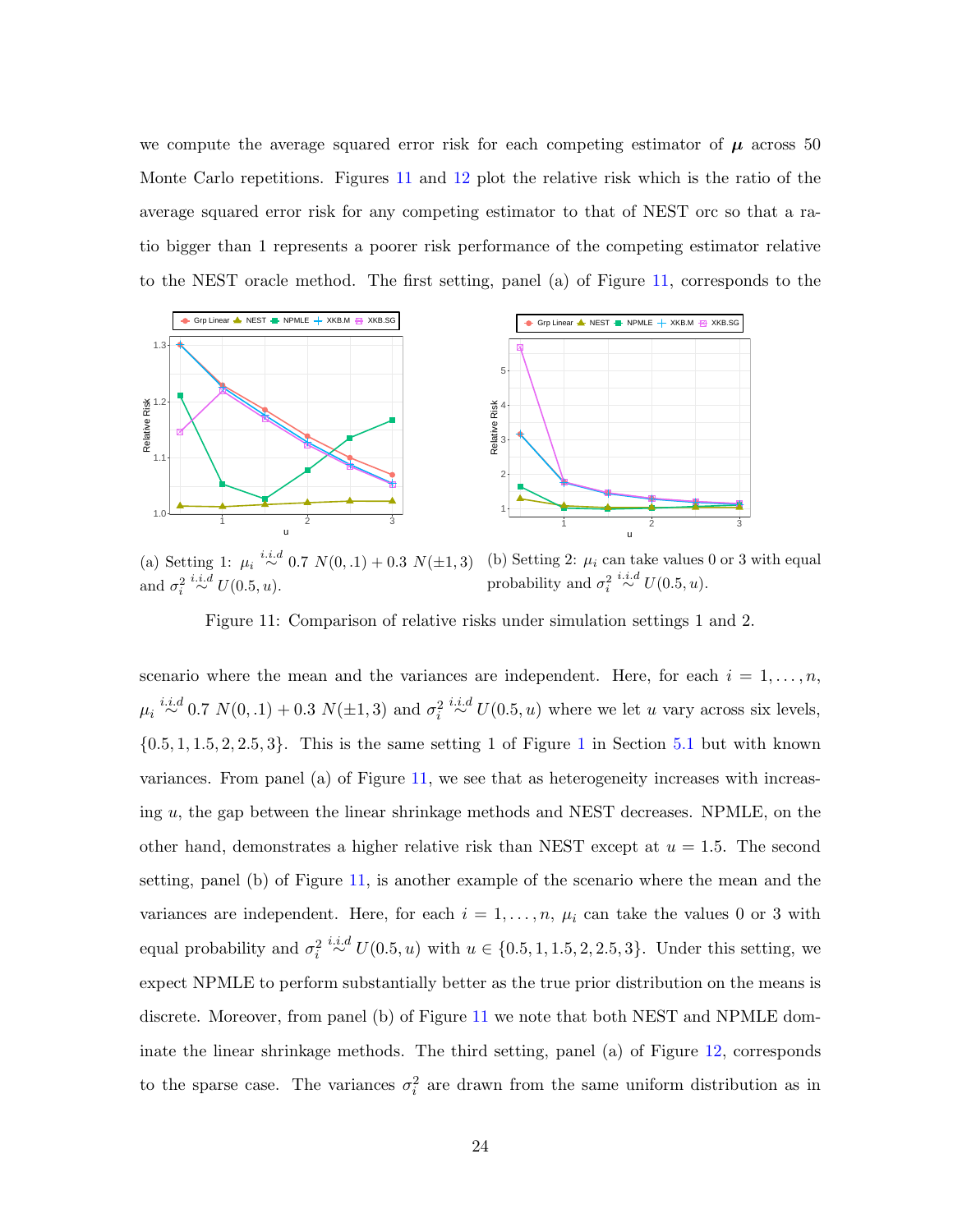we compute the average squared error risk for each competing estimator of $\boldsymbol{\mu}$ across 50 Monte Carlo repetitions. Figures 11 and 12 plot the relative risk which is the ratio of the average squared error risk for any competing estimator to that of NEST orc so that a ratio bigger than 1 represents a poorer risk performance of the competing estimator relative to the NEST oracle method. The first setting, panel (a) of Figure 11, corresponds to the

(a) Setting 1: $\mu_i \stackrel{i.i.d}{\sim} 0.7\ N(0, .1) + 0.3\ N(\pm 1, 3)$ and $\sigma_i^2 \stackrel{i.i.d}{\sim} U(0.5, u)$.

(b) Setting 2: $\mu_i$ can take values 0 or 3 with equal probability and $\sigma_i^2 \stackrel{i.i.d}{\sim} U(0.5, u)$.

Figure 11: Comparison of relative risks under simulation settings 1 and 2.

scenario where the mean and the variances are independent. Here, for each $i = 1, \ldots, n$, $\mu_i \stackrel{i.i.d}{\sim} 0.7\ N(0, .1) + 0.3\ N(\pm 1, 3)$ and $\sigma_i^2 \stackrel{i.i.d}{\sim} U(0.5, u)$ where we let $u$ vary across six levels, $\{0.5, 1, 1.5, 2, 2.5, 3\}$. This is the same setting 1 of Figure 1 in Section 5.1 but with known variances. From panel (a) of Figure 11, we see that as heterogeneity increases with increasing $u$, the gap between the linear shrinkage methods and NEST decreases. NPMLE, on the other hand, demonstrates a higher relative risk than NEST except at $u = 1.5$. The second setting, panel (b) of Figure 11, is another example of the scenario where the mean and the variances are independent. Here, for each $i = 1, \ldots, n$, $\mu_i$ can take the values 0 or 3 with equal probability and $\sigma_i^2 \stackrel{i.i.d}{\sim} U(0.5, u)$ with $u \in \{0.5, 1, 1.5, 2, 2.5, 3\}$. Under this setting, we expect NPMLE to perform substantially better as the true prior distribution on the means is discrete. Moreover, from panel (b) of Figure 11 we note that both NEST and NPMLE dominate the linear shrinkage methods. The third setting, panel (a) of Figure 12, corresponds to the sparse case. The variances $\sigma_i^2$ are drawn from the same uniform distribution as in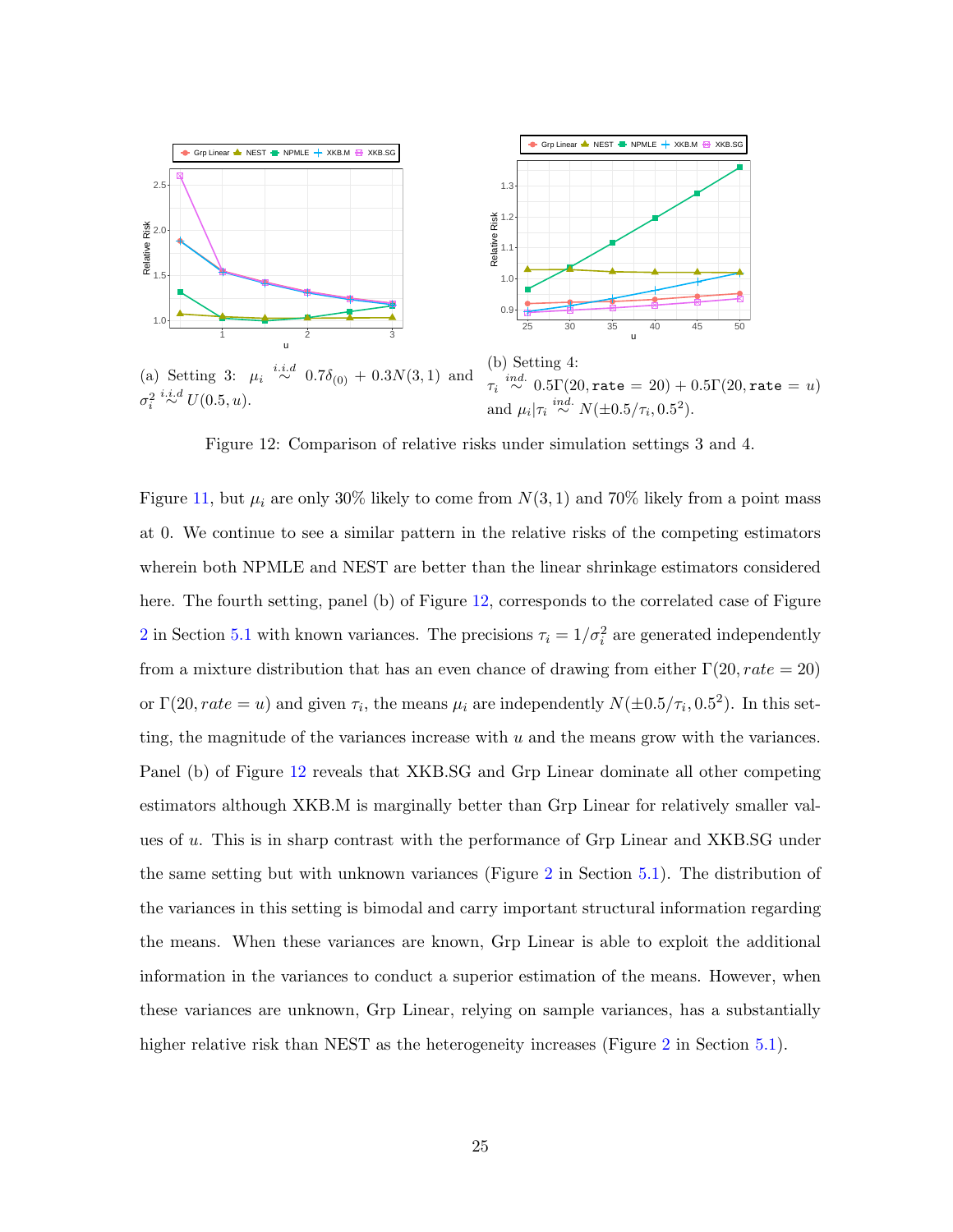(a) Setting 3: $\mu_i \overset{i.i.d}{\sim} 0.7\delta_{(0)} + 0.3N(3,1)$ and $\sigma_i^2 \overset{i.i.d}{\sim} U(0.5, u)$.

(b) Setting 4: $\tau_i \overset{ind.}{\sim} 0.5\Gamma(20, \texttt{rate} = 20) + 0.5\Gamma(20, \texttt{rate} = u)$ and $\mu_i|\tau_i \overset{ind.}{\sim} N(\pm 0.5/\tau_i, 0.5^2)$.

Figure 12: Comparison of relative risks under simulation settings 3 and 4.

Figure 11, but $\mu_i$ are only 30% likely to come from $N(3,1)$ and 70% likely from a point mass at 0. We continue to see a similar pattern in the relative risks of the competing estimators wherein both NPMLE and NEST are better than the linear shrinkage estimators considered here. The fourth setting, panel (b) of Figure 12, corresponds to the correlated case of Figure 2 in Section 5.1 with known variances. The precisions $\tau_i = 1/\sigma_i^2$ are generated independently from a mixture distribution that has an even chance of drawing from either $\Gamma(20, rate = 20)$ or $\Gamma(20, rate = u)$ and given $\tau_i$, the means $\mu_i$ are independently $N(\pm 0.5/\tau_i, 0.5^2)$. In this setting, the magnitude of the variances increase with $u$ and the means grow with the variances. Panel (b) of Figure 12 reveals that XKB.SG and Grp Linear dominate all other competing estimators although XKB.M is marginally better than Grp Linear for relatively smaller values of $u$. This is in sharp contrast with the performance of Grp Linear and XKB.SG under the same setting but with unknown variances (Figure 2 in Section 5.1). The distribution of the variances in this setting is bimodal and carry important structural information regarding the means. When these variances are known, Grp Linear is able to exploit the additional information in the variances to conduct a superior estimation of the means. However, when these variances are unknown, Grp Linear, relying on sample variances, has a substantially higher relative risk than NEST as the heterogeneity increases (Figure 2 in Section 5.1).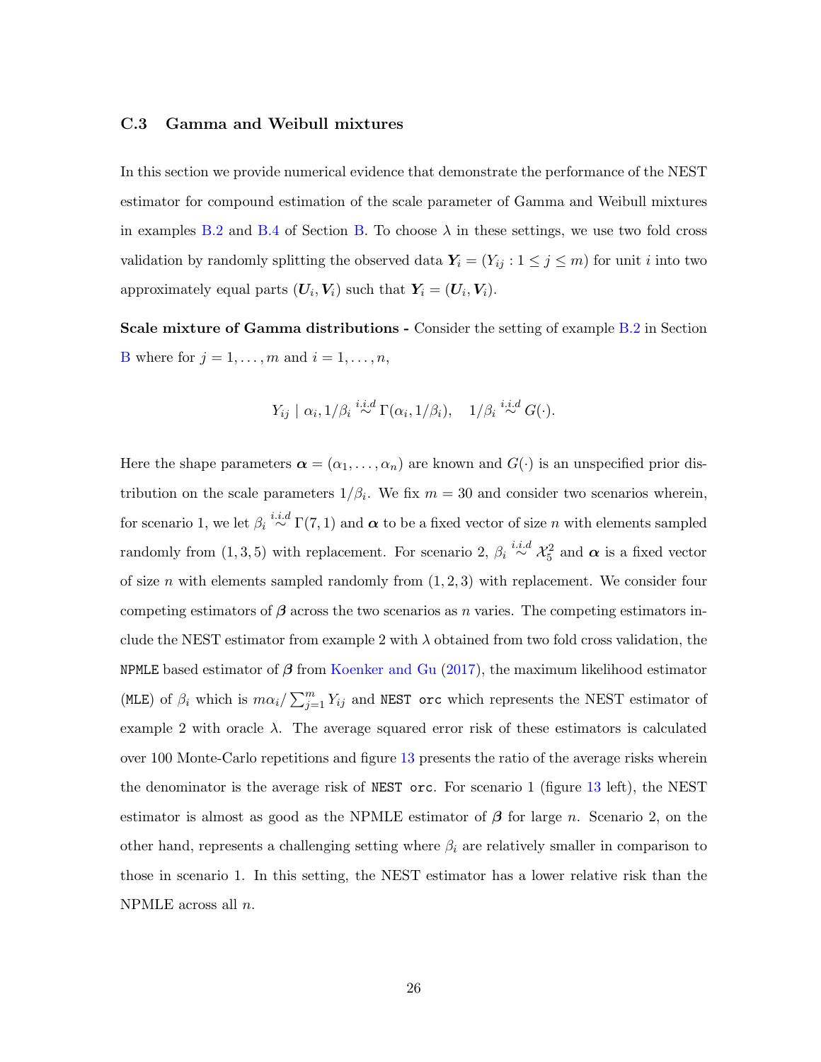### C.3 Gamma and Weibull mixtures

In this section we provide numerical evidence that demonstrate the performance of the NEST estimator for compound estimation of the scale parameter of Gamma and Weibull mixtures in examples B.2 and B.4 of Section B. To choose $\lambda$ in these settings, we use two fold cross validation by randomly splitting the observed data $\boldsymbol{Y}_i = (Y_{ij} : 1 \le j \le m)$ for unit $i$ into two approximately equal parts $(\boldsymbol{U}_i, \boldsymbol{V}_i)$ such that $\boldsymbol{Y}_i = (\boldsymbol{U}_i, \boldsymbol{V}_i)$.

**Scale mixture of Gamma distributions -** Consider the setting of example B.2 in Section B where for $j = 1, \ldots, m$ and $i = 1, \ldots, n$,

$$Y_{ij} \mid \alpha_i, 1/\beta_i \overset{i.i.d}{\sim} \Gamma(\alpha_i, 1/\beta_i), \quad 1/\beta_i \overset{i.i.d}{\sim} G(\cdot).$$

Here the shape parameters $\boldsymbol{\alpha} = (\alpha_1, \ldots, \alpha_n)$ are known and $G(\cdot)$ is an unspecified prior distribution on the scale parameters $1/\beta_i$. We fix $m = 30$ and consider two scenarios wherein, for scenario 1, we let $\beta_i \overset{i.i.d}{\sim} \Gamma(7, 1)$ and $\boldsymbol{\alpha}$ to be a fixed vector of size $n$ with elements sampled randomly from $(1, 3, 5)$ with replacement. For scenario 2, $\beta_i \overset{i.i.d}{\sim} \mathcal{X}_5^2$ and $\boldsymbol{\alpha}$ is a fixed vector of size $n$ with elements sampled randomly from $(1, 2, 3)$ with replacement. We consider four competing estimators of $\boldsymbol{\beta}$ across the two scenarios as $n$ varies. The competing estimators include the NEST estimator from example 2 with $\lambda$ obtained from two fold cross validation, the `NPMLE` based estimator of $\boldsymbol{\beta}$ from Koenker and Gu (2017), the maximum likelihood estimator (`MLE`) of $\beta_i$ which is $m\alpha_i / \sum_{j=1}^{m} Y_{ij}$ and `NEST orc` which represents the NEST estimator of example 2 with oracle $\lambda$. The average squared error risk of these estimators is calculated over 100 Monte-Carlo repetitions and figure 13 presents the ratio of the average risks wherein the denominator is the average risk of `NEST orc`. For scenario 1 (figure 13 left), the NEST estimator is almost as good as the NPMLE estimator of $\boldsymbol{\beta}$ for large $n$. Scenario 2, on the other hand, represents a challenging setting where $\beta_i$ are relatively smaller in comparison to those in scenario 1. In this setting, the NEST estimator has a lower relative risk than the NPMLE across all $n$.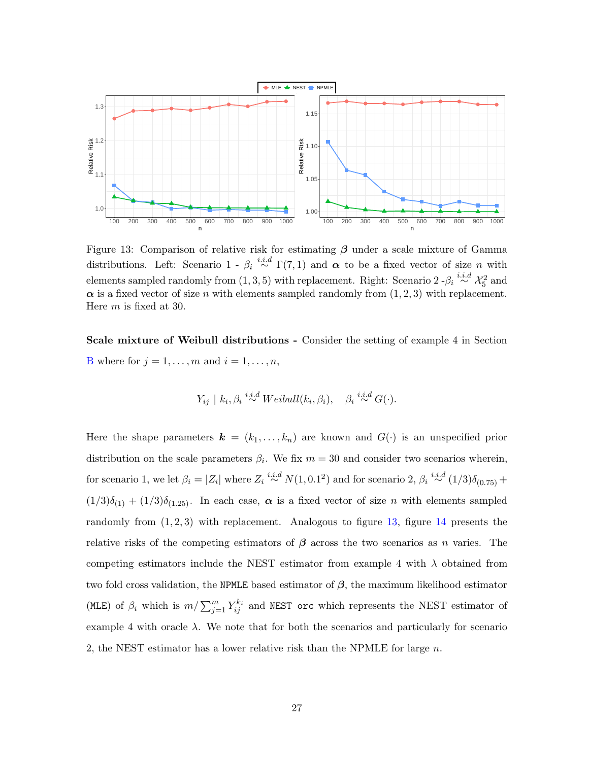Figure 13: Comparison of relative risk for estimating $\boldsymbol{\beta}$ under a scale mixture of Gamma distributions. Left: Scenario 1 - $\beta_i \overset{i.i.d}{\sim} \Gamma(7,1)$ and $\boldsymbol{\alpha}$ to be a fixed vector of size $n$ with elements sampled randomly from $(1,3,5)$ with replacement. Right: Scenario 2 -$\beta_i \overset{i.i.d}{\sim} \mathcal{X}^2_5$ and $\boldsymbol{\alpha}$ is a fixed vector of size $n$ with elements sampled randomly from $(1,2,3)$ with replacement. Here $m$ is fixed at 30.

**Scale mixture of Weibull distributions -** Consider the setting of example 4 in Section B where for $j = 1,\ldots,m$ and $i = 1,\ldots,n$,

$$Y_{ij} \mid k_i, \beta_i \overset{i.i.d}{\sim} Weibull(k_i, \beta_i), \quad \beta_i \overset{i.i.d}{\sim} G(\cdot).$$

Here the shape parameters $\boldsymbol{k} = (k_1,\ldots,k_n)$ are known and $G(\cdot)$ is an unspecified prior distribution on the scale parameters $\beta_i$. We fix $m = 30$ and consider two scenarios wherein, for scenario 1, we let $\beta_i = |Z_i|$ where $Z_i \overset{i.i.d}{\sim} N(1, 0.1^2)$ and for scenario 2, $\beta_i \overset{i.i.d}{\sim} (1/3)\delta_{(0.75)} + (1/3)\delta_{(1)} + (1/3)\delta_{(1.25)}$. In each case, $\boldsymbol{\alpha}$ is a fixed vector of size $n$ with elements sampled randomly from $(1,2,3)$ with replacement. Analogous to figure 13, figure 14 presents the relative risks of the competing estimators of $\boldsymbol{\beta}$ across the two scenarios as $n$ varies. The competing estimators include the NEST estimator from example 4 with $\lambda$ obtained from two fold cross validation, the `NPMLE` based estimator of $\boldsymbol{\beta}$, the maximum likelihood estimator (`MLE`) of $\beta_i$ which is $m/\sum_{j=1}^m Y_{ij}^{k_i}$ and `NEST orc` which represents the NEST estimator of example 4 with oracle $\lambda$. We note that for both the scenarios and particularly for scenario 2, the NEST estimator has a lower relative risk than the NPMLE for large $n$.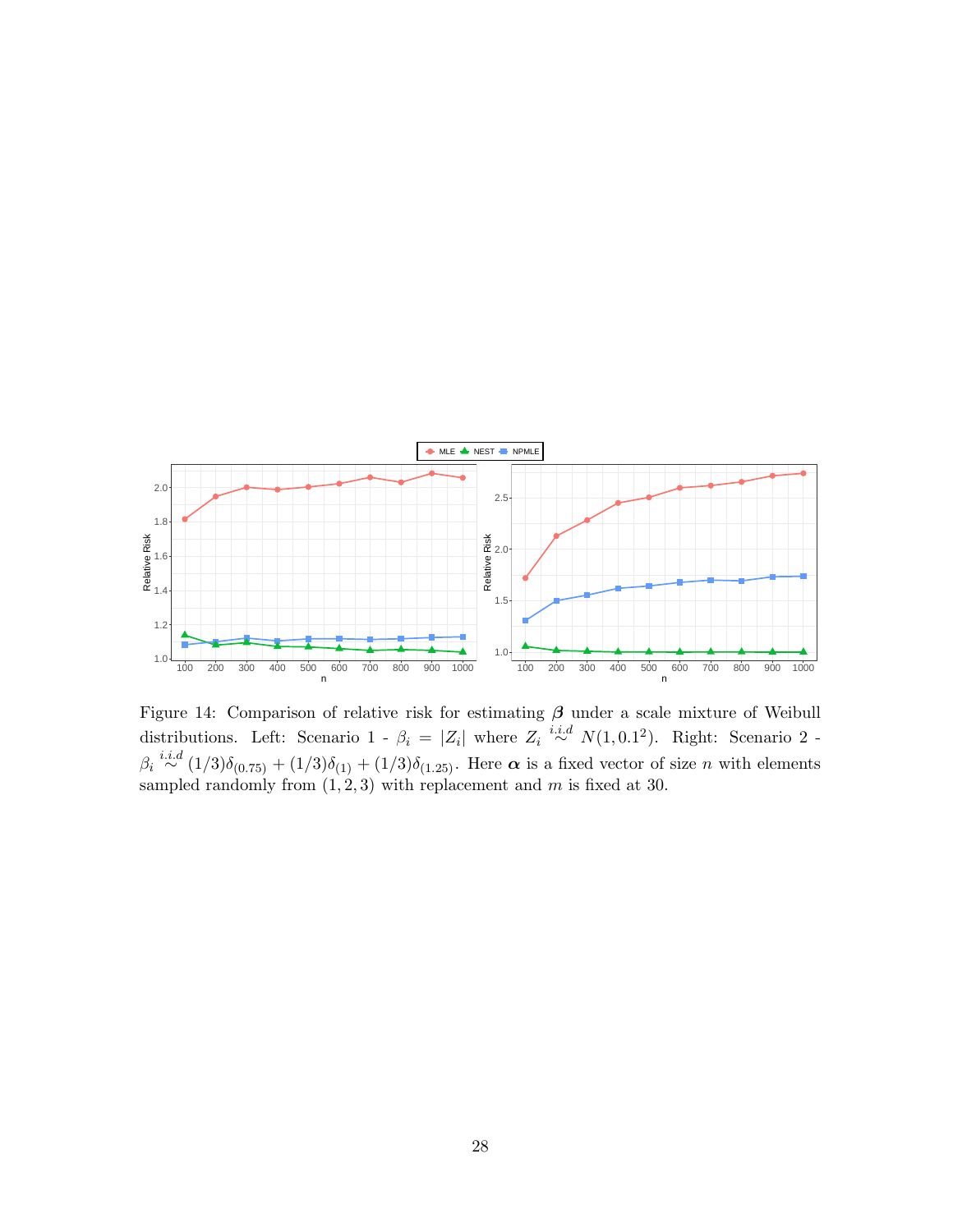MLE NEST NPMLE

Relative Risk

2.0
1.8
1.6
1.4
1.2
1.0

100 200 300 400 500 600 700 800 900 1000

n

Relative Risk

2.5
2.0
1.5
1.0

100 200 300 400 500 600 700 800 900 1000

n

Figure 14: Comparison of relative risk for estimating $\boldsymbol{\beta}$ under a scale mixture of Weibull distributions. Left: Scenario 1 - $\beta_i = |Z_i|$ where $Z_i \overset{i.i.d}{\sim} N(1, 0.1^2)$. Right: Scenario 2 - $\beta_i \overset{i.i.d}{\sim} (1/3)\delta_{(0.75)} + (1/3)\delta_{(1)} + (1/3)\delta_{(1.25)}$. Here $\boldsymbol{\alpha}$ is a fixed vector of size $n$ with elements sampled randomly from $(1, 2, 3)$ with replacement and $m$ is fixed at 30.